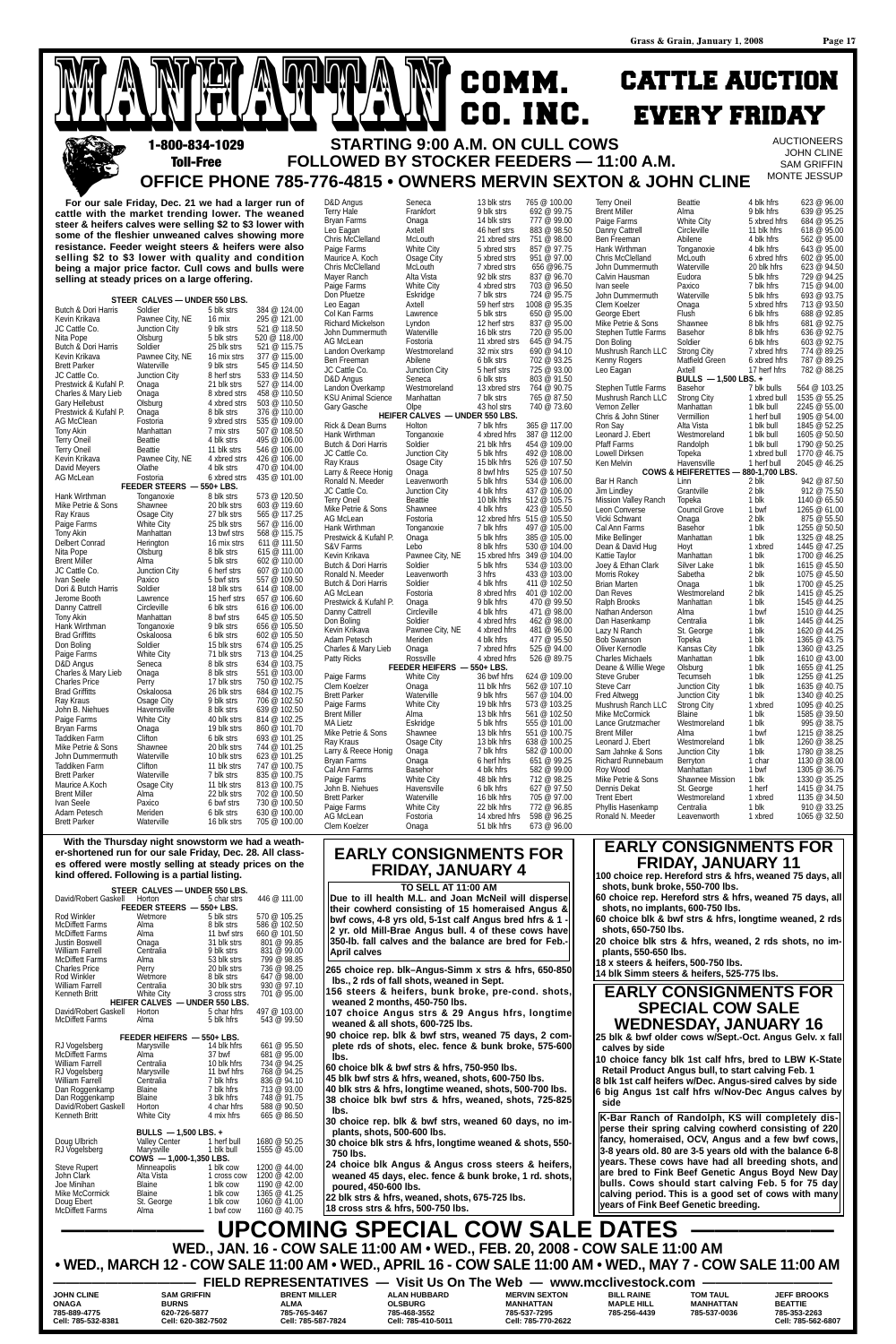# MANHATTAN COMM. CO. INC.

# CATTLE AUCTION EVERY FRIDAY

**1-800-834-1029 Toll-Free**

## STARTING 9:00 A.M. ON CULL COWS FOLLOWED BY STOCKER FEEDERS — 11:00 A.M.

## OFFICE PHONE 785-776-4815 • OWNERS MERVIN SEXTON & JOHN CLINE

AUCTIONEERS
JOHN CLINE
SAM GRIFFIN
MONTE JESSUP

**For our sale Friday, Dec. 21 we had a larger run of cattle with the market trending lower. The weaned steer & heifers calves were selling $2 to $3 lower with some of the fleshier unweaned calves showing more resistance. Feeder weight steers & heifers were also selling $2 to $3 lower with quality and condition being a major price factor. Cull cows and bulls were selling at steady prices on a large offering.**

**STEER CALVES — UNDER 550 LBS.**

| | | | |
|---|---|---|---|
| Butch & Dori Harris | Soldier | 5 blk strs | 384 @ 124.00 |
| Kevin Krikava | Pawnee City, NE | 16 mix | 295 @ 121.00 |
| JC Cattle Co. | Junction City | 9 blk strs | 521 @ 118.50 |
| Nita Pope | Olsburg | 5 blk strs | 520 @ 118.000 |
| Butch & Dori Harris | Soldier | 25 blk strs | 521 @ 115.75 |
| Kevin Krikava | Pawnee City, NE | 16 mix strs | 377 @ 115.00 |
| Brett Parker | Waterville | 9 blk strs | 545 @ 114.50 |
| JC Cattle Co. | Junction City | 8 herf strs | 533 @ 114.50 |
| Prestwick & Kufahl P. | Onaga | 21 blk strs | 527 @ 114.00 |
| Charles & Mary Lieb | Onaga | 8 xbred strs | 458 @ 110.50 |
| Gary Hellebust | Olsburg | 4 xbred strs | 503 @ 110.50 |
| Prestwick & Kufahl P. | Onaga | 8 blk strs | 376 @ 110.00 |
| AG McLean | Fostoria | 9 xbred strs | 535 @ 109.00 |
| Tony Akin | Manhattan | 7 mix strs | 507 @ 108.50 |
| Terry Oneil | Beattie | 4 blk strs | 495 @ 106.00 |
| Terry Oneil | Beattie | 11 blk strs | 546 @ 106.00 |
| Kevin Krikava | Pawnee City, NE | 4 xbred strs | 426 @ 106.00 |
| David Meyers | Olathe | 4 blk strs | 470 @ 104.00 |
| AG McLean | Fostoria | 6 xbred strs | 435 @ 101.00 |

**FEEDER STEERS — 550+ LBS.**

| | | | |
|---|---|---|---|
| Hank Wirthman | Tonganoxie | 8 blk strs | 573 @ 120.50 |
| Mike Petrie & Sons | Shawnee | 20 blk strs | 603 @ 119.60 |
| Ray Kraus | Osage City | 27 blk strs | 565 @ 117.25 |
| Paige Farms | White City | 25 blk strs | 567 @ 116.00 |
| Tony Akin | Manhattan | 13 bwf strs | 568 @ 115.75 |
| Delbert Conrad | Herington | 16 mix strs | 611 @ 111.50 |
| Nita Pope | Olsburg | 8 blk strs | 615 @ 111.00 |
| Brent Miller | Alma | 5 blk strs | 602 @ 110.00 |
| JC Cattle Co. | Junction City | 6 herf strs | 607 @ 110.00 |
| Ivan Seele | Paxico | 5 bwf strs | 557 @ 109.50 |
| Dori & Butch Harris | Soldier | 18 blk strs | 614 @ 108.00 |
| Jerome Booth | Lawrence | 15 herf strs | 657 @ 106.60 |
| Danny Cattrell | Circleville | 6 blk strs | 616 @ 106.00 |
| Tony Akin | Manhattan | 8 bwf strs | 645 @ 105.50 |
| Hank Wirthman | Tonganoxie | 9 blk strs | 656 @ 105.50 |
| Brad Griffitts | Oskaloosa | 6 blk strs | 602 @ 105.50 |
| Don Boling | Soldier | 15 blk strs | 674 @ 105.25 |
| Paige Farms | White City | 71 blk strs | 713 @ 104.25 |
| D&D Angus | Seneca | 8 blk strs | 634 @ 103.75 |
| Charles & Mary Lieb | Onaga | 8 blk strs | 551 @ 103.00 |
| Charles Price | Perry | 17 blk strs | 750 @ 102.75 |
| Brad Griffitts | Oskaloosa | 26 blk strs | 684 @ 102.75 |
| Ray Kraus | Osage City | 9 blk strs | 706 @ 102.50 |
| John B. Niehues | Havensville | 8 blk strs | 639 @ 102.50 |
| Paige Farms | White City | 40 blk strs | 814 @ 102.25 |
| Bryan Farms | Onaga | 19 blk strs | 860 @ 101.70 |
| Taddiken Farm | Clifton | 6 blk strs | 693 @ 101.25 |
| Mike Petrie & Sons | Shawnee | 20 blk strs | 744 @ 101.25 |
| John Dummermuth | Waterville | 10 blk strs | 623 @ 101.25 |
| Taddiken Farm | Clifton | 11 blk strs | 747 @ 100.75 |
| Brett Parker | Waterville | 7 blk strs | 835 @ 100.75 |
| Maurice A.Koch | Osage City | 11 blk strs | 813 @ 100.75 |
| Brent Miller | Alma | 22 blk strs | 702 @ 100.50 |
| Ivan Seele | Paxico | 6 bwf strs | 730 @ 100.50 |
| Adam Petesch | Meriden | 6 blk strs | 630 @ 100.00 |
| Brett Parker | Waterville | 16 blk strs | 705 @ 100.00 |
| D&D Angus | Seneca | 13 blk strs | 765 @ 100.00 |
| Terry Hale | Frankfort | 9 blk strs | 692 @ 99.75 |
| Bryan Farms | Onaga | 14 blk strs | 777 @ 99.00 |
| Leo Eagan | Axtell | 46 herf strs | 883 @ 98.50 |
| Chris McClelland | McLouth | 21 xbred strs | 751 @ 98.00 |
| Paige Farms | White City | 5 xbred strs | 857 @ 97.75 |
| Maurice A. Koch | Osage City | 5 xbred strs | 951 @ 97.00 |
| Chris McClelland | McLouth | 7 xbred strs | 656 @96.75 |
| Mayer Ranch | Alta Vista | 92 blk strs | 837 @ 96.70 |
| Paige Farms | White City | 4 xbred strs | 703 @ 96.50 |
| Don Pfuetze | Eskridge | 7 blk strs | 724 @ 95.75 |
| Leo Eagan | Axtell | 59 herf strs | 1008 @ 95.35 |
| Col Kan Farms | Lawrence | 5 blk strs | 650 @ 95.00 |
| Richard Mickelson | Lyndon | 12 herf strs | 837 @ 95.00 |
| John Dummermuth | Waterville | 16 blk strs | 720 @ 95.00 |
| AG McLean | Fostoria | 11 xbred strs | 645 @ 94.75 |
| Landon Overkamp | Westmoreland | 32 mix strs | 690 @ 94.10 |
| Ben Freeman | Abilene | 6 blk strs | 702 @ 93.25 |
| JC Cattle Co. | Junction City | 5 herf strs | 725 @ 93.00 |
| D&D Angus | Seneca | 6 blk strs | 803 @ 91.50 |
| Landon Overkamp | Westmoreland | 13 xbred strs | 764 @ 90.75 |
| KSU Animal Science | Manhattan | 7 blk strs | 765 @ 87.50 |
| Gary Gasche | Olpe | 43 hol strs | 740 @ 73.60 |

**HEIFER CALVES — UNDER 550 LBS.**

| | | | |
|---|---|---|---|
| Rick & Dean Burns | Holton | 7 blk hfrs | 365 @ 117.00 |
| Hank Wirthman | Tonganoxie | 4 xbred hfrs | 387 @ 112.00 |
| Butch & Dori Harris | Soldier | 21 blk hfrs | 454 @ 109.00 |
| JC Cattle Co. | Junction City | 5 blk hfrs | 492 @ 108.00 |
| Ray Kraus | Osage City | 15 blk hfrs | 526 @ 107.50 |
| Larry & Reece Honig | Onaga | 8 bwf hfrs | 525 @ 107.50 |
| Ronald N. Meeder | Leavenworth | 5 blk hfrs | 534 @ 106.00 |
| JC Cattle Co. | Junction City | 4 blk hfrs | 437 @ 106.00 |
| Terry Oneil | Beattie | 10 blk hfrs | 512 @ 105.75 |
| Mike Petrie & Sons | Shawnee | 4 blk hfrs | 423 @ 105.50 |
| AG McLean | Fostoria | 12 xbred hfrs | 515 @ 105.50 |
| Hank Wirthman | Tonganoxie | 7 blk hfrs | 497 @ 105.00 |
| Prestwick & Kufahl P. | Onaga | 5 blk hfrs | 385 @ 105.00 |
| S&V Farms | Lebo | 8 blk hfrs | 530 @ 104.00 |
| Kevin Krikava | Pawnee City, NE | 15 xbred hfrs | 349 @ 104.00 |
| Butch & Dori Harris | Soldier | 5 blk hfrs | 534 @ 103.00 |
| Ronald N. Meeder | Leavenworth | 3 hfrs | 433 @ 103.00 |
| Butch & Dori Harris | Soldier | 4 blk hfrs | 411 @ 102.50 |
| AG McLean | Fostoria | 8 xbred hfrs | 401 @ 102.00 |
| Prestwick & Kufahl P. | Onaga | 9 blk hfrs | 470 @ 99.50 |
| Danny Cattrell | Circleville | 4 blk hfrs | 471 @ 98.00 |
| Don Boling | Soldier | 4 xbred hfrs | 462 @ 98.00 |
| Kevin Krikava | Pawnee City, NE | 4 xbred hfrs | 481 @ 96.00 |
| Adam Petesch | Meriden | 4 blk hfrs | 477 @ 95.50 |
| Charles & Mary Lieb | Onaga | 7 xbred hfrs | 525 @ 94.00 |
| Patty Ricks | Rossville | 4 xbred hfrs | 526 @ 89.75 |

**FEEDER HEIFERS — 550+ LBS.**

| | | | |
|---|---|---|---|
| Paige Farms | White City | 36 bwf hfrs | 624 @ 109.00 |
| Clem Koelzer | Onaga | 11 blk hfrs | 562 @ 107.10 |
| Brett Parker | Waterville | 9 blk hfrs | 567 @ 104.00 |
| Paige Farms | White City | 19 blk hfrs | 573 @ 103.25 |
| Brent Miller | Alma | 13 blk hfrs | 561 @ 102.50 |
| MA Lietz | Eskridge | 5 blk hfrs | 555 @ 101.00 |
| Mike Petrie & Sons | Shawnee | 13 blk hfrs | 551 @ 100.75 |
| Ray Kraus | Osage City | 13 blk hfrs | 638 @ 100.25 |
| Larry & Reece Honig | Onaga | 7 blk hfrs | 582 @ 100.00 |
| Bryan Farms | Onaga | 6 herf hfrs | 651 @ 99.25 |
| Cal Ann Farms | Basehor | 4 blk hfrs | 582 @ 99.00 |
| Paige Farms | White City | 48 blk hfrs | 712 @ 98.25 |
| John B. Niehues | Havensville | 6 blk hfrs | 627 @ 97.50 |
| Brett Parker | Waterville | 16 blk hfrs | 705 @ 97.00 |
| Paige Farms | White City | 22 blk hfrs | 772 @ 96.85 |
| AG McLean | Fostoria | 14 xbred hfrs | 598 @ 96.25 |
| Clem Koelzer | Onaga | 51 blk hfrs | 673 @ 96.00 |
| Terry Oneil | Beattie | 4 blk hfrs | 623 @ 96.00 |
| Brent Miller | Alma | 9 blk hfrs | 639 @ 95.25 |
| Paige Farms | White City | 5 xbred hfrs | 684 @ 95.25 |
| Danny Cattrell | Circleville | 11 blk hfrs | 618 @ 95.00 |
| Ben Freeman | Abilene | 4 blk hfrs | 562 @ 95.00 |
| Hank Wirthman | Tonganoxie | 4 blk hfrs | 643 @ 95.00 |
| Chris McClelland | McLouth | 6 xbred hfrs | 602 @ 95.00 |
| John Dummermuth | Waterville | 20 blk hfrs | 623 @ 94.50 |
| Calvin Hausman | Eudora | 5 blk hfrs | 729 @ 94.25 |
| Ivan seele | Paxico | 7 blk hfrs | 715 @ 94.00 |
| John Dummermuth | Waterville | 5 blk hfrs | 693 @ 93.75 |
| Clem Koelzer | Onaga | 5 xbred hfrs | 713 @ 93.50 |
| George Ebert | Flush | 6 blk hfrs | 688 @ 92.85 |
| Mike Petrie & Sons | Shawnee | 8 blk hfrs | 681 @ 92.75 |
| Stephen Tuttle Farms | Basehor | 8 blk hfrs | 636 @ 92.75 |
| Don Boling | Soldier | 6 blk hfrs | 603 @ 92.75 |
| Mushrush Ranch LLC | Strong City | 7 xbred hfrs | 774 @ 89.25 |
| Kenny Rogers | Matfield Green | 6 xbred hfrs | 787 @ 89.25 |
| Leo Eagan | Axtell | 17 herf hfrs | 782 @ 88.25 |

**BULLS — 1,500 LBS. +**

| | | | |
|---|---|---|---|
| Stephen Tuttle Farms | Basehor | 7 blk bulls | 564 @ 103.25 |
| Mushrush Ranch LLC | Strong City | 1 xbred bull | 1535 @ 55.25 |
| Vernon Zeller | Manhattan | 1 blk bull | 2245 @ 55.00 |
| Chris & John Stiner | Vermillion | 1 herf bull | 1905 @ 54.00 |
| Ron Say | Alta Vista | 1 blk bull | 1845 @ 52.25 |
| Leonard J. Ebert | Westmoreland | 1 blk bull | 1605 @ 50.50 |
| Pfaff Farms | Randolph | 1 blk bull | 1790 @ 50.25 |
| Lowell Dirksen | Topeka | 1 xbred bull | 1770 @ 46.75 |
| Ken Melvin | Havensville | 1 herf bull | 2045 @ 46.25 |

**COWS & HEIFERETTES — 880-1,700 LBS.**

| | | | |
|---|---|---|---|
| Bar H Ranch | Linn | 2 blk | 942 @ 87.50 |
| Jim Lindley | Grantville | 2 blk | 912 @ 75.50 |
| Mission Valley Ranch | Topeka | 1 blk | 1140 @ 65.50 |
| Leon Converse | Council Grove | 1 bwf | 1265 @ 61.00 |
| Vicki Schwant | Onaga | 2 blk | 875 @ 55.50 |
| Cal Ann Farms | Basehor | 1 blk | 1255 @ 50.50 |
| Mike Bellinger | Manhattan | 1 blk | 1325 @ 48.25 |
| Dean & David Hug | Hoyt | 1 xbred | 1445 @ 47.25 |
| Kattie Taylor | Manhattan | 1 blk | 1700 @ 46.25 |
| Joey & Ethan Clark | Silver Lake | 1 blk | 1615 @ 45.50 |
| Morris Rokey | Sabetha | 2 blk | 1075 @ 45.50 |
| Brian Marten | Onaga | 1 blk | 1700 @ 45.25 |
| Dan Reves | Westmoreland | 2 blk | 1415 @ 45.25 |
| Ralph Brooks | Manhattan | 1 blk | 1545 @ 44.25 |
| Nathan Anderson | Alma | 1 bwf | 1510 @ 44.25 |
| Dan Hasenkamp | Centralia | 1 blk | 1445 @ 44.25 |
| Lazy N Ranch | St. George | 1 blk | 1620 @ 44.25 |
| Bob Swanson | Topeka | 1 blk | 1365 @ 43.75 |
| Oliver Kernodle | Kansas City | 1 blk | 1360 @ 43.25 |
| Charles Michaels | Manhattan | 1 blk | 1610 @ 43.00 |
| Deane & Willie Wege | Olsburg | 1 blk | 1655 @ 41.25 |
| Steve Gruber | Tecumseh | 1 blk | 1255 @ 41.25 |
| Steve Carr | Junction City | 1 blk | 1635 @ 40.75 |
| Fred Altwegg | Junction City | 1 blk | 1340 @ 40.25 |
| Mushrush Ranch LLC | Strong City | 1 xbred | 1095 @ 40.25 |
| Mike McCormick | Blaine | 1 blk | 1585 @ 39.50 |
| Lance Grutzmacher | Westmoreland | 1 blk | 995 @ 38.75 |
| Brent Miller | Alma | 1 bwf | 1215 @ 38.25 |
| Leonard J. Ebert | Westmoreland | 1 blk | 1260 @ 38.25 |
| Sam Jahnke & Sons | Junction City | 1 blk | 1780 @ 38.25 |
| Richard Runnebaum | Berryton | 1 char | 1130 @ 38.00 |
| Roy Wood | Manhattan | 1 bwf | 1305 @ 36.75 |
| Mike Petrie & Sons | Shawnee Mission | 1 blk | 1330 @ 35.25 |
| Dennis Dekat | St. George | 1 herf | 1415 @ 34.75 |
| Trent Ebert | Westmoreland | 1 xbred | 1135 @ 34.50 |
| Phyllis Hasenkamp | Centralia | 1 blk | 910 @ 33.25 |
| Ronald N. Meeder | Leavenworth | 1 xbred | 1065 @ 32.50 |

**With the Thursday night snowstorm we had a weather-shortened run for our sale Friday, Dec. 28. All classes offered were mostly selling at steady prices on the kind offered. Following is a partial listing.**

**STEER CALVES — UNDER 550 LBS.**

| | | | |
|---|---|---|---|
| David/Robert Gaskell | Horton | 5 char strs | 446 @ 111.00 |

**FEEDER STEERS — 550+ LBS.**

| | | | |
|---|---|---|---|
| Rod Winkler | Wetmore | 5 blk strs | 570 @ 105.25 |
| McDiffett Farms | Alma | 8 blk strs | 586 @ 102.50 |
| McDiffett Farms | Alma | 11 bwf strs | 660 @ 101.50 |
| Justin Boswell | Onaga | 31 blk strs | 801 @ 99.85 |
| William Farrell | Centralia | 9 blk strs | 831 @ 99.00 |
| McDiffett Farms | Alma | 53 blk strs | 799 @ 98.85 |
| Charles Price | Perry | 20 blk strs | 736 @ 98.25 |
| Rod Winkler | Wetmore | 8 blk strs | 647 @ 98.00 |
| William Farrell | Centralia | 30 blk strs | 930 @ 97.10 |
| Kenneth Britt | White City | 3 cross strs | 701 @ 95.00 |

**HEIFER CALVES — UNDER 550 LBS.**

| | | | |
|---|---|---|---|
| David/Robert Gaskell | Horton | 5 char hfrs | 497 @ 103.00 |
| McDiffett Farms | Alma | 5 blk hfrs | 543 @ 99.50 |

**FEEDER HEIFERS — 550+ LBS.**

| | | | |
|---|---|---|---|
| RJ Vogelsberg | Marysville | 14 blk hfrs | 661 @ 95.50 |
| McDiffett Farms | Alma | 37 bwf | 681 @ 95.00 |
| William Farrell | Centralia | 10 blk hfrs | 734 @ 94.25 |
| RJ Vogelsberg | Marysville | 11 bwf hfrs | 768 @ 94.25 |
| William Farrell | Centralia | 7 blk hfrs | 836 @ 94.10 |
| Dan Roggenkamp | Blaine | 7 blk hfrs | 713 @ 93.00 |
| Dan Roggenkamp | Blaine | 3 blk hfrs | 748 @ 91.75 |
| David/Robert Gaskell | Horton | 4 char hfrs | 588 @ 90.50 |
| Kenneth Britt | White City | 4 mix hfrs | 665 @ 86.50 |

**BULLS — 1,500 LBS. +**

| | | | |
|---|---|---|---|
| Doug Ulbrich | Valley Center | 1 herf bull | 1680 @ 50.25 |
| RJ Vogelsberg | Marysville | 1 blk bull | 1555 @ 45.00 |

**COWS — 1,000-1,350 LBS.**

| | | | |
|---|---|---|---|
| Steve Rupert | Minneapolis | 1 blk cow | 1200 @ 44.00 |
| John Clark | Alta Vista | 1 cross cow | 1200 @ 42.00 |
| Joe Minihan | Blaine | 1 blk cow | 1190 @ 42.00 |
| Mike McCormick | Blaine | 1 blk cow | 1365 @ 41.25 |
| Doug Ebert | St. George | 1 blk cow | 1060 @ 41.00 |
| McDiffett Farms | Alma | 1 bwf cow | 1160 @ 40.75 |

## EARLY CONSIGNMENTS FOR FRIDAY, JANUARY 4

**TO SELL AT 11:00 AM**

**Due to ill health M.L. and Joan McNeil will disperse their cowherd consisting of 15 homeraised Angus & bwf cows, 4-8 yrs old, 5-1st calf Angus bred hfrs & 1 - 2 yr. old Mill-Brae Angus bull. 4 of these cows have 350-lb. fall calves and the balance are bred for Feb.-April calves**

- **265 choice rep. blk–Angus-Simm x strs & hfrs, 650-850 lbs., 2 rds of fall shots, weaned in Sept.**
- **156 steers & heifers, bunk broke, pre-cond. shots, weaned 2 months, 450-750 lbs.**
- **107 choice Angus strs & 29 Angus hfrs, longtime weaned & all shots, 600-725 lbs.**
- **90 choice rep. blk & bwf strs, weaned 75 days, 2 complete rds of shots, elec. fence & bunk broke, 575-600 lbs.**
- **60 choice blk & bwf strs & hfrs, 750-950 lbs.**
- **45 blk bwf strs & hfrs, weaned, shots, 600-750 lbs.**
- **40 blk strs & hfrs, longtime weaned, shots, 500-700 lbs.**
- **38 choice blk bwf strs & hfrs, weaned, shots, 725-825 lbs.**
- **30 choice rep. blk & bwf strs, weaned 60 days, no implants, shots, 500-600 lbs.**
- **30 choice blk strs & hfrs, longtime weaned & shots, 550-750 lbs.**
- **24 choice blk Angus & Angus cross steers & heifers, weaned 45 days, elec. fence & bunk broke, 1 rd. shots, poured, 450-600 lbs.**
- **22 blk strs & hfrs, weaned, shots, 675-725 lbs.**
- **18 cross strs & hfrs, 500-750 lbs.**

## EARLY CONSIGNMENTS FOR FRIDAY, JANUARY 11

- **100 choice rep. Hereford strs & hfrs, weaned 75 days, all shots, bunk broke, 550-700 lbs.**
- **60 choice rep. Hereford strs & hfrs, weaned 75 days, all shots, no implants, 600-750 lbs.**
- **60 choice blk & bwf strs & hfrs, longtime weaned, 2 rds shots, 650-750 lbs.**
- **20 choice blk strs & hfrs, weaned, 2 rds shots, no implants, 550-650 lbs.**
- **18 x steers & heifers, 500-750 lbs.**
- **14 blk Simm steers & heifers, 525-775 lbs.**

## EARLY CONSIGNMENTS FOR SPECIAL COW SALE WEDNESDAY, JANUARY 16

- **25 blk & bwf older cows w/Sept.-Oct. Angus Gelv. x fall calves by side**
- **10 choice fancy blk 1st calf hfrs, bred to LBW K-State Retail Product Angus bull, to start calving Feb. 1**
- **8 blk 1st calf heifers w/Dec. Angus-sired calves by side**
- **6 big Angus 1st calf hfrs w/Nov-Dec Angus calves by side**

**K-Bar Ranch of Randolph, KS will completely disperse their spring calving cowherd consisting of 220 fancy, homeraised, OCV, Angus and a few bwf cows, 3-8 years old. 80 are 3-5 years old with the balance 6-8 years. These cows have had all breeding shots, and are bred to Fink Beef Genetic Angus Boyd New Day bulls. Cows should start calving Feb. 5 for 75 day calving period. This is a good set of cows with many years of Fink Beef Genetic breeding.**

# UPCOMING SPECIAL COW SALE DATES

**WED., JAN. 16 - COW SALE 11:00 AM • WED., FEB. 20, 2008 - COW SALE 11:00 AM**

**• WED., MARCH 12 - COW SALE 11:00 AM • WED., APRIL 16 - COW SALE 11:00 AM • WED., MAY 7 - COW SALE 11:00 AM**

**FIELD REPRESENTATIVES — Visit Us On The Web — www.mcclivestock.com**

| | | | | | | | |
|---|---|---|---|---|---|---|---|
| JOHN CLINE | SAM GRIFFIN | BRENT MILLER | ALAN HUBBARD | MERVIN SEXTON | BILL RAINE | TOM TAUL | JEFF BROOKS |
| ONAGA | BURNS | ALMA | OLSBURG | MANHATTAN | MAPLE HILL | MANHATTAN | BEATTIE |
| 785-889-4775 | 620-726-5877 | 785-765-3467 | 785-468-3552 | 785-537-7295 | 785-256-4439 | 785-537-0036 | 785-353-2263 |
| Cell: 785-532-8381 | Cell: 620-382-7502 | Cell: 785-587-7824 | Cell: 785-410-5011 | Cell: 785-770-2622 | | | Cell: 785-562-6807 |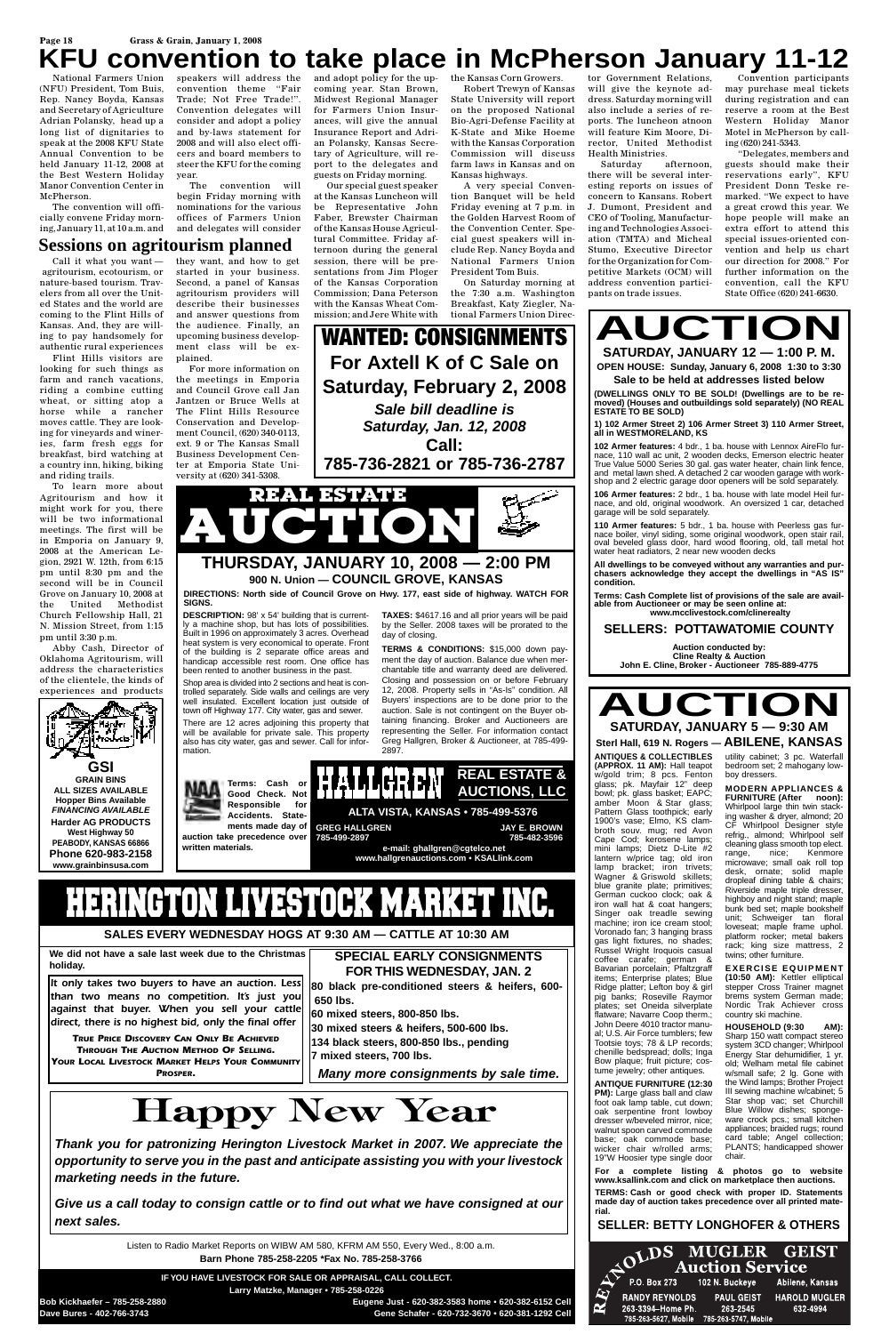# KFU convention to take place in McPherson January 11-12

National Farmers Union (NFU) President, Tom Buis, Rep. Nancy Boyda, Kansas and Secretary of Agriculture Adrian Polansky, head up a long list of dignitaries to speak at the 2008 KFU State Annual Convention to be held January 11-12, 2008 at the Best Western Holiday Manor Convention Center in McPherson.

The convention will officially convene Friday morning, January 11, at 10 a.m. and speakers will address the convention theme "Fair Trade; Not Free Trade!". Convention delegates will consider and adopt a policy and by-laws statement for 2008 and will also elect officers and board members to steer the KFU for the coming year.

The convention will begin Friday morning with nominations for the various offices of Farmers Union and delegates will consider and adopt policy for the upcoming year. Stan Brown, Midwest Regional Manager for Farmers Union Insurances, will give the annual Insurance Report and Adrian Polansky, Kansas Secretary of Agriculture, will report to the delegates and guests on Friday morning.

Our special guest speaker at the Kansas Luncheon will be Representative John Faber, Brewster Chairman of the Kansas House Agricultural Committee. Friday afternoon during the general session, there will be presentations from Jim Ploger of the Kansas Corporation Commission; Dana Peterson with the Kansas Wheat Commission; and Jere White with the Kansas Corn Growers.

Robert Trewyn of Kansas State University will report on the proposed National Bio-Agri-Defense Facility at K-State and Mike Hoeme with the Kansas Corporation Commission will discuss farm laws in Kansas and on Kansas highways.

A very special Convention Banquet will be held Friday evening at 7 p.m. in the Golden Harvest Room of the Convention Center. Special guest speakers will include Rep. Nancy Boyda and National Farmers Union President Tom Buis.

On Saturday morning at the 7:30 a.m. Washington Breakfast, Katy Ziegler, National Farmers Union Director for Government Relations, will give the keynote address. Saturday morning will also include a series of reports. The luncheon atnoon will feature Kim Moore, Director, United Methodist Health Ministries.

Saturday afternoon, there will be several interesting reports on issues of concern to Kansans. Robert J. Dumont, President and CEO of Tooling, Manufacturing and Technologies Association (TMTA) and Micheal Stumo, Executive Director for the Organization for Competitive Markets (OCM) will address convention participants on trade issues.

Convention participants may purchase meal tickets during registration and can reserve a room at the Best Western Holiday Manor Motel in McPherson by calling (620) 241-5343.

"Delegates, members and guests should make their reservations early", KFU President Donn Teske remarked. "We expect to have a great crowd this year. We hope people will make an extra effort to attend this special issues-oriented convention and help us chart our direction for 2008." For further information on the convention, call the KFU State Office (620) 241-6630.

## Sessions on agritourism planned

Call it what you want — agritourism, ecotourism, or nature-based tourism. Travelers from all over the United States and the world are coming to the Flint Hills of Kansas. And, they are willing to pay handsomely for authentic rural experiences.

Flint Hills visitors are looking for such things as farm and ranch vacations, riding a combine cutting wheat, or sitting atop a horse while a rancher moves cattle. They are looking for vineyards and wineries, farm fresh eggs for breakfast, bird watching at a country inn, hiking, biking and riding trails.

To learn more about Agritourism and how it might work for you, there will be two informational meetings. The first will be in Emporia on January 9, 2008 at the American Legion, 2921 W. 12th, from 6:15 pm until 8:30 pm and the second will be in Council Grove on January 10, 2008 at the United Methodist Church Fellowship Hall, 21 N. Mission Street, from 1:15 pm until 3:30 p.m.

Abby Cash, Director of Oklahoma Agritourism, will address the characteristics of the clientele, the kinds of experiences and products they want, and how to get started in your business. Second, a panel of Kansas agritourism providers will describe their businesses and answer questions from the audience. Finally, an upcoming business development class will be explained.

For more information on the meetings in Emporia and Council Grove call Jan Jantzen or Bruce Wells at The Flint Hills Resource Conservation and Development Council, (620) 340-0113, ext. 9 or The Kansas Small Business Development Center at Emporia State University at (620) 341-5308.

---

**GSI**
**GRAIN BINS**
**ALL SIZES AVAILABLE**
**Hopper Bins Available**
***FINANCING AVAILABLE***
**Harder AG PRODUCTS**
**West Highway 50**
**PEABODY, KANSAS 66866**
**Phone 620-983-2158**
**www.grainbinsusa.com**

---

# WANTED: CONSIGNMENTS
**For Axtell K of C Sale on Saturday, February 2, 2008**
***Sale bill deadline is Saturday, Jan. 12, 2008***
**Call: 785-736-2821 or 785-736-2787**

---

# REAL ESTATE AUCTION
## THURSDAY, JANUARY 10, 2008 — 2:00 PM
### 900 N. Union — COUNCIL GROVE, KANSAS

**DIRECTIONS: North side of Council Grove on Hwy. 177, east side of highway. WATCH FOR SIGNS.**

**DESCRIPTION:** 98' x 54' building that is currently a machine shop, but has lots of possibilities. Built in 1996 on approximately 3 acres. Overhead heat system is very economical to operate. Front of the building is 2 separate office areas and handicap accessible rest room. One office has been rented to another business in the past.

Shop area is divided into 2 sections and heat is controlled separately. Side walls and ceilings are very well insulated. Excellent location just outside of town off Highway 177. City water, gas and sewer.

There are 12 acres adjoining this property that will be available for private sale. This property also has city water, gas and sewer. Call for information.

**TAXES:** $4617.16 and all prior years will be paid by the Seller. 2008 taxes will be prorated to the day of closing.

**TERMS & CONDITIONS:** $15,000 down payment the day of auction. Balance due when merchantable title and warranty deed are delivered. Closing and possession on or before February 12, 2008. Property sells in "As-Is" condition. All Buyers' inspections are to be done prior to the auction. Sale is not contingent on the Buyer obtaining financing. Broker and Auctioneers are representing the Seller. For information contact Greg Hallgren, Broker & Auctioneer, at 785-499-2897.

**Terms: Cash or Good Check. Not Responsible for Accidents. Statements made day of auction take precedence over written materials.**

**HALLGREN REAL ESTATE & AUCTIONS, LLC**
**ALTA VISTA, KANSAS • 785-499-5376**
**GREG HALLGREN 785-499-2897** | **JAY E. BROWN 785-482-3596**
**e-mail: ghallgren@cgtelco.net**
**www.hallgrenauctions.com • KSALlink.com**

---

# AUCTION
## SATURDAY, JANUARY 12 — 1:00 P. M.
**OPEN HOUSE: Sunday, January 6, 2008 1:30 to 3:30**
**Sale to be held at addresses listed below**

**(DWELLINGS ONLY TO BE SOLD! (Dwellings are to be removed) (Houses and outbuildings sold separately) (NO REAL ESTATE TO BE SOLD)**

**1) 102 Armer Street 2) 106 Armer Street 3) 110 Armer Street, all in WESTMORELAND, KS**

**102 Armer features:** 4 bdr., 1 ba. house with Lennox AireFlo furnace, 110 wall ac unit, 2 wooden decks, Emerson electric heater True Value 5000 Series 30 gal. gas water heater, chain link fence, and metal lawn shed. A detached 2 car wooden garage with workshop and 2 electric garage door openers will be sold separately.

**106 Armer features:** 2 bdr., 1 ba. house with late model Heil furnace, and old, original woodwork. An oversized 1 car, detached garage will be sold separately.

**110 Armer features:** 5 bdr., 1 ba. house with Peerless gas furnace boiler, vinyl siding, some original woodwork, open stair rail, oval beveled glass door, hard wood flooring, old, tall metal hot water heat radiators, 2 near new wooden decks

**All dwellings to be conveyed without any warranties and purchasers acknowledge they accept the dwellings in "AS IS" condition.**

**Terms: Cash Complete list of provisions of the sale are available from Auctioneer or may be seen online at: www.mcclivestock.com/clinerealty**

**SELLERS: POTTAWATOMIE COUNTY**

**Auction conducted by: Cline Realty & Auction**
**John E. Cline, Broker - Auctioneer 785-889-4775**

---

# AUCTION
## SATURDAY, JANUARY 5 — 9:30 AM
### Sterl Hall, 619 N. Rogers — ABILENE, KANSAS

**ANTIQUES & COLLECTIBLES (APPROX. 11 AM):** Hall teapot w/gold trim; 8 pcs. Fenton glass; pk. Mayfair 12" deep bowl; pk. glass basket; EAPC; amber Moon & Star glass; Pattern Glass toothpick; early 1900's vase; Elmo, KS clambroth souv. mug; red Avon Cape Cod; kerosene lamps; mini lamps; Dietz D-Lite #2 lantern w/price tag; old iron lamp bracket; iron trivets; Wagner & Griswold skillets; blue granite plate; primitives; German cuckoo clock; oak & iron wall hat & coat hangers; Singer oak treadle sewing machine; iron ice cream stool; Voronado fan; 3 hanging brass gas light fixtures, no shades; Russel Wright Iroquois casual coffee carafe; german & Bavarian porcelain; Pfaltzgraff items; Enterprise plates; Blue Ridge platter; Lefton boy & girl pig banks; Roseville Raymor plates; set Oneida silverplate flatware; Navarre Coop therm.; John Deere 4010 tractor manual; U.S. Air Force tumblers; few Tootsie toys; 78 & LP records; chenille bedspread; dolls; Inga Bow plaque; fruit picture; costume jewelry; other antiques.

**ANTIQUE FURNITURE (12:30 PM):** Large glass ball and claw foot oak lamp table, cut down; oak serpentine front lowboy dresser w/beveled mirror, nice; walnut spoon carved commode base; oak commode base; wicker chair w/rolled arms; 19"W Hoosier type single door utility cabinet; 3 pc. Waterfall bedroom set; 2 mahogany lowboy dressers.

**MODERN APPLIANCES & FURNITURE (After noon):** Whirlpool large thin twin stacking washer & dryer, almond; 20 CF Whirlpool Designer style refrig., almond; Whirlpool self cleaning glass smooth top elect. range, nice; Kenmore microwave; small oak roll top desk, ornate; solid maple dropleaf dining table & chairs; Riverside maple triple dresser, highboy and night stand; maple bunk bed set; maple bookshelf unit; Schweiger tan floral loveseat; maple frame uphol. platform rocker; metal bakers rack; king size mattress, 2 twins; other furniture.

**EXERCISE EQUIPMENT (10:50 AM):** Kettler elliptical stepper Cross Trainer magnet brems system German made; Nordic Trak Achiever cross country ski machine.

**HOUSEHOLD (9:30 AM):** Sharp 150 watt compact stereo system 3CD changer; Whirlpool Energy Star dehumidifier, 1 yr. old; Welham metal file cabinet w/small safe; 2 lg. Gone with the Wind lamps; Brother Project III sewing machine w/cabinet; 5 Star shop vac; set Churchill Blue Willow dishes; spongeware crock pcs.; small kitchen appliances; braided rugs; round card table; Angel collection; PLANTS; handicapped shower chair.

**For a complete listing & photos go to website www.ksallink.com and click on marketplace then auctions.**

**TERMS: Cash or good check with proper ID. Statements made day of auction takes precedence over all printed material.**

**SELLER: BETTY LONGHOFER & OTHERS**

**REYNOLDS MUGLER GEIST Auction Service**
P.O. Box 273 | 102 N. Buckeye | Abilene, Kansas
RANDY REYNOLDS 263-3394–Home Ph. 785-263-5627, Mobile | PAUL GEIST 263-2545 785-263-5747, Mobile | HAROLD MUGLER 632-4994

---

# HERINGTON LIVESTOCK MARKET INC.
**SALES EVERY WEDNESDAY HOGS AT 9:30 AM — CATTLE AT 10:30 AM**

**We did not have a sale last week due to the Christmas holiday.**

**It only takes two buyers to have an auction. Less than two means no competition. It's just you against that buyer. When you sell your cattle direct, there is no highest bid, only the final offer**

**TRUE PRICE DISCOVERY CAN ONLY BE ACHIEVED THROUGH THE AUCTION METHOD OF SELLING. YOUR LOCAL LIVESTOCK MARKET HELPS YOUR COMMUNITY PROSPER.**

**SPECIAL EARLY CONSIGNMENTS FOR THIS WEDNESDAY, JAN. 2**
**80 black pre-conditioned steers & heifers, 600-650 lbs.**
**60 mixed steers, 800-850 lbs.**
**30 mixed steers & heifers, 500-600 lbs.**
**134 black steers, 800-850 lbs., pending**
**7 mixed steers, 700 lbs.**
***Many more consignments by sale time.***

# Happy New Year

***Thank you for patronizing Herington Livestock Market in 2007. We appreciate the opportunity to serve you in the past and anticipate assisting you with your livestock marketing needs in the future.***

***Give us a call today to consign cattle or to find out what we have consigned at our next sales.***

Listen to Radio Market Reports on WIBW AM 580, KFRM AM 550, Every Wed., 8:00 a.m.
**Barn Phone 785-258-2205 *Fax No. 785-258-3766**

**IF YOU HAVE LIVESTOCK FOR SALE OR APPRAISAL, CALL COLLECT.**
**Larry Matzke, Manager • 785-258-0226**
**Bob Kickhaefer – 785-258-2880** | **Eugene Just - 620-382-3583 home • 620-382-6152 Cell**
**Dave Bures - 402-766-3743** | **Gene Schafer - 620-732-3670 • 620-381-1292 Cell**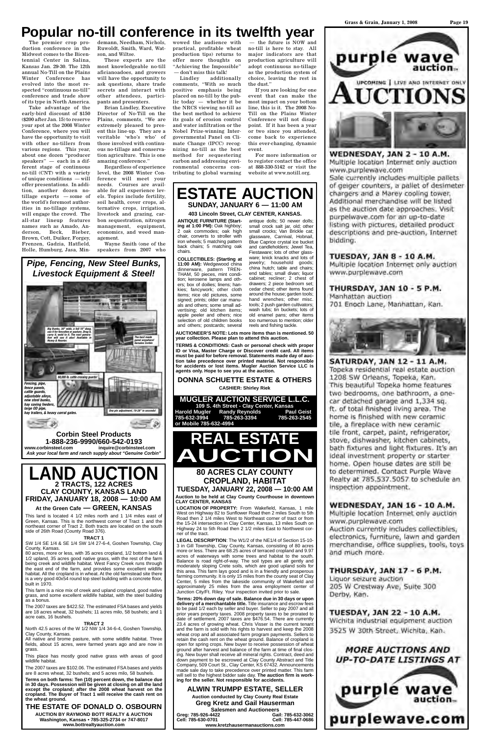# Popular no-till conference in its twelfth year

The premier crop production conference in the Midwest comes to the Bicentennial Center in Salina, Kansas Jan. 29-30. The 12th annual No-Till on the Plains Winter Conference has evolved into the most respected "continuous no-till" conference and trade show of its type in North America.

Take advantage of the early-bird discount of $150 ($200 after Jan. 15) to reserve your spot at the 2008 Winter Conference, where you will have the opportunity to visit with other no-tillers from various regions. This year, about one dozen "producer speakers" — each in a different stage of continuous no-till (CNT) with a variety of unique conditions — will offer presentations. In addition, another dozen no-tillage experts — some of the world's foremost authorities in no-tillage systems, will engage the crowd. The all-star lineup features names such as Amado, Anderson, Beck, Bieber, Brown, Cott, Duiker, Forgey, Frenzen, Gadzia, Hatfield, Holle, Humburg, Jasa, Mindemann, Needham, Nichols, Ruwoldt, Smith, Ward, Watson, and Wiltse.

These experts are the most knowledgeable no-till aficianoadoes, and growers will have the opportunity to ask questions, share trade secrets and interact with other attendees, participants and presenters.

Brian Lindley, Executive Director of No-Till on the Plains, comments, "We are extremely pleased to present this line-up. They are a veritable 'who's who' of those involved with continuous no-tillage and conservation agriculture. This is one amazing conference."

Regardless of experience level, the 2008 Winter Conference will meet your needs. Courses are available for all experience levels. Topics include fertility, soil health, cover crops, alternative crops, irrigation, livestock and grazing, carbon sequestration, nitrogen management, equipment, economics, and weed management.

Wayne Smith (one of the speakers from 2007 who wowed the audience with practical, profitable wheat production tips) returns to offer more thoughts on "Achieving the Impossible" — don't miss this talk!

Lindley additionally comments, "With so much positive emphasis being placed on no-till by the public today — whether it be the NRCS viewing no-till as the best method to achieve its goals of erosion control and water infiltration or the Nobel Prize-winning Intergovernmental Panel on Climate Change (IPCC) recognizing no-till as the best method for sequestering carbon and addressing environmental concerns contributing to global warming — the future is NOW and no-till is here to stay. All major indicators are that production agriculture will adopt continuous no-tillage as the production system of choice, leaving the rest in the dust."

If you are looking for one event that can make the most impact on your bottom line, this is it. The 2008 No-Till on the Plains Winter Conference will not disappoint. If it has been a year or two since you attended, come back to experience this ever-changing, dynamic event.

For more information or to register contact the office at 888-330-5142 or visit the website at www.notill.org.

---

## Pipe, Fencing, New Steel Bunks, Livestock Equipment & Steel!

*Big Bunks, 30" wide, a full 15" deep, use it for fenceline or pasture. Drag it, carry it, weld to it. The next generation will use it also! Available in Heavy & Heavier.*

*The best made panel anywhere! Genuine Corbin*

*80,000 lb. cattle crossing guards!*

*Fencing, pipe, fence panels, cattle guards, adjustable alleys, new steel bunks, hay saving feeders, large OD pipe, hay trailers, & heavy corral gates.*

*One pin adjustment, 19-28" in seconds!*

**Corbin Steel Products**
**1-888-236-9990/660-542-0193**
www.corbinsteel.com inquire@corbinsteel.com
*Ask your local farm and ranch supply about "Genuine Corbin"*

---

# LAND AUCTION
## 2 TRACTS, 122 ACRES CLAY COUNTY, KANSAS LAND
## FRIDAY, JANUARY 18, 2008 — 10:00 AM
### At the Green Cafe — GREEN, KANSAS

This land is located 4 1/2 miles north and 1 1/4 miles east of Green, Kansas. This is the northwest corner of Tract 1 and the northeast corner of Tract 2. Both tracts are located on the south side of 26th Road (County Road 376).

**TRACT 1**

SW 1/4 SE 1/4 & SE 1/4 SW 1/4 27-6-4, Goshen Township, Clay County, Kansas.

80 acres, more or less, with 35 acres cropland, 1/2 bottom land & 1/2 upland, 35 acres good native grass, with the rest of the farm being creek and wildlife habitat. West Fancy Creek runs through the east end of the farm, and provides some excellent wildlife habitat. All the cropland is in wheat. At the old farmstead site there is a very good 40x54 round top steel building with a concrete floor, built in 1970.

This farm is a nice mix of creek and upland cropland, good native grass, and some excellent wildlife habitat, with the steel building as a bonus.

The 2007 taxes are $422.52. The estimated FSA bases and yields are 18 acres wheat, 32 bushels; 11 acres milo, 58 bushels; and 1 acre oats, 16 bushels.

**TRACT 2**

North 42.5 acres of the W 1/2 NW 1/4 34-6-4, Goshen Township, Clay County, Kansas.

All native and brome pasture, with some wildlife habitat. Three fields, about 15 acres, were farmed years ago and are now in grass.

This place has mostly good native grass with areas of good wildlife habitat.

The 2007 taxes are $102.06. The estimated FSA bases and yields are 8 acres wheat, 32 bushels; and 5 acres milo, 58 bushels.

**Terms on both farms: Ten (10) percent down, the balance due in 30 days. Possession will be given at closing on all the land except the cropland; after the 2008 wheat harvest on the cropland. The Buyer of Tract 1 will receive the cash rent on the wheat ground.**

**THE ESTATE OF DONALD O. OSBOURN**
**AUCTION BY RAYMOND BOTT REALTY & AUCTION**
**Washington, Kansas • 785-325-2734 or 747-8017**
**www.bottrealtyauction.com**

---

# ESTATE AUCTION
## SUNDAY, JANUARY 6 — 11:00 AM
**403 Lincoln Street, CLAY CENTER, KANSAS.**

**ANTIQUE FURNITURE (Starting at 1:00 PM):** Oak highboy; 2 oak commodes; oak high chair, converts to stroller with iron wheels; 5 matching pattern back chairs; 5 matching oak chairs.

**COLLECTIBLES: (Starting at 11:00 AM):** Wedgewood china dinnerware, pattern TRENTHAM, 50 pieces, mint condition; kerosene lamps and others; box of doilies; linens; hankies; fancywork; other cloth items; nice old pictures, some signed; prints; older car manuals and others; some small advertising; old kitchen items; apple peeler and others; nice selection of old children books and others; postcards; several antique dolls; 50 newer dolls; small crock salt jar, old; other small crocks; Van Brickle cat; glassware, Carnival, Hobnail, Blue Caprice crystal ice bucket and candleholders; Jewel Tea, Fiestaware; lots of other glassware; knick knacks and lots of jewelry; household goods; china hutch; table and chairs; end tables; small divan; liquor cabinet; recliner; 2 chest of drawers; 2 piece bedroom set; cedar chest; other items found around the house; garden tools; hand wrenches; other misc. tools; 2 push garden cultivators; wash tubs; tin buckets; lots of old enamel pans; other items too numerous to mention; older reels and fishing tackle.

**AUCTIONEER'S NOTE: Lots more items than is mentioned. 50 year collection. Please plan to attend this auction.**

**TERMS & CONDITIONS: Cash or personal check with proper ID or Visa, Master Charge or Discover credit card. All items must be paid for before removal. Statements made day of auction take precedence over printed material. Not responsible for accidents or lost items. Mugler Auction Service LLC is agents only. Hope to see you at the auction.**

**DONNA SCHUETTE ESTATE & OTHERS**
**CASHIER: Shirley Riek**

**MUGLER AUCTION SERVICE L.L.C.**
**109 S. 4th Street - Clay Center, Kansas**

| Harold Mugler | Randy Reynolds | Paul Geist |
|---|---|---|
| 785-632-3994 | 785-263-3394 | 785-263-2545 |

**or Mobile 785-632-4994**

---

# REAL ESTATE AUCTION
## 80 ACRES CLAY COUNTY CROPLAND, HABITAT
## TUESDAY, JANUARY 22, 2008 — 10:00 AM
**Auction to be held at Clay County Courthouse in downtown CLAY CENTER, KANSAS**

**LOCATION OF PROPERTY:** From Wakefield, Kansas, 1 mile West on Highway 82 to Sunflower Road then 2 miles South to 5th Road then 2 1/4 miles West to Northeast corner of tract or from the 15-24 intersection in Clay Center, Kansas, 13 miles South on Highway 24 to 5th Road then 2 1/2 miles East to Northwest corner of the tract.

**LEGAL DESCRIPTION**: The W1/2 of the NE1/4 of Section 15-10-3 in Gill Township, Clay County, Kansas, consisting of 80 acres more or less. There are 68.25 acres of terraced cropland and 9.97 acres of waterways with some trees and habitat to the south. Balance is road right-of-way. The soil types are all gently and moderately sloping Crete soils, which are good upland soils for this area. This farm lays good and is in a friendly and prosperous farming community. It is only 15 miles from the county seat of Clay Center, 5 miles from the lakeside community of Wakefield and approximately 25 miles from the area employment center of Junction City/Ft. Riley. Your inspection invited prior to sale.

**Terms: 20% down day of sale. Balance due in 30 days or upon delivery of a merchantable title.** Title insurance and escrow fees to be paid 1/2 each by seller and buyer. Seller to pay 2007 and all prior years property taxes. 2008 property taxes to be prorated to date of settlement. 2007 taxes are $476.54. There are currently 23.4 acres of growing wheat. Chris Visser is the current tenant and the farm is sold with his rights to harvest and keep the 2008 wheat crop and all associated farm program payments. Sellers to retain the cash rent on the wheat ground. Balance of cropland is open for spring crops. New buyer to receive possession of wheat ground after harvest and balance of the farm at time of final closing. New buyer shall receive all mineral rights. Contract, deed and down payment to be escrowed at Clay County Abstract and Title Company, 509 Court St., Clay Center, KS 67432. Announcements made sale day to take precedence over printed matter. This farm will sell to the highest bidder sale day. **The auction firm is working for the seller. Not responsible for accidents.**

**ALWIN TRUMPP ESTATE, SELLER**
**Auction conducted by Clay County Real Estate**
**Greg Kretz and Gail Hauserman**
**Salesmen and Auctioneers**

| Greg: 785-926-4422 | Gail: 785-632-3062 |
|---|---|
| Cell: 785-630-0701 | Cell: 785-447-0686 |

**www.kretzhausermanauctions.com**

---

# purple wave auction

## UPCOMING | LIVE AND INTERNET ONLY AUCTIONS

**WEDNESDAY, JAN 2 - 10 A.M.**
Multiple location Internet only auction
www.purplewave.com
Sale currently includes multiple pallets of geiger counters, a pallet of desimeter chargers and a Marey cooling tower. Additional merchandise will be listed as the auction date approaches. Visit purplewave.com for an up-to-date listing with pictures, detailed product descriptions and pre-auction, Internet bidding.

**TUESDAY, JAN 8 - 10 A.M.**
Multiple location Internet only auction
www.purplewave.com

**THURSDAY, JAN 10 - 5 P.M.**
Manhattan auction
701 Enoch Lane, Manhattan, Kan.

**SATURDAY, JAN 12 - 11 A.M.**
Topeka residential real estate auction
1208 SW Orleans, Topeka, Kan.
This beautiful Topeka home features two bedrooms, one bathroom, a one-car detached garage and 1,334 sq. ft. of total finished living area. The home is finished with new ceramic tile, a fireplace with new ceramic tile front, carpet, paint, refrigerator, stove, dishwasher, kitchen cabinets, bath fixtures and light fixtures. It's an ideal investment property or starter home. Open house dates are still be to determined. Contact Purple Wave Realty at 785.537.5057 to schedule an inspection appointment.

**WEDNESDAY, JAN 16 - 10 A.M.**
Multiple location Internet only auction
www.purplewave.com
Auction currently includes collectibles, electronics, furniture, lawn and garden merchandise, office supplies, tools, toys and much more.

**THURSDAY, JAN 17 - 6 P.M.**
Liquor seizure auction
205 W Crestway Ave, Suite 300
Derby, Kan.

**TUESDAY, JAN 22 - 10 A.M.**
Wichita industrial equipment auction
3525 W 30th Street, Wichita, Kan.

*MORE AUCTIONS AND UP-TO-DATE LISTINGS AT*

purple wave auction
purplewave.com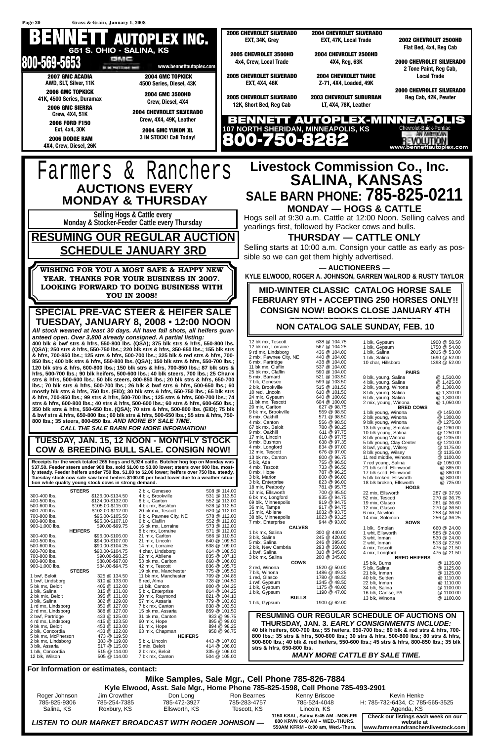# BENNETT AUTOPLEX INC.

651 S. OHIO - SALINA, KS

800-569-5653

www.bennettautoplex.com

**2007 GMC ACADIA**
AWD, SLT, Silver, 11K

**2006 GMC TOPKICK**
41K, 4500 Series, Duramax

**2006 GMC SIERRA**
Crew, 4X4, 51K

**2006 FORD F150**
Ext, 4x4, 30K

**2006 DODGE RAM**
4X4, Crew, Diesel, 26K

**2004 GMC TOPKICK**
4500 Series, Diesel, 43K

**2004 GMC 3500HD**
Crew, Diesel, 4X4

**2004 CHEVROLET SILVERADO**
Crew, 4X4, 49K, Leather

**2004 GMC YUKON XL**
3 IN STOCK! Call Today!

**2006 CHEVROLET SILVERADO**
EXT, 34K, Grey

**2005 CHEVROLET 3500HD**
4x4, Crew, Local Trade

**2005 CHEVROLET SILVERADO**
EXT, 4X4, 46K

**2005 CHEVROLET SILVERADO**
12K, Short Bed, Reg Cab

**2004 CHEVROLET SILVERADO**
EXT, 47K, Local Trade

**2004 CHEVROLET 2500HD**
4X4, Reg, 63K

**2004 CHEVROLET TAHOE**
Z-71, 4X4, Loaded, 49K

**2003 CHEVROLET SUBURBAN**
LT, 4X4, 78K, Leather

**2002 CHEVROLET 2500HD**
Flat Bed, 4x4, Reg Cab

**2000 CHEVROLET SILVERADO**
2 Tone Paint, Reg Cab, Local Trade

**2000 CHEVROLET SILVERADO**
Reg Cab, 42K, Pewter

## BENNETT AUTOPLEX-MINNEAPOLIS

107 NORTH SHERIDAN, MINNEAPOLIS, KS

800-750-8282

Chevrolet-Buick-Pontiac

www.bennettautoplex.com

---

# Farmers & Ranchers Livestock Commission Co., Inc. SALINA, KANSAS

## AUCTIONS EVERY MONDAY & THURSDAY

**Selling Hogs & Cattle every Monday & Stocker-Feeder Cattle every Thursday**

## SALE BARN PHONE: 785-825-0211

### MONDAY — HOGS & CATTLE

Hogs sell at 9:30 a.m. Cattle at 12:00 Noon. Selling calves and yearlings first, followed by Packer cows and bulls.

### THURSDAY — CATTLE ONLY

Selling starts at 10:00 a.m. Consign your cattle as early as possible so we can get them highly advertised.

**— AUCTIONEERS —**
**KYLE ELWOOD, ROGER A. JOHNSON, GARREN WALROD & RUSTY TAYLOR**

## RESUMING OUR REGULAR AUCTION SCHEDULE JANUARY 3RD

**WISHING FOR YOU A MOST SAFE & HAPPY NEW YEAR. THANKS FOR YOUR BUSINESS IN 2007. LOOKING FORWARD TO DOING BUSINESS WITH YOU IN 2008!**

## MID-WINTER CLASSIC CATALOG HORSE SALE FEBRUARY 9TH • ACCEPTING 250 HORSES ONLY!! CONSIGN NOW! BOOKS CLOSE JANUARY 4TH

## NON CATALOG SALE SUNDAY, FEB. 10

## SPECIAL PRE-VAC STEER & HEIFER SALE TUESDAY, JANUARY 8, 2008 • 12:00 NOON

***All stock weaned at least 30 days. All have fall shots, all heifers guaranteed open. Over 3,800 already consigned. A partial listing:***

**400 blk & bwf strs & hfrs, 550-800 lbs. (QSA); 375 blk strs & hfrs, 550-800 lbs. (QSA); 250 strs & hfrs, 550-750 lbs.; 220 blk strs & hfrs, 350-650 lbs.; 155 blk strs & hfrs, 700-850 lbs.; 125 strs & hfrs, 500-700 lbs.; 325 blk & red strs & hfrs, 700-850 lbs.; 400 blk strs & hfrs, 550-800 lbs. (QSA); 150 blk strs & hfrs, 550-700 lbs.; 120 blk strs & hfrs, 600-800 lbs.; 150 blk strs & hfrs, 700-850 lbs.; 87 blk strs & hfrs, 500-700 lbs.; 90 blk heifers, 500-600 lbs.; 40 blk steers, 700 lbs.; 25 Char-x strs & hfrs, 500-600 lbs.; 50 blk steers, 800-850 lbs.; 20 blk strs & hfrs, 650-700 lbs.; 70 blk strs & hfrs, 500-700 lbs.; 26 blk & bwf strs & hfrs, 500-650 lbs.; 60 mostly blk strs & hfrs, 750 lbs. (EID); 30 blk strs & hfrs, 550-750 lbs.; 65 blk strs & hfrs, 700-850 lbs.; 99 strs & hfrs, 500-700 lbs.; 125 strs & hfrs, 500-700 lbs.; 74 strs & hfrs, 600-800 lbs.; 40 strs & hfrs, 500-600 lbs.; 60 strs & hfrs, 600-650 lbs.; 350 blk strs & hfrs, 550-650 lbs. (QSA); 70 strs & hfrs, 500-800 lbs. (EID); 75 blk & bwf strs & hfrs, 650-800 lbs.; 60 blk strs & hfrs, 500-650 lbs.; 55 strs & hfrs, 750-800 lbs.; 35 steers, 800-850 lbs. *AND MORE BY SALE TIME.***

***CALL THE SALE BARN FOR MORE INFORMATION!***

## TUESDAY, JAN. 15, 12 NOON - MONTHLY STOCK COW & BREEDING BULL SALE. CONSIGN NOW!

**Receipts for the week totaled 265 hogs and 5,924 cattle. Butcher hog top on Monday was $37.50. Feeder steers under 900 lbs. sold $1.00 to $3.00 lower; steers over 900 lbs. mostly steady. Feeder heifers under 750 lbs. sold $1.00 to $2.00 lower; heifers over 750 lbs. steady. Tuesday stock cow sale saw bred heifers $100.00 per head lower due to a weather situation while quality young stock cows in strong demand.**

| STEERS | |
|---|---|
| 300-400 lbs. | $126.00-$134.50 |
| 400-500 lbs. | $124.00-$132.00 |
| 500-600 lbs. | $105.00-$115.00 |
| 600-700 lbs. | $102.00-$112.00 |
| 700-800 lbs. | $95.00-$105.50 |
| 800-900 lbs. | $95.00-$107.10 |
| 900-1,000 lbs. | $90.00-$99.75 |
| **HEIFERS** | |
| 300-400 lbs. | $96.00-$106.00 |
| 400-500 lbs. | $94.00-$107.00 |
| 500-600 lbs. | $90.00-$104.25 |
| 600-700 lbs. | $90.00-$104.75 |
| 700-800 lbs. | $90.00-$98.25 |
| 800-900 lbs. | $88.00-$97.00 |
| 900-1,000 lbs. | $84.00-$94.75 |

| STEERS | |
|---|---|
| 1 bwf, Beloit | 325 @ 134.50 |
| 1 blk, Lindsborg | 310 @ 133.00 |
| 5 bk mx, Beloit | 405 @ 132.00 |
| 1 blk, Salina | 315 @ 131.00 |
| 2 bk mx, Beloit | 395 @ 131.00 |
| 3 blk, Salina | 382 @ 129.00 |
| 1 rd mx, Lindsborg | 350 @ 127.00 |
| 2 rd mx, Lindsborg | 388 @ 127.00 |
| 2 bwf, Partridge | 433 @ 125.00 |
| 4 rd mx, Lindsborg | 415 @ 123.50 |
| 9 bk mx, Beloit | 453 @ 123.00 |
| 2 blk, Concordia | 433 @ 122.00 |
| 5 bk mx, McPherson | 473 @ 119.50 |
| 2 bk mx, Lindsborg | 383 @ 119.00 |
| 3 blk, Assaria | 517 @ 115.00 |
| 1 blk, Concordia | 515 @ 114.00 |
| 12 blk, Wilson | 505 @ 114.00 |
| 2 blk, Geneseo | 508 @ 114.00 |
| 4 blk, Brookville | 531 @ 113.50 |
| 6 blk, Canton | 552 @ 113.00 |
| 4 bk mx, Bushton | 528 @ 112.50 |
| 20 bk mx, Tescott | 620 @ 112.00 |
| 6 blk, Pawnee City, NE | 578 @ 112.00 |
| 6 blk, Claflin | 552 @ 112.00 |
| 16 bk mx, Lorraine | 573 @ 112.00 |
| 8 bk mx, Lorraine | 571 @ 112.00 |
| 21 mix, Carlton | 586 @ 110.50 |
| 21 mix, Lincoln | 640 @ 109.50 |
| 14 mix, Lorraine | 638 @ 109.00 |
| 4 char, Lindsborg | 614 @ 108.50 |
| 62 mix, Abilene | 835 @ 107.10 |
| 53 bk mx, Carlton | 668 @ 106.00 |
| 42 mix, Tescott | 836 @ 105.75 |
| 19 bk mx, Manchester | 775 @ 105.50 |
| 11 bk mx, Manchester | 709 @ 104.85 |
| 6 red, Alma | 728 @ 104.50 |
| 11 blk, Canton | 800 @ 104.25 |
| 5 blk, Enterprise | 814 @ 104.25 |
| 30 mix, Raymond | 821 @ 104.10 |
| 57 mix, Assaria | 779 @ 103.60 |
| 7 bk mx, Canton | 838 @ 103.50 |
| 15 bk mx, Assaria | 859 @ 101.50 |
| 31 bk mx, Canton | 933 @ 99.75 |
| 60 mix, Hope | 895 @ 99.00 |
| 61 mix, Hope | 894 @ 98.25 |
| 63 mix, Chapman | 958 @ 96.75 |
| **HEIFERS** | |
| 5 blk, Lincoln | 443 @ 107.00 |
| 5 mix, Beloit | 414 @ 106.00 |
| 2 bk mx, Beloit | 335 @ 106.00 |
| 7 bk mx, Canton | 504 @ 105.00 |
| 12 bk mx, Tescott | 638 @ 104.75 |
| 12 bk mx, Lorraine | 567 @ 104.25 |
| 9 rd mx, Lindsborg | 436 @ 104.00 |
| 2 mix, Pawnee City, NE | 440 @ 104.00 |
| 6 mix, Partridge | 438 @ 104.00 |
| 11 bk mx, Claflin | 537 @ 104.00 |
| 25 bk mx, Claflin | 590 @ 104.00 |
| 5 mix, Barnard | 521 @ 103.50 |
| 7 blk, Geneseo | 599 @ 103.50 |
| 2 blk, Brookville | 515 @ 101.50 |
| 10 red, Lincoln | 610 @ 101.50 |
| 24 mix, Gypsum | 640 @ 100.60 |
| 11 bk mx, Tescott | 604 @ 100.00 |
| 20 mix, Carlton | 627 @ 98.75 |
| 9 bk mx, Brookville | 559 @ 98.50 |
| 6 mix, Oakhill | 571 @ 98.50 |
| 4 mix, Canton | 556 @ 98.50 |
| 67 bk mx, Beloit | 780 @ 98.25 |
| 9 mix, Oakhill | 611 @ 97.75 |
| 17 mix, Lincoln | 610 @ 97.75 |
| 9 mix, Bushton | 638 @ 97.35 |
| 4 mix, Longford | 834 @ 97.00 |
| 12 mix, Tescott | 676 @ 97.00 |
| 13 bk mx, Canton | 800 @ 96.75 |
| 5 blk, Ada | 755 @ 96.50 |
| 4 mix, Tescott | 733 @ 96.50 |
| 8 mix, Hope | 787 @ 96.25 |
| 3 blk, Marion | 800 @ 96.00 |
| 3 blk, Enterprise | 823 @ 96.00 |
| 18 mix, Peabody | 781 @ 95.75 |
| 12 mix, Ellsworth | 700 @ 95.50 |
| 6 bk mx, Longford | 935 @ 94.75 |
| 69 blk, Minneapolis | 919 @ 94.75 |
| 36 mix, Tampa | 917 @ 94.75 |
| 15 mix, Abilene | 1032 @ 93.75 |
| 38 blk, Minneapolis | 1023 @ 93.25 |
| 7 mix, Enterprise | 944 @ 93.00 |
| **CALVES** | |
| 1 bk mx, Salina | 300 @ 440.00 |
| 3 blk, Salina | 245 @ 420.00 |
| 5 mix, Salina | 246 @ 395.00 |
| 2 blk, New Cambria | 293 @ 350.00 |
| 1 bwf, Salina | 310 @ 345.00 |
| 3 bk mx, Salina | 200 @ 345.00 |
| **COWS** | |
| 2 red, Winona | 1520 @ 50.00 |
| 7 blk, Winona | 1486 @ 49.25 |
| 1 red, Glasco | 1780 @ 48.50 |
| 1 rwf, Gypsum | 1345 @ 48.50 |
| 1 blk, Gypsum | 1175 @ 48.00 |
| 1 blk, Gypsum | 1190 @ 47.00 |
| **BULLS** | |
| 1 blk, Gypsum | 1900 @ 62.00 |
| 1 blk, Gypsum | 1900 @ 58.50 |
| 1 blk, Gypsum | 1750 @ 54.00 |
| 1 blk, Salina | 2015 @ 53.00 |
| 1 blk, Salina | 1690 @ 52.00 |
| 10 char, Hillsboro | 1398 @ 52.00 |
| **PAIRS** | |
| 8 blk, young, Salina | @ 1,510.00 |
| 4 blk, young, Salina | @ 1,425.00 |
| 2 blk, young, Winona | @ 1,360.00 |
| 8 blk, young, Salina | @ 1,310.00 |
| 6 blk, young, Salina | @ 1,300.00 |
| 2 mix, young, Winona | @ 1,050.00 |
| **BRED COWS** | |
| 1 blk young, Winona | @ 1450.00 |
| 2 blk young, Winona | @ 1300.00 |
| 9 blk young, Winona | @ 1275.00 |
| 13 blk young, Smolan | @ 1260.00 |
| 10 blk young, Salina | @ 1250.00 |
| 8 blk young Winona | @ 1235.00 |
| 5 blk young, Clay Center | @ 1210.00 |
| 8 bwf, young, Wilsey | @ 1175.00 |
| 8 blk young, Wilsey | @ 1135.00 |
| 11 red middle, Winona | @ 1100.00 |
| 7 red young, Salina | @ 1050.00 |
| 21 blk solid, Ellinwood | @ 885.00 |
| 17 blk solid, Ellinwood | @ 880.00 |
| 5 blk broken, Ellsworth | @ 800.00 |
| 18 blk broken, Ellsworth | @ 725.00 |
| **HOGS** | |
| 22 mix, Ellsworth | 287 @ 37.50 |
| 52 mix, Tescott | 270 @ 36.75 |
| 19 mix, Glasco | 261 @ 36.60 |
| 12 mix, Glasco | 270 @ 36.50 |
| 6 mix, Newton | 258 @ 36.50 |
| 14 mix, Solomon | 256 @ 36.25 |
| **SOWS** | |
| 1 blk, Smolan | 660 @ 24.00 |
| 1 wht, Ellsworth | 585 @ 24.00 |
| 3 wht, Inman | 530 @ 24.00 |
| 2 wht, Inman | 513 @ 22.50 |
| 4 mix, Tescott | 475 @ 21.50 |
| 4 mix, Longford | 475 @ 21.50 |
| **BRED HEIFERS** | |
| 15 blk, Burns | @ 1135.00 |
| 5 blk, Salina | @ 1125.00 |
| 21 blk, Inman | @ 1125.00 |
| 40 blk, Selden | @ 1110.00 |
| 22 blk, Inman | @ 1110.00 |
| 34 blk, Salina | @ 1100.00 |
| 16 blk, Carlise, PA | @ 1100.00 |
| 13 blk, Winona | @ 1100.00 |

## RESUMING OUR REGULAR SCHEDULE OF AUCTIONS ON THURSDAY, JAN. 3. *EARLY CONSIGNMENTS INCLUDE:*

**40 blk heifers, 600-700 lbs.; 55 heifers, 650-700 lbs.; 80 blk & red strs & hfrs, 700-800 lbs.; 35 strs & hfrs, 500-800 lbs.; 30 strs & hfrs, 500-800 lbs.; 80 strs & hfrs, 500-800 lbs.; 40 blk & red heifers, 550-650 lbs.; 45 strs & hfrs, 800-850 lbs.; 35 blk strs & hfrs, 650-800 lbs.**

***MANY MORE CATTLE BY SALE TIME.***

**For Information or estimates, contact:**

**Mike Samples, Sale Mgr., Cell Phone 785-826-7884**
**Kyle Elwood, Asst. Sale Mgr., Home Phone 785-825-1598, Cell Phone 785-493-2901**

| Roger Johnson | Jim Crowther | Don Long | Ron Bearnes | Kenny Briscoe | Kevin Henke |
|---|---|---|---|---|---|
| 785-825-9306 | 785-254-7385 | 785-472-3927 | 785-283-4757 | 785-524-4048 | H: 785-732-6434, C: 785-565-3525 |
| Salina, KS | Roxbury, KS | Ellsworth, KS | Tescott, KS | Lincoln, KS | Agenda, KS |

***LISTEN TO OUR MARKET BROADCAST WITH ROGER JOHNSON —***

**1150 KSAL, Salina 6:45 AM –MON.FRI**
**880 KRVN 8:40 AM – WED.-THURS.**
**550AM KFRM - 8:00 am, Wed.-Thurs.**

**Check our listings each week on our website at www.farmersandrancherslivestock.com**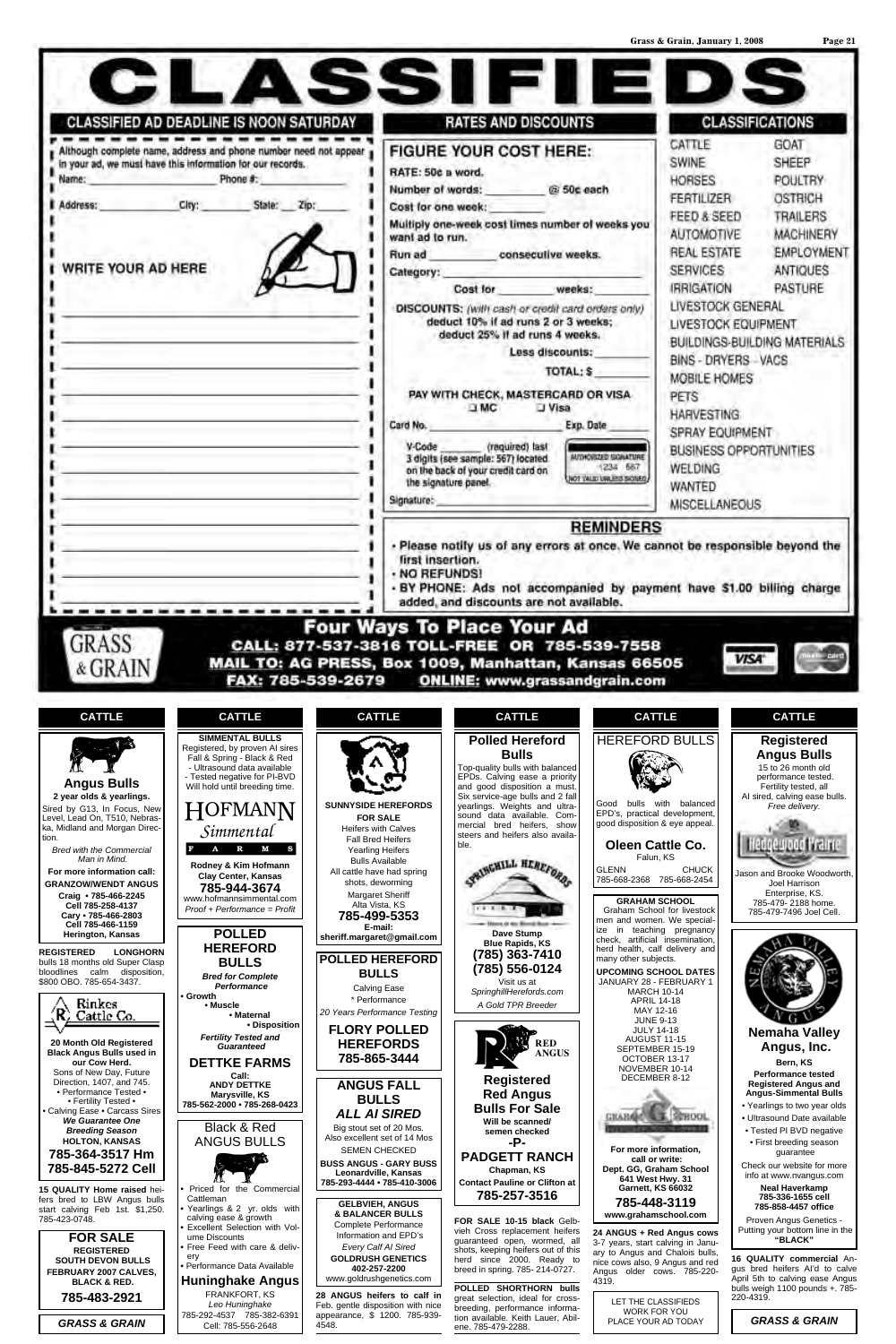# CLASSIFIEDS

## CLASSIFIED AD DEADLINE IS NOON SATURDAY

Although complete name, address and phone number need not appear in your ad, we must have this information for our records.

Name: ____________ Phone #: ____________

Address: ____________ City: ________ State: ___ Zip: ______

WRITE YOUR AD HERE

## RATES AND DISCOUNTS

**FIGURE YOUR COST HERE:**

RATE: 50¢ a word.

Number of words: ________ @ 50¢ each

Cost for one week: ________

Multiply one-week cost times number of weeks you want ad to run.

Run ad ________ consecutive weeks.

Category: ________

Cost for ________ weeks: ________

DISCOUNTS: *(with cash or credit card orders only)* deduct 10% if ad runs 2 or 3 weeks; deduct 25% if ad runs 4 weeks.

Less discounts: ________

TOTAL: $ ________

PAY WITH CHECK, MASTERCARD OR VISA
❑ MC ❑ Visa

Card No. ________ Exp. Date ______

V-Code ______ (required) last 3 digits (see sample: 567) located on the back of your credit card on the signature panel.

Signature: ________

## CLASSIFICATIONS

CATTLE, GOAT, SWINE, SHEEP, HORSES, POULTRY, FERTILIZER, OSTRICH, FEED & SEED, TRAILERS, AUTOMOTIVE, MACHINERY, REAL ESTATE, EMPLOYMENT, SERVICES, ANTIQUES, IRRIGATION, PASTURE, LIVESTOCK GENERAL, LIVESTOCK EQUIPMENT, BUILDINGS-BUILDING MATERIALS, BINS - DRYERS - VACS, MOBILE HOMES, PETS, HARVESTING, SPRAY EQUIPMENT, BUSINESS OPPORTUNITIES, WELDING, WANTED, MISCELLANEOUS

## REMINDERS

- Please notify us of any errors at once. We cannot be responsible beyond the first insertion.
- NO REFUNDS!
- BY PHONE: Ads not accompanied by payment have $1.00 billing charge added, and discounts are not available.

## Four Ways To Place Your Ad

**CALL:** 877-537-3816 TOLL-FREE OR 785-539-7558
**MAIL TO:** AG PRESS, Box 1009, Manhattan, Kansas 66505
**FAX:** 785-539-2679 **ONLINE:** www.grassandgrain.com

---

## CATTLE

**Angus Bulls**
**2 year olds & yearlings.**
Sired by G13, In Focus, New Level, Lead On, T510, Nebraska, Midland and Morgan Direction.
*Bred with the Commercial Man in Mind.*
**For more information call:**
**GRANZOW/WENDT ANGUS**
**Craig • 785-466-2245**
**Cell 785-258-4137**
**Cary • 785-466-2803**
**Cell 785-466-1159**
**Herington, Kansas**

**REGISTERED LONGHORN** bulls 18 months old Super Clasp bloodlines calm disposition, $800 OBO. 785-654-3437.

**Rinkes Cattle Co.**
**20 Month Old Registered Black Angus Bulls used in our Cow Herd.**
Sons of New Day, Future Direction, 1407, and 745.
• Performance Tested •
• Fertility Tested •
• Calving Ease • Carcass Sires
***We Guarantee One Breeding Season***
**HOLTON, KANSAS**
**785-364-3517 Hm**
**785-845-5272 Cell**

**15 QUALITY Home raised** heifers bred to LBW Angus bulls start calving Feb 1st. $1,250. 785-423-0748.

**FOR SALE**
**REGISTERED SOUTH DEVON BULLS**
**FEBRUARY 2007 CALVES, BLACK & RED.**
**785-483-2921**

***GRASS & GRAIN***

**SIMMENTAL BULLS**
Registered, by proven AI sires
Fall & Spring - Black & Red
- Ultrasound data available
- Tested negative for PI-BVD
Will hold until breeding time.
**HOFMANN** *Simmental* **FARMS**
**Rodney & Kim Hofmann**
**Clay Center, Kansas**
**785-944-3674**
www.hofmannsimmental.com
*Proof + Performance = Profit*

**POLLED HEREFORD BULLS**
***Bred for Complete Performance***
• Growth
• Muscle
• Maternal
• Disposition
***Fertility Tested and Guaranteed***
**DETTKE FARMS**
**Call:**
**ANDY DETTKE**
**Marysville, KS**
**785-562-2000 • 785-268-0423**

**Black & Red ANGUS BULLS**
- Priced for the Commercial Cattleman
- Yearlings & 2 yr. olds with calving ease & growth
- Excellent Selection with Volume Discounts
- Free Feed with care & delivery
- Performance Data Available

**Huninghake Angus**
FRANKFORT, KS
*Leo Huninghake*
785-292-4537 785-382-6391
Cell: 785-556-2648

**SUNNYSIDE HEREFORDS**
**FOR SALE**
Heifers with Calves
Fall Bred Heifers
Yearling Heifers
Bulls Available
All cattle have had spring shots, deworming
Margaret Sheriff
Alta Vista, KS
**785-499-5353**
**E-mail:**
**sheriff.margaret@gmail.com**

**POLLED HEREFORD BULLS**
Calving Ease
* Performance
*20 Years Performance Testing*
**FLORY POLLED HEREFORDS**
**785-865-3444**

**ANGUS FALL BULLS**
***ALL AI SIRED***
Big stout set of 20 Mos.
Also excellent set of 14 Mos
SEMEN CHECKED
**BUSS ANGUS - GARY BUSS**
**Leonardville, Kansas**
**785-293-4444 • 785-410-3006**

**GELBVIEH, ANGUS & BALANCER BULLS**
Complete Performance Information and EPD's
*Every Calf AI Sired*
**GOLDRUSH GENETICS**
**402-257-2200**
www.goldrushgenetics.com

**28 ANGUS heifers to calf in** Feb. gentle disposition with nice appearance, $ 1200. 785-939-4548.

**Polled Hereford Bulls**
Top-quality bulls with balanced EPDs. Calving ease a priority and good disposition a must. Six service-age bulls and 2 fall yearlings. Weights and ultrasound data available. Commercial bred heifers, show steers and heifers also available.
**SPRINGHILL HEREFORDS**
**Dave Stump**
**Blue Rapids, KS**
**(785) 363-7410**
**(785) 556-0124**
Visit us at
*SpringhillHerefords.com*
*A Gold TPR Breeder*

**RED ANGUS**
**Registered Red Angus Bulls For Sale**
**Will be scanned/ semen checked**
**-P-**
**PADGETT RANCH**
**Chapman, KS**
**Contact Pauline or Clifton at**
**785-257-3516**

**FOR SALE 10-15 black** Gelbvieh Cross replacement heifers guaranteed open, wormed, all shots, keeping heifers out of this herd since 2000. Ready to breed in spring. 785- 214-0727.

**POLLED SHORTHORN bulls** great selection, ideal for crossbreeding, performance information available. Keith Lauer, Abilene. 785-479-2288.

**HEREFORD BULLS**
Good bulls with balanced EPD's, practical development, good disposition & eye appeal.
**Oleen Cattle Co.**
Falun, KS
GLENN CHUCK
785-668-2368 785-668-2454

**GRAHAM SCHOOL**
Graham School for livestock men and women. We specialize in teaching pregnancy check, artificial insemination, herd health, calf delivery and many other subjects.
**UPCOMING SCHOOL DATES**
JANUARY 28 - FEBRUARY 1
MARCH 10-14
APRIL 14-18
MAY 12-16
JUNE 9-13
JULY 14-18
AUGUST 11-15
SEPTEMBER 15-19
OCTOBER 13-17
NOVEMBER 10-14
DECEMBER 8-12
**For more information, call or write:**
**Dept. GG, Graham School**
**641 West Hwy. 31**
**Garnett, KS 66032**
**785-448-3119**
**www.grahamschool.com**

**24 ANGUS + Red Angus cows** 3-7 years, start calving in January to Angus and Chalois bulls, nice cows also, 9 Angus and red Angus older cows. 785-220-4319.

LET THE CLASSIFIEDS WORK FOR YOU PLACE YOUR AD TODAY

**Registered Angus Bulls**
15 to 26 month old performance tested. Fertility tested, all AI sired, calving ease bulls.
*Free delivery.*
**Hedgewood Prairie**
Jason and Brooke Woodworth, Joel Harrison
Enterprise, KS.
785-479- 2188 home.
785-479-7496 Joel Cell.

**Nemaha Valley Angus, Inc.**
**Bern, KS**
**Performance tested Registered Angus and Angus-Simmental Bulls**
- Yearlings to two year olds
- Ultrasound Date available
- Tested PI BVD negative
- First breeding season guarantee

Check our website for more info at www.nvangus.com
**Neal Haverkamp**
**785-336-1655 cell**
**785-858-4457 office**
Proven Angus Genetics - Putting your bottom line in the **"BLACK"**

**16 QUALITY commercial** Angus bred heifers AI'd to calve April 5th to calving ease Angus bulls weigh 1100 pounds +. 785-220-4319.

***GRASS & GRAIN***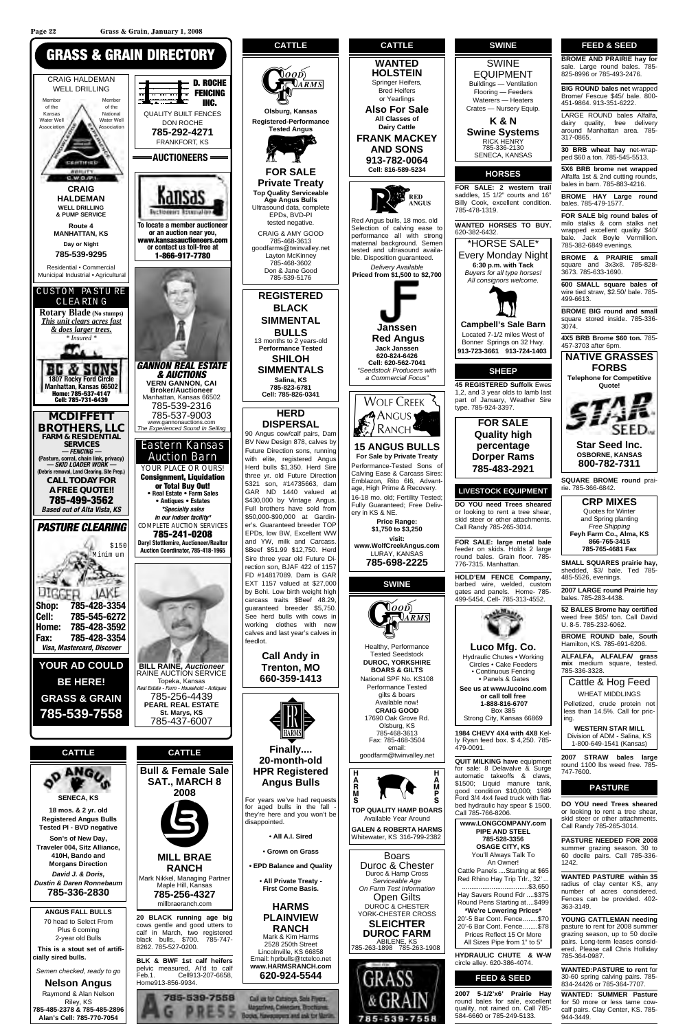# GRASS & GRAIN DIRECTORY

CRAIG HALDEMAN WELL DRILLING

Member of the Kansas Water Well Association

**CRAIG HALDEMAN**
**WELL DRILLING & PUMP SERVICE**
**Route 4**
**MANHATTAN, KS**
**Day or Night**
**785-539-9295**

Residential • Commercial
Municipal Industrial • Agricultural

**D. ROCHE FENCING INC.**
QUALITY BUILT FENCES
DON ROCHE
**785-292-4271**
FRANKFORT, KS

## AUCTIONEERS

**Kansas Auctioneers Association**
**To locate a member auctioneer or an auction near you, www.kansasauctioneers.com or contact us toll-free at 1-866-917-7780**

**GANNON REAL ESTATE & AUCTIONS**
**VERN GANNON, CAI**
**Broker/Auctioneer**
Manhattan, Kansas 66502
785-539-2316
785-537-9003
www.gannonauctions.com
*The Experienced Sound In Selling*

**Eastern Kansas Auction Barn**
YOUR PLACE OR OURS!
**Consignment, Liquidation or Total Buy Out!**
**• Real Estate • Farm Sales**
**• Antiques • Estates**
***Specialty sales in our indoor facility***
COMPLETE AUCTION SERVICES
**785-241-0208**
**Daryl Stottlemire, Auctioneer/Realtor**
**Auction Coordinator, 785-418-1965**

**BILL RAINE, *Auctioneer***
RAINE AUCTION SERVICE
Topeka, Kansas
*Real Estate - Farm - Household - Antiques*
785-256-4439
**PEARL REAL ESTATE**
**St. Marys, KS**
785-437-6007

CUSTOM PASTURE CLEARING
**Rotary Blade (No stumps)**
***This unit clears acres fast & does larger trees.***
*\* Insured \**
**BC & SONS**
**1807 Rocky Ford Circle**
**Manhattan, Kansas 66502**
**Home: 785-537-4147**
**Cell: 785-731-6439**

**MCDIFFETT BROTHERS, LLC**
**FARM & RESIDENTIAL SERVICES**
**— FENCING —**
**(Pasture, corral, chain link, privacy)**
**— SKID LOADER WORK —**
**(Debris removal, Land Clearing, Site Prep.)**
**CALL TODAY FOR A FREE QUOTE!!**
**785-499-3562**
***Based out of Alta Vista, KS***

***PASTURE CLEARING***
$150 Minimum
DIGGER JAKE
**Shop: 785-428-3354**
**Cell: 785-545-6272**
**Home: 785-428-3592**
**Fax: 785-428-3354**
***Visa, Mastercard, Discover***

**YOUR AD COULD BE HERE!**
**GRASS & GRAIN**
**785-539-7558**

## CATTLE

**OD ANGUS**
**SENECA, KS**
**18 mos. & 2 yr. old Registered Angus Bulls Tested PI - BVD negative**
**Son's of New Day, Traveler 004, Sitz Alliance, 410H, Bando and Morgans Direction**
***David J. & Doris, Dustin & Daren Ronnebaum***
**785-336-2830**

**ANGUS FALL BULLS**
70 head to Select From
Plus 6 coming
2-year old Bulls
**This is a stout set of artificially sired bulls.**
*Semen checked, ready to go*
**Nelson Angus**
Raymond & Alan Nelson
Riley, KS
**785-485-2378 & 785-485-2896**
**Alan's Cell: 785-770-7054**

## CATTLE

**Bull & Female Sale SAT., MARCH 8 2008**
**MILL BRAE RANCH**
Mark Nikkel, Managing Partner
Maple Hill, Kansas
**785-256-4327**
millbraeranch.com

**20 BLACK running age big** cows gentle and good utters to calf in March, two registered black bulls, $700. 785-747-8262. 785-527-0200.

**BLK & BWF 1st calf heifers** pelvic measured, AI'd to calf Feb.1. Cell913-207-6658, Home913-856-9934.

785-539-7558 AG PRESS — Call us for Catalogs, Sale Flyers, Magazines, Calendars, Brochures, Books, Newspapers and ask for Martin.

## CATTLE

**GOOD FARMS**
**Olsburg, Kansas**
**Registered-Performance Tested Angus**

**FOR SALE**
**Private Treaty**
**Top Quality Serviceable Age Angus Bulls**
Ultrasound data, complete EPDs, BVD-PI tested negative.
CRAIG & AMY GOOD
785-468-3613
goodfarms@twinvalley.net
Layton McKinney
785-468-3602
Don & Jane Good
785-539-5176

**REGISTERED BLACK SIMMENTAL BULLS**
13 months to 2 years-old
**Performance Tested**
**SHILOH SIMMENTALS**
**Salina, KS**
**785-823-6781**
**Cell: 785-826-0341**

**HERD DISPERSAL**
90 Angus cow/calf pairs, Dam BV New Design 878, calves by Future Direction sons, running with elite, registered Angus Herd bulls $1,350. Herd Sire three yr. old Future Direction 5321 son, #14735663, dam GAR ND 1440 valued at $430,000 by Vintage Angus. Full brothers have sold from $50,000-$90,000 at Gardiner's. Guaranteed breeder TOP EPDs, low BW, Excellent WW and YW, milk and Carcass. $Beef $51.99 $12,750. Herd Sire three year old Future Direction son, BJAF 422 of 1157 FD #14817089. Dam is GAR EXT 1157 valued at $27,000 by Bohi. Low birth weight high carcass traits $Beef 48.29, guaranteed breeder $5,750. See herd bulls with cows in working clothes with new calves and last year's calves in feedlot.

**Call Andy in Trenton, MO**
**660-359-1413**

**HARMS**
**Finally.... 20-month-old HPR Registered Angus Bulls**
For years we've had requests for aged bulls in the fall - they're here and you won't be disappointed.
**• All A.I. Sired**
**• Grown on Grass**
**• EPD Balance and Quality**
**• All Private Treaty - First Come Basis.**

**HARMS PLAINVIEW RANCH**
Mark & Kim Harms
2528 250th Street
Lincolnville, KS 66858
Email: hprbulls@tctelco.net
**www.HARMSRANCH.com**
**620-924-5544**

## CATTLE

**WANTED HOLSTEIN**
Springer Heifers, Bred Heifers or Yearlings
**Also For Sale**
**All Classes of Dairy Cattle**
**FRANK MACKEY AND SONS**
**913-782-0064**
**Cell: 816-589-5234**

**RED ANGUS**
Red Angus bulls, 18 mos. old Selection of calving ease to performance all with strong maternal background. Semen tested and ultrasound available. Disposition guaranteed.
*Delivery Available*
**Priced from $1,500 to $2,700**

**Janssen Red Angus**
**Jack Janssen**
**620-824-6426**
**Cell: 620-562-7041**
*"Seedstock Producers with a Commercial Focus"*

**WOLF CREEK ANGUS RANCH**
**15 ANGUS BULLS**
**For Sale by Private Treaty**
Performance-Tested Sons of Calving Ease & Carcass Sires: Emblazon, Rito 6I6, Advantage, High Prime & Recovery. 16-18 mo. old; Fertility Tested; Fully Guaranteed; Free Delivery in KS & NE.
**Price Range: $1,750 to $3,250**
**visit: www.WolfCreekAngus.com**
LURAY, KANSAS
**785-698-2225**

## SWINE

**GOOD FARMS**
Healthy, Performance Tested Seedstock
**DUROC, YORKSHIRE BOARS & GILTS**
National SPF No. KS108
Performance Tested gilts & boars
Available now!
**CRAIG GOOD**
17690 Oak Grove Rd.
Olsburg, KS
785-468-3613
Fax: 785-468-3504
email: goodfarm@twinvalley.net

**HARMS HAMPS**
**TOP QUALITY HAMP BOARS**
Available Year Around
**GALEN & ROBERTA HARMS**
Whitewater, KS 316-799-2382

Boars
Duroc & Chester
Duroc & Hamp Cross
*Serviceable Age*
*On Farm Test Information*
Open Gilts
DUROC & CHESTER
YORK-CHESTER CROSS
**SLEICHTER DUROC FARM**
ABILENE, KS
785-263-1898 785-263-1908

GRASS & GRAIN 785-539-7558

## SWINE

SWINE EQUIPMENT
Buildings — Ventilation
Flooring — Feeders
Waterers — Heaters
Crates — Nursery Equip.
**K & N Swine Systems**
RICK HENRY
785-336-2130
SENECA, KANSAS

## HORSES

**FOR SALE: 2 western trail** saddles, 15 1/2" courts and 16" Billy Cook, excellent condition. 785-478-1319.

**WANTED HORSES TO BUY.** 620-382-6432.

\*HORSE SALE\*
Every Monday Night
**6:30 p.m. with Tack**
*Buyers for all type horses!*
*All consignors welcome.*
**Campbell's Sale Barn**
Located 7-1/2 miles West of Bonner Springs on 32 Hwy.
**913-723-3661 913-724-1403**

## SHEEP

**45 REGISTERED Suffolk** Ewes 1,2, and 3 year olds to lamb last part of January, Weather Sire type. 785-924-3397.

**FOR SALE**
**Quality high percentage Dorper Rams**
**785-483-2921**

## LIVESTOCK EQUIPMENT

**DO YOU need Trees sheared** or looking to rent a tree shear, skid steer or other attachments. Call Randy 785-265-3014.

**FOR SALE: large metal bale** feeder on skids. Holds 2 large round bales. Grain floor. 785-776-7315. Manhattan.

**HOLD'EM FENCE Company,** barbed wire, welded, custom gates and panels. Home- 785-499-5454, Cell- 785-313-4552.

**Luco Mfg. Co.**
Hydraulic Chutes • Working Circles • Cake Feeders • Continuous Fencing • Panels & Gates
**See us at www.lucoinc.com or call toll free 1-888-816-6707**
Box 385
Strong City, Kansas 66869

**1984 CHEVY 4X4 with 4X8** Kelly Ryan feed box. $ 4,250. 785-479-0091.

**QUIT MILKING have** equipment for sale: 8 Delavalve & Surge automatic takeoffs & claws, $1500; Liquid manure tank, good condition $10,000; 1989 Ford 3/4 4x4 feed truck with flatbed hydraulic hay spear $ 1500. Call 785-766-8206.

**www.LONGCOMPANY.com**
**PIPE AND STEEL**
**785-528-3356**
**OSAGE CITY, KS**
You'll Always Talk To An Owner!
Cattle Panels ....Starting at $65
Red Rhino Hay Trip Trlr., 32' ...........................$3,650
Hay Savers Round Fdr ....$375
Round Pens Starting at....$499
**\*We're Lowering Prices\***
20'-5 Bar Cont. Fence........$70
20'-6 Bar Cont. Fence........$78
Prices Reflect 15 Or More
All Sizes Pipe from 1" to 5"

**HYDRAULIC CHUTE & W-W** circle alley. 620-386-4074.

## FEED & SEED

**2007 5-1/2'x6' Prairie Hay** round bales for sale, excellent quality, not rained on. Call 785-584-6660 or 785-249-5133.

## FEED & SEED

**BROME AND PRAIRIE hay for** sale. Large round bales. 785-825-8996 or 785-493-2476.

**BIG ROUND bales net** wrapped Brome/ Fescue $45/ bale. 800-451-9864. 913-351-6222.

LARGE ROUND bales Alfalfa, dairy quality, free delivery around Manhattan area. 785-317-0865.

**30 BRB wheat hay** net-wrapped $60 a ton. 785-545-5513.

**5X6 BRB brome net wrapped** Alfalfa 1st & 2nd cutting rounds, bales in barn. 785-883-4216.

**BROME HAY Large round** bales. 785-479-1577.

**FOR SALE big round bales of** milo stalks & corn stalks net wrapped excellent quality $40/ bale. Jack Boyle Vermillion. 785-382-6849 evenings.

**BROME & PRAIRIE small** square and 3x3x8. 785-828-3673. 785-633-1690.

**600 SMALL square bales of** wire tied straw, $2.50/ bale. 785-499-6613.

**BROME BIG round and small** square stored inside. 785-336-3074.

**4X5 BRB Brome $60 ton.** 785-457-3703 after 6pm.

**NATIVE GRASSES FORBS**
**Telephone for Competitive Quote!**
**STAR SEED**
**Star Seed Inc.**
**OSBORNE, KANSAS**
**800-782-7311**

**SQUARE BROME round** prairie. 785-366-6842.

**CRP MIXES**
Quotes for Winter and Spring planting
*Free Shipping*
**Feyh Farm Co., Alma, KS**
**866-765-3415**
**785-765-4681 Fax**

**SMALL SQUARES prairie hay,** shedded, $3/ bale. Ted 785-485-5526, evenings.

**2007 LARGE round Prairie** hay bales. 785-283-4438.

**52 BALES Brome hay certified** weed free $65/ ton. Call David U. 8-5. 785-232-6062.

**BROME ROUND bale, South** Hamilton, KS. 785-691-6206.

**ALFALFA, ALFALFA/ grass mix** medium square, tested. 785-336-3328.

Cattle & Hog Feed
WHEAT MIDDLINGS
Pelletized, crude protein not less than 14.5%. Call for pricing.
**WESTERN STAR MILL**
Division of ADM - Salina, KS
1-800-649-1541 (Kansas)

**2007 STRAW bales large** round 1100 lbs weed free. 785-747-7600.

## PASTURE

**DO YOU need Trees sheared** or looking to rent a tree shear, skid steer or other attachments. Call Randy 785-265-3014.

**PASTURE NEEDED FOR 2008** summer grazing season. 30 to 60 docile pairs. Call 785-336-1242.

**WANTED PASTURE within 35** radius of clay center KS, any number of acres considered. Fences can be provided. 402-363-3149.

**YOUNG CATTLEMAN needing** pasture to rent for 2008 summer grazing season, up to 50 docile pairs. Long-term leases considered. Please call Chris Holliday 785-364-0987.

**WANTED:PASTURE to rent** for 30-60 spring calving pairs. 785-834-24426 or 785-364-7707.

**WANTED: SUMMER Pasture** for 50 more or less tame cow-calf pairs. Clay Center, KS. 785-944-3449.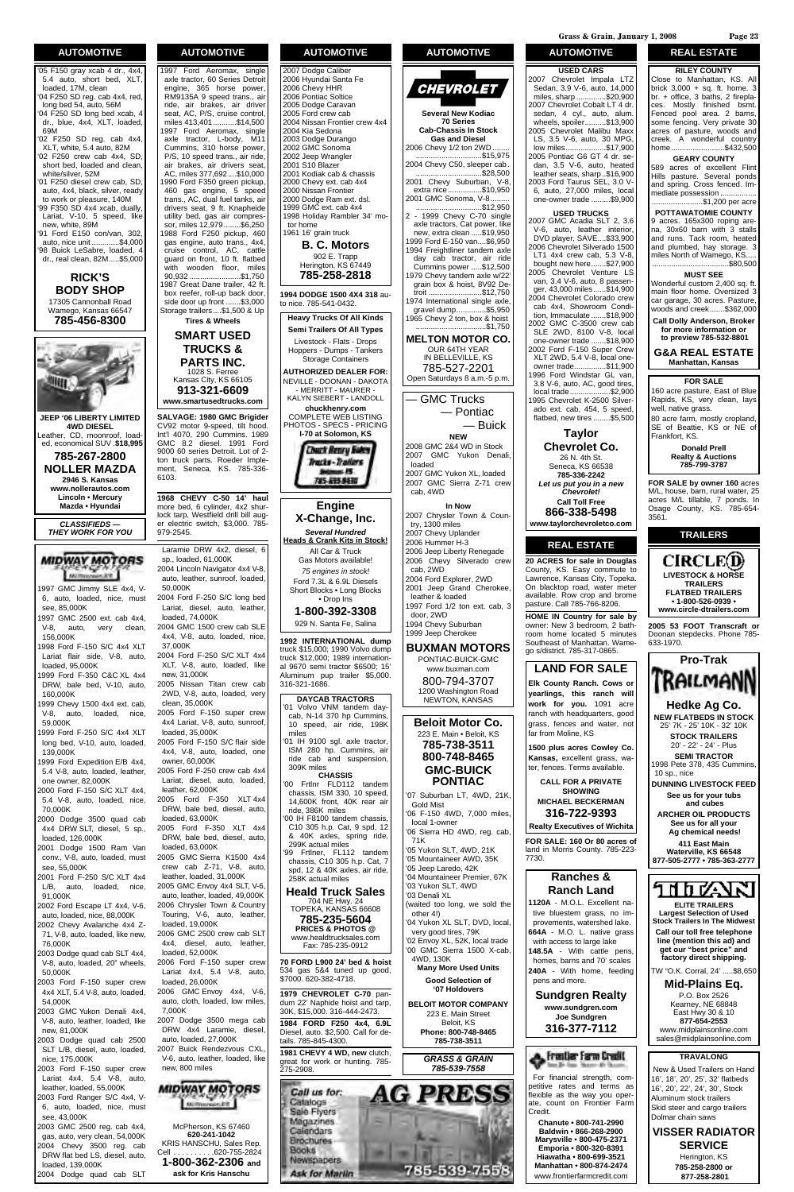## AUTOMOTIVE

'05 F150 gray xcab 4 dr., 4x4, 5.4 auto, short bed, XLT, loaded, 17M, clean
'04 F250 SD reg. cab 4x4, red, long bed 54, auto, 56M
'04 F250 SD long bed xcab, 4 dr., blue, 4x4, XLT, loaded, 69M
'02 F250 SD reg. cab 4x4, XLT, white, 5.4 auto, 82M
'02 F250 crew cab 4x4, SD, short bed, loaded and clean, white/silver, 52M
'01 F250 diesel crew cab, SD, auto, 4x4, black, silver, ready to work or pleasure, 140M
'99 F350 SD 4x4 xcab, dually, Lariat, V-10, 5 speed, like new, white, 89M
'91 Ford E150 con/van, 302, auto, nice unit...........$4,000
'98 Buick LeSabre, loaded, 4 dr., real clean, 82M.....$5,000

**RICK'S BODY SHOP**
17305 Cannonball Road
Wamego, Kansas 66547
**785-456-8300**

**JEEP '06 LIBERTY LIMITED 4WD DIESEL**
Leather, CD, moonroof, loaded, economical SUV. **$18,995**
**785-267-2800**
**NOLLER MAZDA**
**2946 S. Kansas**
**www.nollerautos.com**
**Lincoln • Mercury**
**Mazda • Hyundai**

*CLASSIFIEDS — THEY WORK FOR YOU*

**MIDWAY MOTORS**

1997 GMC Jimmy SLE 4x4, V-6, auto, loaded, nice, must see, 85,000K
1997 GMC 2500 ext. cab 4x4, V-8, auto, very clean, 156,000K
1998 Ford F-150 S/C 4x4 XLT Lariat flair side, V-8, auto, loaded, 95,000K
1999 Ford F-350 C&C XL 4x4 DRW, bale bed, V-10, auto, 160,000K
1999 Chevy 1500 4x4 ext. cab, V-8, auto, loaded, nice, 59,000K
1999 Ford F-250 S/C 4x4 XLT long bed, V-10, auto, loaded, 139,000K
1999 Ford Expedition E/B 4x4, 5.4 V-8, auto, loaded, leather, one owner, 82,000K
2000 Ford F-150 S/C XLT 4x4, 5.4 V-8, auto, loaded, nice, 70,000K
2000 Dodge 3500 quad cab 4x4 DRW SLT, diesel, 5 sp., loaded, 126,000K
2001 Dodge 1500 Ram Van conv., V-8, auto, loaded, must see, 55,000K
2001 Ford F-250 S/C XLT 4x4 L/B, auto, loaded, nice, 91,000K
2002 Ford Escape LT 4x4, V-6, auto, loaded, nice, 88,000K
2002 Chevy Avalanche 4x4 Z-71, V-8, auto, loaded, like new, 76,000K
2003 Dodge quad cab SLT 4x4, V-8, auto, loaded, 20" wheels, 50,000K
2003 Ford F-150 super crew 4x4 XLT, 5.4 V-8, auto, loaded, 54,000K
2003 GMC Yukon Denali 4x4, V-8, auto, leather, loaded, like new, 81,000K
2003 Dodge quad cab 2500 SLT L/B, diesel, auto, loaded, nice, 175,000K
2003 Ford F-150 super crew Lariat 4x4, 5.4 V-8, auto, leather, loaded, 55,000K
2003 Ford Ranger S/C 4x4, V-6, auto, loaded, nice, must see, 43,000K
2003 GMC 2500 reg. cab 4x4, gas, auto, very clean, 54,000K
2004 Chevy 3500 reg. cab DRW flat bed LS, diesel, auto, loaded, 139,000K
2004 Dodge quad cab SLT Laramie DRW 4x2, diesel, 6 sp., loaded, 61,000K
2004 Lincoln Navigator 4x4 V-8, auto, leather, sunroof, loaded, 50,000K
2004 Ford F-250 S/C long bed Lariat, diesel, auto, leather, loaded, 74,000K
2004 GMC 1500 crew cab SLE 4x4, V-8, auto, loaded, nice, 37,000K
2004 Ford F-250 S/C XLT 4x4 XLT, V-8, auto, loaded, like new, 31,000K
2005 Nissan Titan crew cab 2WD, V-8, auto, loaded, very clean, 35,000K
2005 Ford F-150 super crew 4x4 Lariat, V-8, auto, sunroof, loaded, 35,000K
2005 Ford F-150 S/C flair side 4x4, V-8, auto, loaded, one owner, 60,000K
2005 Ford F-250 crew cab 4x4 Lariat, diesel, auto, loaded, leather, 62,000K
2005 Ford F-350 XLT 4x4 DRW, bale bed, diesel, auto, loaded, 63,000K
2005 Ford F-350 XLT 4x4 DRW, bale bed, diesel, auto, loaded, 63,000K
2005 GMC Sierra K1500 4x4 crew cab Z-71, V-8, auto, leather, loaded, 31,000K
2005 GMC Envoy 4x4 SLT, V-6, auto, leather, loaded, 49,000K
2006 Chrysler Town & Country Touring, V-6, auto, leather, loaded, 19,000K
2006 GMC 2500 crew cab SLT 4x4, diesel, auto, leather, loaded, 52,000K
2006 Ford F-150 super crew Lariat 4x4, 5.4 V-8, auto, loaded, 26,000K
2006 GMC Envoy 4x4, V-6, auto, cloth, loaded, low miles, 7,000K
2007 Dodge 3500 mega cab DRW 4x4 Laramie, diesel, auto, loaded, 27,000K
2007 Buick Rendezvous CXL, V-6, auto, leather, loaded, like new, 800 miles

**MIDWAY MOTORS**
McPherson, KS 67460
**620-241-1042**
KRIS HANSCHU, Sales Rep.
Cell . . . . . . . . . .620-755-2824
**1-800-362-2306 and ask for Kris Hanschu**

1997 Ford Aeromax, single axle tractor, 60 Series Detroit engine, 365 horse power, RM9135A 9 speed trans., air ride, air brakes, air driver seat, AC, P/S, cruise control, miles 413,401............$14,500
1997 Ford Aeromax, single axle tractor, L-body, M11 Cummins, 310 horse power, P/S, 10 speed trans., air ride, air brakes, air driver seat, AC, miles 377,692....$10,000
1990 Ford F350 green pickup, 460 gas engine, 5 speed trans., AC, dual fuel tanks, air drivers seat, 9 ft. Knapheide utility bed, gas air compressor, miles 12,979.........$6,250
1988 Ford F250 pickup, 460 gas engine, auto trans., 4x4, cruise control, AC, cattle guard on front, 10 ft. flatbed with wooden floor, miles 90,932 .......................$1,750
1987 Great Dane trailer, 42 ft. box reefer, roll-up back door, side door up front.......$3,000
Storage trailers.....$1,500 & Up

**Tires & Wheels**

**SMART USED TRUCKS & PARTS INC.**
1028 S. Ferree
Kansas City, KS 66105
**913-321-6609**
**www.smartusedtrucks.com**

**SALVAGE: 1980 GMC Brigider** CV92 motor 9-speed, tilt hood. Int'l 4070, 290 Cummins. 1989 GMC 8.2 diesel. 1991 Ford 9000 60 series Detroit. Lot of 2-ton truck parts. Roeder Implement, Seneca, KS. 785-336-6103.

**1968 CHEVY C-50 14' haul** more bed, 6 cylinder, 4x2 shurlock tarp, Westfield drill bill auger electric switch, $3,000. 785-979-2545.

2007 Dodge Caliber
2006 Hyundai Santa Fe
2006 Chevy HHR
2006 Pontiac Soltice
2005 Dodge Caravan
2005 Ford crew cab
2004 Nissan Frontier crew 4x4
2004 Kia Sedona
2003 Dodge Durango
2002 GMC Sonoma
2002 Jeep Wrangler
2001 S10 Blazer
2001 Kodiak cab & chassis
2000 Chevy ext. cab 4x4
2000 Nissan Frontier
2000 Dodge Ram ext. dsl.
1999 GMC ext. cab 4x4
1998 Holiday Rambler 34' motor home
1961 16' grain truck

**B. C. Motors**
902 E. Trapp
Herington, KS 67449
**785-258-2818**

**1994 DODGE 1500 4X4 318** auto nice. 785-541-0432.

**Heavy Trucks Of All Kinds**
**Semi Trailers Of All Types**
Livestock - Flats - Drops
Hoppers - Dumps - Tankers
Storage Containers

**AUTHORIZED DEALER FOR:**
NEVILLE - DOONAN - DAKOTA - MERRITT - MAURER - KALYN SIEBERT - LANDOLL
**chuckhenry.com**
COMPLETE WEB LISTING
PHOTOS - SPECS - PRICING
**I-70 at Solomon, KS**

**Chuck Henry Sales Trucks - Trailers**
Solomon, KS
785-655-9430

**Engine X-Change, Inc.**
*Several Hundred*
**Heads & Crank Kits in Stock!**
All Car & Truck
Gas Motors available!
*75 engines in stock!*
Ford 7.3L & 6.9L Diesels
Short Blocks • Long Blocks
• Drop Ins
**1-800-392-3308**
929 N. Santa Fe, Salina

**1992 INTERNATIONAL dump** truck $15,000; 1990 Volvo dump truck $12,000; 1989 international 9670 semi tractor $6500; 15' Aluminum pup trailer $5,000. 316-321-1686.

**DAYCAB TRACTORS**
'01 Volvo VNM tandem daycab, N-14 370 hp Cummins, 10 speed, air ride, 198K miles
'01 IH 9100 sgl. axle tractor, ISM 280 hp. Cummins, air ride cab and suspension, 309K miles

**CHASSIS**
'00 Frtlnr FLD112 tandem chassis, ISM 330, 10 speed, 14,600K front, 40K rear air ride, 386K miles
'00 IH F8100 tandem chassis, C10 305 h.p. Cat, 9 spd, 12 & 40K axles, spring ride, 299K actual miles
'99 Frtlner, FL112 tandem chassis, C10 305 h.p. Cat, 7 spd, 12 & 40K axles, air ride, 258K actual miles

**Heald Truck Sales**
704 NE Hwy. 24
TOPEKA, KANSAS 66608
**785-235-5604**
**PRICES & PHOTOS @**
www.healdtrucksales.com
Fax: 785-235-0912

**70 FORD L900 24' bed & hoist** 534 gas 5&4 tuned up good, $7000. 620-382-4718.

**1979 CHEVROLET C-70** pandum 22' Naphide hoist and tarp, 30K, $15,000. 316-444-2473.

**1984 FORD F250 4x4, 6.9L** Diesel, auto. $2,500. Call for details. 785-845-4300.

**1981 CHEVY 4 WD, new** clutch, great for work or hunting. 785-275-2908.

**CHEVROLET**
**Several New Kodiac 70 Series Cab-Chassis In Stock Gas and Diesel**
2006 Chevy 1/2 ton 2WD........ ..................................$15,975
2004 Chevy C50, sleeper cab. ..................................$28,500
2001 Chevy Suburban, V-8, extra nice..................$10,950
2001 GMC Sonoma, V-8........ ..................................$12,950
2 - 1999 Chevy C-70 single axle tractors, Cat power, like new, extra clean .....$19,950
1999 Ford E-150 van....$6,950
1994 Freightliner tandem axle day cab tractor, air ride Cummins power ....$12,500
1979 Chevy tandem axle w/22' grain box & hoist, 8V92 Detroit ..........................$12,750
1974 International single axle, gravel dump ...............$5,950
1965 Chevy 2 ton, box & hoist ..................................$1,750

**MELTON MOTOR CO.**
OUR 64TH YEAR
IN BELLEVILLE, KS
785-527-2201
Open Saturdays 8 a.m.-5 p.m.

**— GMC Trucks — Pontiac — Buick**

**NEW**
2008 GMC 2&4 WD in Stock
2007 GMC Yukon Denali, loaded
2007 GMC Yukon XL, loaded
2007 GMC Sierra Z-71 crew cab, 4WD

**In Now**
2007 Chrysler Town & Country, 1300 miles
2007 Chevy Uplander
2006 Hummer H-3
2006 Jeep Liberty Renegade
2006 Chevy Silverado crew cab, 2WD
2004 Ford Explorer, 2WD
2001 Jeep Grand Cherokee, leather & loaded
1997 Ford 1/2 ton ext. cab, 3 door, 2WD
1994 Chevy Suburban
1999 Jeep Cherokee

**BUXMAN MOTORS**
PONTIAC-BUICK-GMC
www.buxman.com
800-794-3707
1200 Washington Road
NEWTON, KANSAS

**Beloit Motor Co.**
223 E. Main • Beloit, KS
**785-738-3511**
**800-748-8465**
**GMC-BUICK PONTIAC**

'07 Suburban LT, 4WD, 21K, Gold Mist
'06 F-150 4WD, 7,000 miles, local 1-owner
'06 Sierra HD 4WD, reg. cab, 71K
'05 Yukon SLT, 4WD, 21K
'05 Mountaineer AWD, 35K
'05 Jeep Laredo, 42K
'04 Mountaineer Premier, 67K
'03 Yukon SLT, 4WD
'03 Denali XL
(waited too long, we sold the other 4!)
'04 Yukon XL SLT, DVD, local, very good tires, 79K
'02 Envoy XL, 52K, local trade
'00 GMC Sierra 1500 X-cab, 4WD, 130K

**Many More Used Units**
**Good Selection of '07 Holdovers**

**BELOIT MOTOR COMPANY**
223 E. Main Street
Beloit, KS
**Phone: 800-748-8465**
**785-738-3511**

***GRASS & GRAIN 785-539-7558***

Call us for:
Catalogs
Sale Flyers
Magazines
Calendars
Brochures
Books
Newspapers
Ask for Marlin

**AG PRESS**
785-539-7558

**USED CARS**
2007 Chevrolet Impala LTZ Sedan, 3.9 V-6, auto, 14,000 miles, sharp ..............$20,900
2007 Chevrolet Cobalt LT 4 dr. sedan, 4 cyl., auto, alum. wheels, spoiler..........$13,900
2005 Chevrolet Malibu Maxx LS, 3.5 V-6, auto, 30 MPG, low miles...................$17,900
2005 Pontiac G6 GT 4 dr. sedan, 3.5 V-6, auto, heated leather seats, sharp..$16,900
2003 Ford Taurus SEL, 3.0 V-6, auto, 27,000 miles, local one-owner trade ..........$9,900

**USED TRUCKS**
2007 GMC Acadia SLT 2, 3.6 V-6, auto, leather interior, DVD player, SAVE....$33,900
2006 Chevrolet Silverado 1500 LT1 4x4 crew cab, 5.3 V-8, bought new here........$27,900
2005 Chevrolet Venture LS van, 3.4 V-6, auto, 8 passenger, 43,000 miles.......$14,900
2004 Chevrolet Colorado crew cab 4x4, Showroom Condition, Immaculate.......$18,900
2002 GMC C-3500 crew cab SLE 2WD, 8100 V-8, local one-owner trade .........$18,900
2002 Ford F-150 Super Crew XLT 2WD, 5.4 V-8, local one-owner trade..............$11,900
1996 Ford Windstar GL van, 3.8 V-6, auto, AC, good tires, local trade....................$2,900
1995 Chevrolet K-2500 Silverado ext. cab, 454, 5 speed, flatbed, new tires ........$5,500

**Taylor Chevrolet Co.**
26 N. 4th St.
Seneca, KS 66538
**785-336-2242**
***Let us put you in a new Chevrolet!***
**Call Toll Free**
**866-338-5498**
**www.taylorchevroletco.com**

## REAL ESTATE

**20 ACRES for sale in Douglas** County, KS. Easy commute to Lawrence, Kansas City, Topeka. On blacktop road, water meter available. Row crop and brome pasture. Call 785-766-8206.

**HOME IN Country for sale by** owner: New 3 bedroom, 2 bathroom home located 5 minutes Southeast of Manhattan. Wamego s/district. 785-317-0865.

**LAND FOR SALE**

**Elk County Ranch. Cows or yearlings, this ranch will work for you.** 1091 acre ranch with headquarters, good grass, fences and water, not far from Moline, KS

**1500 plus acres Cowley Co. Kansas,** excellent grass, water, fences. Terms available.

**CALL FOR A PRIVATE SHOWING**
**MICHAEL BECKERMAN**
**316-722-9393**
**Realty Executives of Wichita**

**FOR SALE: 160 Or 80 acres of** land in Morris County. 785-223-7730.

**Ranches & Ranch Land**

**1120A** - M.O.L. Excellent native bluestem grass, no improvements, watershed lake.
**664A** - M.O. L. native grass with access to large lake
**148.5A** - With cattle pens, homes, barns and 70' scales
**240A** - With home, feeding pens and more.

**Sundgren Realty**
**www.sundgren.com**
**Joe Sundgren**
**316-377-7112**

**Frontier Farm Credit**

For financial strength, competitive rates and terms as flexible as the way you operate, count on Frontier Farm Credit.

**Chanute • 800-741-2990**
**Baldwin • 866-268-2900**
**Marysville • 800-475-2371**
**Emporia • 800-320-8391**
**Hiawatha • 800-699-3521**
**Manhattan • 800-874-2474**
www.frontierfarmcredit.com

## REAL ESTATE

**RILEY COUNTY**
Close to Manhattan, KS. All brick 3,000 + sq. ft. home. 3 br. + office, 3 baths, 2 fireplaces. Mostly finished bsmt. Fenced pool area. 2 barns, some fencing. Very private 30 acres of pasture, woods and creek. A wonderful country home........................$432,500

**GEARY COUNTY**
589 acres of excellent Flint Hills pasture. Several ponds and spring. Cross fenced. Immediate possession ................ ......................$1,200 per acre

**POTTAWATOMIE COUNTY**
9 acres. 165x300 roping arena, 30x60 barn with 3 stalls and runs. Tack room, heated and plumbed, hay storage. 3 miles North of Wamego, KS.. ....................................$80,500

**MUST SEE**
Wonderful custom 2,400 sq. ft. main floor home. Oversized 3 car garage, 30 acres. Pasture, woods and creek.......$362,000

**Call Dolly Anderson, Broker for more information or to preview 785-532-8801**

**G&A REAL ESTATE**
**Manhattan, Kansas**

**FOR SALE**
160 acre pasture, East of Blue Rapids, KS, very clean, lays well, native grass.
80 acre farm, mostly cropland, SE of Beattie, KS or NE of Frankfort, KS.
**Donald Prell**
**Realty & Auctions**
**785-799-3787**

**FOR SALE by owner 160** acres M/L, house, barn, rural water, 25 acres M/L tillable, 7 ponds. In Osage County, KS. 785-654-3561.

## TRAILERS

**CIRCLE D**
**LIVESTOCK & HORSE TRAILERS**
**FLATBED TRAILERS**
**• 1-800-526-0939 •**
**www.circle-dtrailers.com**

**2005 53 FOOT Transcraft or** Doonan stepdecks. Phone 785-633-1970.

**Pro-Trak**
**TRAILMANN**
**Hedke Ag Co.**
**NEW FLATBEDS IN STOCK**
25' 7K - 25' 10K - 32' 10K
**STOCK TRAILERS**
20' - 22' - 24' - Plus
**SEMI TRACTOR**
1998 Pete 378, 435 Cummins, 10 sp., nice
**DUNNING LIVESTOCK FEED**
**See us for your tubs and cubes**
**ARCHER OIL PRODUCTS**
**See us for all your Ag chemical needs!**
**411 East Main**
**Waterville, KS 66548**
**877-505-2777 • 785-363-2777**

**TITAN**
**ELITE TRAILERS**
**Largest Selection of Used Stock Trailers In The Midwest**
**Call our toll free telephone line (mention this ad) and get our "best price" and factory direct shipping.**
TW "O.K. Corral, 24' .....$8,650
**Mid-Plains Eq.**
P.O. Box 2526
Kearney, NE 68848
East Hwy 30 & 10
**877-654-2553**
www.midplainsonline.com
sales@midplainsonline.com

**TRAVALONG**
New & Used Trailers on Hand
16', 18', 20', 25', 32' flatbeds
16', 20', 22', 24', 30', Stock
Aluminum stock trailers
Skid steer and cargo trailers
Dolmar chain saws
**VISSER RADIATOR SERVICE**
Herington, KS
**785-258-2800 or**
**877-258-2801**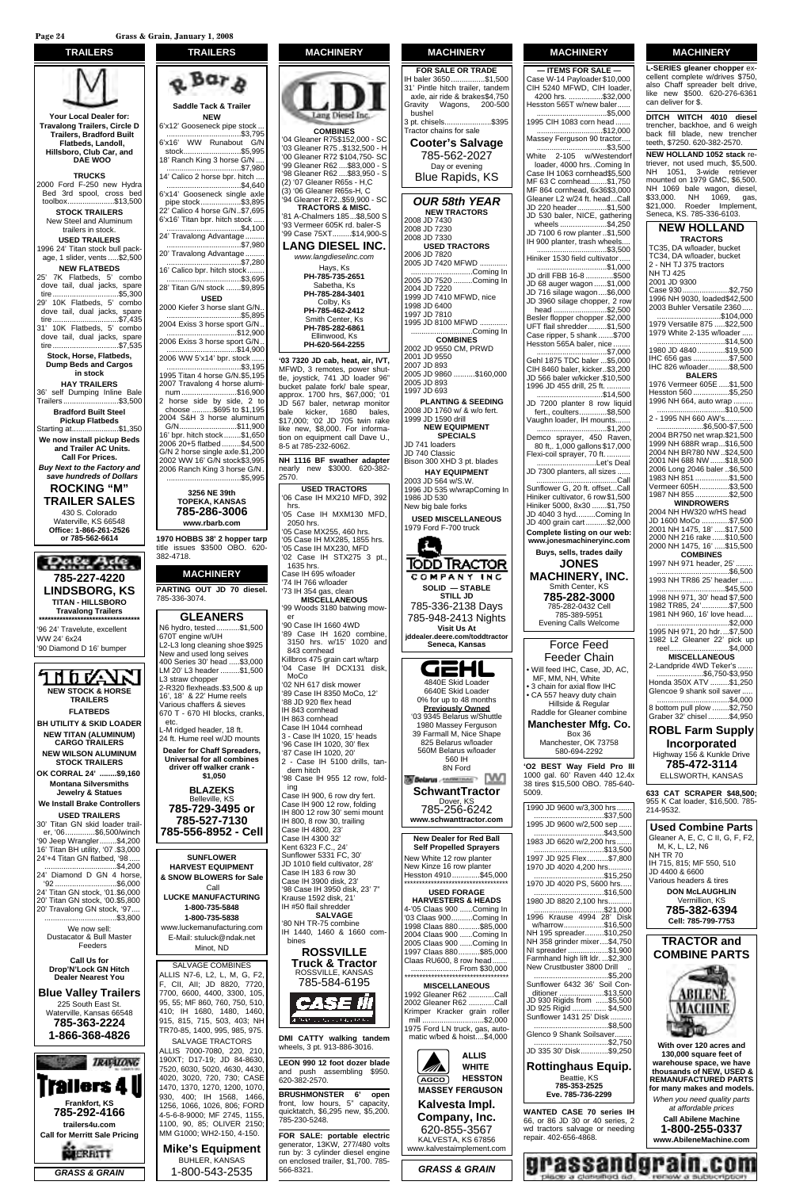## TRAILERS

**Your Local Dealer for: Travalong Trailers, Circle D Trailers, Bradford Built Flatbeds, Landoll, Hillsboro, Club Car, and DAE WOO**

**TRUCKS**

2000 Ford F-250 new Hydra Bed 3rd spool, cross bed toolbox......................$13,500

**STOCK TRAILERS**

New Steel and Aluminum trailers in stock.

**USED TRAILERS**

1996 24' Titan stock bull package, 1 slider, vents .....$2,500

**NEW FLATBEDS**

25' 7K Flatbeds, 5' combo dove tail, dual jacks, spare tire..............................$5,300

29' 10K Flatbeds, 5' combo dove tail, dual jacks, spare tire..............................$7,435

31' 10K Flatbeds, 5' combo dove tail, dual jacks, spare tire..............................$7,535

**Stock, Horse, Flatbeds, Dump Beds and Cargos in stock**

**HAY TRAILERS**

36' self Dumping Inline Bale Trailers..........................$3,500

**Bradford Built Steel Pickup Flatbeds**

Starting at......................$1,350

**We now install pickup Beds and Trailer AC Units. Call For Prices.**

***Buy Next to the Factory and save hundreds of Dollars***

**ROCKING "M" TRAILER SALES**

430 S. Colorado
Waterville, KS 66548
**Office: 1-866-261-2526 or 785-562-6614**

**Dale Ade TRAILER SALES**

**785-227-4220**
**LINDSBORG, KS**
**TITAN - HILLSBORO Travalong Trailers**

'96 24' Travelute, excellent WW 24' 6x24

'90 Diamond D 16' bumper

**TITAN**

**NEW STOCK & HORSE TRAILERS**

**FLATBEDS**

**BH UTILITY & SKID LOADER**

**NEW TITAN (ALUMINUM) CARGO TRAILERS**

**NEW WILSON ALUMINUM STOCK TRAILERS**

**OK CORRAL 24' ........$9,160**

**Montana Silversmiths Jewelry & Statues**

**We Install Brake Controllers**

**USED TRAILERS**

30' Titan GN skid loader trailer, '06...............$6,500/winch

'90 Jeep Wrangler ..........$4,200

16' Titan BH utility, '07 .$3,000

24'+4 Titan GN flatbed, '98.....
.......................................$4,200

24' Diamond D GN 4 horse, '92..............................$6,000

24' Titan GN stock, '01.$6,000

20' Titan GN stock, '00.$5,800

20' Travalong GN stock, '97....
.......................................$3,800

We now sell:
Dustacator & Bull Master Feeders

**Call Us for Drop'N'Lock GN Hitch Dealer Nearest You**

**Blue Valley Trailers**

225 South East St.
Waterville, Kansas 66548
**785-363-2224**
**1-866-368-4826**

**TRAVALONG**

**Trailers 4 U**

**Frankfort, KS**
**785-292-4166**
**trailers4u.com**
**Call for Merritt Sale Pricing**

**MERRITT**

## TRAILERS

**Bar B**

**Saddle Tack & Trailer**

**NEW**

6'x12' Gooseneck pipe stock ...
.......................................$3,795

6'x16' WW Runabout G/N stock...........................$5,995

18' Ranch King 3 horse G/N ....
.......................................$7,980

14' Calico 2 horse bpr. hitch ....
.......................................$4,640

6'x14' Gooseneck single axle pipe stock....................$3,895

22' Calico 4 horse G/N..$7,695

6'x16' Titan bpr. hitch stock .....
.......................................$4,100

24' Travalong Advantage ........
.......................................$7,980

20' Travalong Advantage ........
.......................................$7,280

16' Calico bpr. hitch stock........
.......................................$3,695

28' Titan G/N stock .......$9,895

**USED**

2000 Kiefer 3 horse slant G/N..
.......................................$5,895

2004 Exiss 3 horse sport G/N ..
.....................................$12,900

2006 Exiss 3 horse sport G/N ..
.....................................$14,900

2006 WW 5'x14' bpr. stock ......
.......................................$3,195

1995 Titan 4 horse G/N.$5,195

2007 Travalong 4 horse aluminum...........................$16,900

2 horse side by side, 2 to choose ............$695 to $1,195

2004 S&H 3 horse aluminum G/N..........................$11,900

16' bpr. hitch stock..........$1,650

2006 20+5 flatbed ..........$4,500

G/N 2 horse single axle.$1,200

2002 WW 16' G/N stock$3,995

2006 Ranch King 3 horse G/N .
.......................................$5,995

**3256 NE 39th**
**TOPEKA, KANSAS**
**785-286-3006**
**www.rbarb.com**

**1970 HOBBS 38' 2 hopper tarp** title issues $3500 OBO. 620-382-4718.

## MACHINERY

**PARTING OUT JD 70 diesel.** 785-336-3074.

**GLEANERS**

N6 hydro, tested ...........$1,500

670T engine w/UH

L2-L3 long cleaning shoe $925

New and used long seives

400 Series 30' head .....$3,000

LM 20' L3 header ..........$1,500

L3 straw chopper

2-R320 flexheads.$3,500 & up

16', 18' & 22' Hume reels

Various chaffers & sieves

670 T - 670 HI blocks, cranks, etc.

L-M ridged header, 18 ft.

24 ft. Hume reel w/JD mounts

**Dealer for Chaff Spreaders, Universal for all combines driver off walker crank - $1,050**

**BLAZEKS**
Belleville, KS
**785-729-3495 or 785-527-7130**
**785-556-8952 - Cell**

**SUNFLOWER HARVEST EQUIPMENT & SNOW BLOWERS for Sale**

Call
**LUCKE MANUFACTURING**
**1-800-735-5848**
**1-800-735-5838**
www.luckemanufacturing.com
E-Mail: stuluck@ndak.net
Minot, ND

SALVAGE COMBINES

ALLIS N7-6, L2, L, M, G, F2, F, CII, AII; JD 8820, 7720, 7700, 6600, 4400, 3300, 105, 95, 55; MF 860, 760, 750, 510, 410; IH 1680, 1480, 1460, 915, 815, 715, 503, 403; NH TR70-85, 1400, 995, 985, 975.

SALVAGE TRACTORS

ALLIS 7000-7080, 220, 210, 190XT; D17-19; JD 84-8630, 7520, 6030, 5020, 4630, 4430, 4020, 3020, 720, 730; CASE 1470, 1370, 1270, 1200, 1070, 930, 400; IH 1568, 1466, 1256, 1066, 1026, 806; FORD 4-5-6-8-9000; MF 2745, 1155, 1100, 90, 85; OLIVER 2150; MM G1000; WH2-150, 4-150.

**Mike's Equipment**
BUHLER, KANSAS
1-800-543-2535

## MACHINERY

**LDI Lang Diesel Inc.**

**COMBINES**

'04 Gleaner R75$152,000 - SC

'03 Gleaner R75..$132,500 - H

'00 Gleaner R72 $104,750- SC

'99 Gleaner R62 ....$83,000 - S

'98 Gleaner R62 ....$83,950 - S

(2) '07 Gleaner R65s - H,C

(3) '06 Gleaner R65s-H, C

'94 Gleaner R72..$59,900 - SC

**TRACTORS & MISC.**

'81 A-Chalmers 185...$8,500 S

'93 Vermeer 605K rd. baler-S

'99 Case 75XT..........$14,900-S

**LANG DIESEL INC.**
*www.langdieselinc.com*

Hays, Ks
**PH-785-735-2651**
Sabetha, Ks
**PH-785-284-3401**
Colby, Ks
**PH-785-462-2412**
Smith Center, Ks
**PH-785-282-6861**
Ellinwood, Ks
**PH-620-564-2255**

**'03 7320 JD cab, heat, air, IVT,** MFWD, 3 remotes, power shuttle, joystick, 741 JD loader 96" bucket pallet fork/ bale spear, approx. 1700 hrs $67,000; '01 JD 567 baler, netwrap monitor bale kicker, 1680 bales, $17,000; '02 JD 705 twin rake like new, $8,000. For information on equipment call Dave U., 8-5 at 785-232-6062.

**NH 1116 BF swather adapter** nearly new $3000. 620-382-2570.

**USED TRACTORS**

'06 Case IH MX210 MFD, 392 hrs.

'05 Case IH MXM130 MFD, 2050 hrs.

'05 Case IH MX255, 460 hrs.

'05 Case IH MX285, 1855 hrs.

'05 Case IH MX230, MFD

'02 Case IH STX275 3 pt., 1635 hrs.

Case IH 695 w/loader

'74 IH 766 w/loader

'73 IH 354 gas, clean

**MISCELLANEOUS**

'99 Woods 3180 batwing mower

'90 Case IH 1660 4WD

'89 Case IH 1620 combine, 3150 hrs. w/15' 1020 and 843 cornhead

Killbros 475 grain cart w/tarp

'04 Case IH DCX131 disk, MoCo

'02 NH 617 disk mower

'89 Case IH 8350 MoCo, 12'

'88 JD 920 flex head

IH 843 cornhead

IH 863 cornhead

Case IH 1044 cornhead

3 - Case IH 1020, 15' heads

'96 Case IH 1020, 30' flex

'87 Case IH 1020, 20'

2 - Case IH 5100 drills, tandem hitch

'98 Case IH 955 12 row, folding

Case IH 900, 6 row dry fert.

Case IH 900 12 row, folding

IH 800 12 row 30' semi mount

IH 800, 8 row 30, trailing

Case IH 4800, 23'

Case IH 4300 32'

Kent 6323 F.C., 24'

Sunflower 5331 FC, 30'

JD 1010 field cultivator, 28'

Case IH 183 6 row 30

Case IH 3900 disk, 23'

'98 Case IH 3950 disk, 23' 7"

Krause 1592 disk, 21'

IH #50 flail shredder

**SALVAGE**

'80 NH TR-75 combine

IH 1440, 1460 & 1660 combines

**ROSSVILLE Truck & Tractor**
ROSSVILLE, KANSAS
785-584-6195

**CASE IH**

**DMI CATTY walking tandem** wheels, 3 pt. 913-886-3016.

**LEON 990 12 foot dozer blade** and push assembling $950. 620-382-2570.

**BRUSHMONSTER 6' open** front, low hours, 5" capacity, quicktach, $6,295 new, $5,200. 785-230-5248.

**FOR SALE: portable electric** generator, 13KW, 277/480 volts run by: 3 cylinder diesel engine on enclosed trailer, $1,700. 785-566-8321.

## MACHINERY

**FOR SALE OR TRADE**

IH baler 3650...................$1,500

31' Pintle hitch trailer, tandem axle, air ride & brakes$4,750

Gravity Wagons, 200-500 bushel

3 pt. chisels........................$395

Tractor chains for sale

**Cooter's Salvage**
785-562-2027
Day or evening
Blue Rapids, KS

***OUR 58th YEAR***

**NEW TRACTORS**

2008 JD 7430

2008 JD 7230

2008 JD 7330

**USED TRACTORS**

2006 JD 7820

2005 JD 7420 MFWD ............
.....................................Coming In

2005 JD 7520 ..........Coming In

2004 JD 7220

1999 JD 7410 MFWD, nice

1998 JD 6400

1997 JD 7810

1995 JD 8100 MFWD ............
.....................................Coming In

**COMBINES**

2002 JD 9550 CM, PRWD

2001 JD 9550

2007 JD 893

2005 JD 9860 ..........$160,000

2005 JD 893

1997 JD 693

**PLANTING & SEEDING**

2008 JD 1760 w/ & w/o fert.

1999 JD 1590 drill

**NEW EQUIPMENT SPECIALS**

JD 741 loaders

JD 740 Classic

Bison 300 XHD 3 pt. blades

**HAY EQUIPMENT**

2003 JD 564 w/S.W.

1996 JD 535 w/wrapComing In

1986 JD 530

New big bale forks

**USED MISCELLANEOUS**

1979 Ford F-700 truck

**TODD TRACTOR COMPANY INC**

**SOLID — STABLE STILL JD**
785-336-2138 Days
785-948-2413 Nights
**Visit Us At jddealer.deere.com/toddtractor Seneca, Kansas**

**GEHL**

4840E Skid Loader

6640E Skid Loader

0% for up to 48 months

**Previously Owned**

'03 9345 Belarus w/Shuttle

1980 Massey Ferguson

39 Farmall M, Nice Shape

825 Belarus w/loader

560M Belarus w/loader

560 IH

8N Ford

**Belarus**

**SchwantTractor**
Dover, KS
785-256-6242
**www.schwanttractor.com**

**New Dealer for Red Ball Self Propelled Sprayers**

New White 12 row planter

New Kinze 16 row planter

Hesston 4910.................$45,000

**USED FORAGE HARVESTERS & HEADS**

4-'05 Claas 900.........Coming In

'03 Claas 900...........Coming In

1998 Claas 880..........$85,000

2004 Claas 900 ........Coming In

2005 Claas 900 ........Coming In

1997 Claas 880...........$85,000

Claas RU600, 8 row head.......
...............................From $30,000

**MISCELLANEOUS**

1992 Gleaner R62 ............Call

2002 Gleaner R62 ............Call

Krimper Kracker grain roller mill ................................$2,000

1975 Ford LN truck, gas, automatic w/bed & hoist....$4,000

**ALLIS WHITE HESSTON MASSEY FERGUSON AGCO**

**Kalvesta Impl. Company, Inc.**
620-855-3567
KALVESTA, KS 67856
www.kalvestaimplement.com

## MACHINERY

**— ITEMS FOR SALE —**

Case W-14 Payloader$10,000

CIH 5240 MFWD, CIH loader, 4200 hrs. ..................$32,000

Hesston 565T w/new baler......
.......................................$5,000

1995 CIH 1083 corn head .......
.....................................$12,000

Massey Ferguson 90 tractor.....
.......................................$3,500

White 2-105 w/Westendorf loader, 4000 hrs. .Coming In

Case IH 1063 cornhead$5,500

MF 63 C cornhead..........$1,750

MF 864 cornhead, 6x36$3,000

Gleaner L2 w/24 ft. head....Call

JD 220 header.................$1,500

JD 530 baler, NICE, gathering wheels .........................$4,250

JD 7100 6 row planter ..$1,500

IH 900 planter, trash wheels....
.......................................$3,500

Hiniker 1530 field cultivator .....
.......................................$1,000

JD drill FBB 16-8 .................$500

JD 68 auger wagon ......$1,000

JD 716 silage wagon....$6,000

JD 3960 silage chopper, 2 row head ..............................$2,500

Besler flopper chopper .$2,000

UFT flail shredder..........$1,500

Case ripper, 5 shank .......$700

Hesston 565A baler, nice........
.......................................$7,000

Gehl 1875 TDC baler ....$5,000

CIH 8460 baler, kicker..$3,200

JD 566 baler w/kicker .$10,500

1996 JD 455 drill, 25 ft. ..........
.....................................$14,500

JD 7200 planter 8 row liquid fert., coulters..............$8,500

Vaughn loader, IH mounts......
.......................................$1,200

Demco sprayer, 450 Raven, 80 ft,. 1,000 gallons$17,000

Flexi-coil sprayer, 70 ft. .........
.....................................Let's Deal

JD 7300 planters, all sizes ......
...............................................Call

Sunflower G, 20 ft. offset....Call

Hiniker cultivator, 6 row$1,500

Hiniker 5000, 8x30 .......$1,750

JD 4040 3 hyd..........Coming In

JD 400 grain cart ..........$2,000

**Complete listing on our web: www.jonesmachineryinc.com**

**Buys, sells, trades daily**

**JONES MACHINERY, INC.**
Smith Center, KS
**785-282-3000**
785-282-0432 Cell
785-389-5951
Evening Calls Welcome

**Force Feed Feeder Chain**

- Will feed IHC, Case, JD, AC, MF, MM, NH, White
- 3 chain for axial flow IHC
- CA 557 heavy duty chain Hillside & Regular

Raddle for Gleaner combine

**Manchester Mfg. Co.**
Box 36
Manchester, OK 73758
580-694-2292

**'02 BEST Way Field Pro III** 1000 gal. 60' Raven 440 12.4x38 tires $15,500 OBO. 785-640-5009.

1990 JD 9600 w/3,300 hrs ......
.....................................$37,500

1995 JD 9600 w/2,500 sep ......
.....................................$43,500

1983 JD 6620 w/2,200 hrs ......
.....................................$13,500

1997 JD 925 Flex..........$7,800

1970 JD 4020 4,200 hrs.........
.....................................$15,250

1970 JD 4020 PS, 5600 hrs.....
.....................................$16,500

1980 JD 8820 2,100 hrs...........
.....................................$21,000

1996 Krause 4994 28' Disk w/harrow.....................$16,500

NH 195 spreader...........$10,250

NH 358 grinder mixer....$4,750

NI spreader ....................$1,900

Farmhand high lift ldr. ...$2,300

New Crustbuster 3800 Drill ...
.......................................$5,200

Sunflower 6432 36' Soil Conditioner ......................$13,500

JD 930 Rigids from .......$5,500

JD 925 Rigid ..................$4,500

Sunflower 1431 25' Disk..........
.......................................$8,500

Glenco 9 Shank Soilsaver.......
.......................................$2,750

JD 335 30' Disk.............$9,250

**Rottinghaus Equip.**
Beattie, KS
**785-353-2525**
**Eve. 785-736-2299**

**WANTED CASE 70 series IH** 66, or 86 JD 30 or 40 series, 2 wd tractors salvage or needing repair. 402-656-4868.

## MACHINERY

**L-SERIES gleaner chopper** excellent complete w/drives $750, also Chaff spreader belt drive, like new $500. 620-276-6361 can deliver for $.

**DITCH WITCH 4010 diesel** trencher, backhoe, and 6 weigh back fill blade, new trencher teeth, $7250. 620-382-2570.

**NEW HOLLAND 1052 stack** retriever, not used much, $5,500. NH 1051, 3-wide retriever mounted on 1979 GMC, $6,500. NH 1069 bale wagon, diesel, $33,000. NH 1069, gas, $21,000. Roeder Implement, Seneca, KS. 785-336-6103.

**NEW HOLLAND**

**TRACTORS**

TC35, DA w/loader, bucket

TC34, DA w/loader, bucket

2 - NH TJ 375 tractors

NH TJ 425

2001 JD 9300

Case 930 .......................$2,750

1996 NH 9030, loaded$42,500

2003 Buhler Versatile 2360......
...................................$104,000

1979 Versatile 875 .....$22,500

1979 White 2-135 w/loader .....
.....................................$14,500

1980 JD 4840 .............$19,500

IHC 656 gas .................$7,500

IHC 826 w/loader...........$8,500

**BALERS**

1976 Vermeer 605E .....$1,500

Hesston 560 .................$5,250

1996 NH 664, auto wrap .........
.....................................$10,500

2 - 1995 NH 660 AW's.............
..............................$6,500-$7,500

2004 BR750 net wrap.$21,500

1999 NH 688R wrap...$16,500

2004 NH BR780 NW ..$24,500

2001 NH 688 NW.......$18,500

2006 Long 2046 baler ..$6,500

1983 NH 851 .................$1,500

Vermeer 605H ...............$3,500

1987 NH 855 .................$2,500

**WINDROWERS**

2004 NH HW320 w/HS head

JD 1600 MoCo ...............$7,500

2001 NH 1475, 18' .....$17,500

2000 NH 216 rake .......$10,500

2000 NH 1475, 16' .....$15,500

**COMBINES**

1997 NH 971 header, 25' ........
.......................................$6,500

1993 NH TR86 25' header ......
.....................................$45,500

1998 NH 971, 30' head $7,500

1982 TR85, 24'..............$7,500

1981 NH 960, 16' love head.....
.......................................$2,000

1995 NH 971, 20 hdr....$7,500

1982 L2 Gleaner 22' pick up reel..................................$4,000

**MISCELLANEOUS**

2-Landpride 4WD Teker's ........
..............................$6,750-$3,950

Honda 350X ATV ..........$1,250

Glencoe 9 shank soil saver .....
.......................................$4,000

8 bottom pull plow .......$2,750

Graber 32' chisel ..........$4,950

**ROBL Farm Supply Incorporated**
Highway 156 & Kunkle Drive
**785-472-3114**
ELLSWORTH, KANSAS

**633 CAT SCRAPER $48,500;** 955 K Cat loader, $16,500. 785-214-9532.

**Used Combine Parts**

Gleaner A, E, C, C II, G, F, F2, M, K, L2, N6

NH TR 70

IH 715, 815; MF 550, 510

JD 4400 & 6600

Various headers & tires

**DON McLAUGHLIN**
Vermillion, KS
**785-382-6394**
**Cell: 785-799-7753**

**TRACTOR and COMBINE PARTS**

**ABILENE MACHINE**

**With over 120 acres and 130,000 square feet of warehouse space, we have thousands of NEW, USED & REMANUFACTURED PARTS for many makes and models.**

*When you need quality parts at affordable prices*

**Call Abilene Machine**
**1-800-255-0337**
**www.AbileneMachine.com**

**grassandgrain.com**
place a classified ad... renew a subscription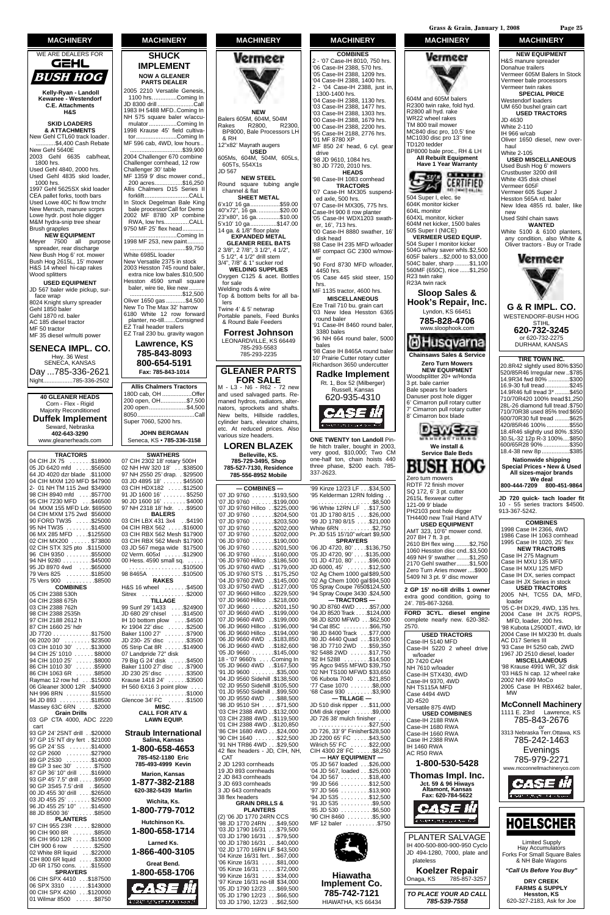## MACHINERY

WE ARE DEALERS FOR
**GEHL**
**BUSH HOG**

**Kelly-Ryan - Landoll**
**Kewanee - Westendorf**
**C.E. Attachments**
**H&S**

**SKID LOADERS & ATTACHMENTS**
New Gehl CTL60 track loader ............$4,400 Cash Rebate
New Gehl 5640E
2003 Gehl 6635 cab/heat, 1800 hrs.
Used Gehl 4840, 2000 hrs.
Used Gehl 4835 skid loader, 1000 hrs.
1997 Gehl 5625SX skid loader
CEA pallet forks, tooth bars
Used Lowe 40C hi flow trnchr
New Mensch, manure scrprs
Lowe hydr. post hole digger
M&M hydra-snip tree shear
Brush grapples

**NEW EQUIPMENT**
Meyer 7500 all purpose spreader, rear discharge
New Bush Hog 6' rot. mower
Bush Hog 2615L, 15' mower
H&S 14 wheel hi-cap rakes
Wood splitters

**USED EQUIPMENT**
JD 567 baler wide pickup, surface wrap
8024 Knight slurry spreader
Gehl 1850 baler
Gehl 1870 rd. baler
AC 185 diesel tractor
MF 50 tractor
MF 35 diesel w/multi power

**SENECA IMPL. CO.**
Hwy. 36 West
SENECA, KANSAS
Day ...785-336-2621
Night..................785-336-2502

**40 GLEANER HEADS**
Corn - Flex - Rigid
Majority Reconditioned
**Duffek Implement**
Seward, Nebraska
**402-643-3290**
www.gleanerheads.com

**TRACTORS**
04 CIH JX 75 . . . . . .$18900
05 JD 6420 mfd . . . . .$56500
64 JD 4020 dsr blade .$11000
04 CIH MXM 120 MFD $47900
2- 01 NH TM 115 2wd $34900
98 CIH 8940 mfd . . . .$57700
95 CIH 7230 MFD . . .$46500
04 MXM 155 MFD Ldr. $69500
04 CIH MXM 175 2wd $56000
90 FORD TW35 . . . . .$25000
95 NH TW35 . . . . . . .$14500
06 MX 285 MFD . . . .$125500
02 CIH MX200 . . . . . . $73800
02 CIH STX 325 pto .$115000
96 CIH 9350 . . . . . . .$65000
94 NH 9280 . . . . . . . .$45000
95 JD 8970 4wd . . . . .$65000
79 Vers 825 . . . . . . . .$18500
75 Vers 900 . . . . . . . . .$8500

**COMBINES**
05 CIH 2388 530h
04 CIH 2388 675h
03 CIH 2388 762h
98 CIH 2388 2535h
97 CIH 2188 2612 h
87 CIH 1660 25' hdr
JD 7720 . . . . . . . . . . . .$17500
06 2020 30' . . . . . . . . .$23500
03 CIH 1010 30' . . . . .$13000
94 CIH 25' 1010 . . . . . .$8000
94 CIH 1010 25' . . . . . .$8000
86 CIH 1010 30' . . . . . .$5900
86 CIH 1063 6R . . . . . .$8500
Raymac 12 row hd . . .$15000
06 Gleaner 3000 12R .$40900
NH 996 8RN . . . . . . . .$15500
94 JD 893 . . . . . . . . . .$18500
Massey 63C 6RN . . . . .$2000

**Grain Drills**
03 GP CTA 4000, ADC 2220 cart
93 GP 24' 2SNT drill . .$20000
97 GP 15' NT dry fert . $21000
95 GP 24' SS . . . . . . .$14000
02 GP 2600 . . . . . . . .$27900
89 GP 2S30 . . . . . . . .$14000
89 GP 3 sec 30' . . . . . . .$7500
87 GP 36' 10" drill . . . .$16900
93 GP 45' 7.5" drill . . . . .$9500
90 GP 3S45 7.5' drill . . .$6500
00 JD 455 30' drill . . . .$26500
03 JD 455 25' . . . . . . . $25000
96 JD 455 25' 10" . . . .$14500
88 JD 8500 36' . . . . . . .$8500

**PLANTERS**
97 CIH 955 23R . . . . . $28000
90 CIH 900 8R . . . . . . .$8500
95 CIH 950 12R . . . . .$15000
CIH 900 6 row . . . . . . .$2500
02 White 8R liquid . . . .$22000
CIH 800 6R liquid . . . . .$3000
JD 6R 1750 cons. . . . .$15500

**SPRAYERS**
06 CIH SPX 4410 . . . .$187500
06 SPX 3310 . . . . . . .$143000
00 CIH SPX 4260 . . . .$120000
01 Wilmar 8500 . . . . . . .$8750

**SHUCK IMPLEMENT**
**NOW A GLEANER PARTS DEALER**
2005 2210 Versatile Genesis, 1100 hrs. ..............Coming In
JD 8300 drill ......................Coming In
1983 IH 5488 MFD..Coming In
NH 575 square baler w/accumulator ..................Coming In
1998 Krause 45' field cultivator ...........................Coming In
MF 596 cab, 4WD, low hours ..................................$39,900
2004 Challenger 670 combine
Challenger cornhead, 12 row
Challenger 30' table
MF 1359 9' disc mower cond., 200 acres.................$16,250
Allis Chalmers D15 Series II forklift........................CALL
In Stock Degelman Bale King bale processor Call for Demo
2002 MF 8780 XP combine RWA, low hrs.............CALL
9750 MF 25' flex head ..............................Coming In
1998 MF 253, new paint.......... ...........................$9,750
White 6985L loader
New Versatile 2375 in stock
2003 Hesston 745 round baler, extra nice low bales.$10,500
Hesston 4590 small square baler, wire tie, like new..................................$12,500
Oliver 1650 gas ............$4,500
New To The Max 32' harrow
6180 White 12 row forward planter, no-till.......Consigned
EZ Trail header trailers
EZ Trail 230 bu. gravity wagon

**Lawrence, KS**
**785-843-8093**
**800-654-5191**
**Fax: 785-843-1014**

**Allis Chalmers Tractors**
180D cab, OH ..................Offer
200 open, OH.................$7,500
200 open.........................$4,500
8050..................................Call
Super 7060, 5200 hrs.

**JOHN BERGMAN**
Seneca, KS • **785-336-3158**

**SWATHERS**
07 CIH 2302 18' rotary 500H
02 NH HW 320 18' . . . .$38500
97 NH 2550 25' drap. . $29500
03 JD 4895 18' . . . . . . $45500
03 CIH HDX182 . . . . .$12500
91 JD 1600 16' . . . . . . .$5250
90 JD 1600 16' . . . . . . . $4800
97 NH 2318 18' hdr. . . . .$9500

**BALERS**
03 CIH LBX 431 3x4 . . .$4190
04 CIH RBX 562 . . . . .$16000
03 CIH RBX 562 Mesh $17900
03 CIH RBX 562 Mesh $17900
03 JD 567 mega wide $17500
02 Verm. 605xl . . . . . .$12900
00 Hess. 4590 small sq. . . . . . . . . . . . . . . . . . . . . . . .$10500
98 8465A . . . . . . . . . .$10500

**RAKES**
H&S 16 wheel . . . . . . .$4500
Sitrex . . . . . . . . . . . . . . .$2000

**TILLAGE**
99 Sunf 29' 1433 . . . .$24900
JD 680 29' chisel . . . .$14500
IH 10 bottom plow . . . .$4500
Kr 1904 22' disc . . . . . .$2500
Baker 1100 27' . . . . . . .$7900
JD 230- 25' disc . . . . . .$3500
05 Strip Cat 8R . . . . . .$14900
07 Landpride 72" disk
79 Big G 24' disk . . . . . .$4500
Baker 1100 27' disc . . . .$7900
JD 230 25' disc . . . . . . .$3500
Krause 1418 24' . . . . . .$3500
IH 560 6X16 3 point plow . . . . . . . . . . . . . . . . . . . . . . . . .$1000
Glencoe 34' FC . . . . . . .$1500

**MISC.**
**CALL FOR ATV & LAWN EQUIP.**

**Straub International**
**Salina, Kansas**
**1-800-658-4653**
**785-452-1180 Eric**
**785-493-4999 Kevin**
**Marion, Kansas**
**1-877-382-2188**
**620-382-5439 Marlin**
**Wichita, Ks.**
**1-800-779-7012**
**Hutchinson Ks.**
**1-800-658-1714**
**Larned Ks.**
**1-866-400-3105**
**Great Bend.**
**1-800-658-1706**

**Vermeer**

**NEW**
Balers 605M, 604M, 504M
Rakes R2800, R2300, BP8000, Bale Processors LH & RH
12'x82' Mayrath augers

**USED**
605Ms, 604M, 504M, 605Ls, 605Ts, 554X1s
JD 567

**NEW STEEL**
Round square tubing angle channel & flat

**SHEET METAL**
6'x10' 16 ga ....................$59.00
40"x72", 16 ga. ..............$20.00
23"x80", 16 ga. ..............$10.00
5'x10' 10 ga..................$147.00
14 ga. & 1/8" floor plate

**EXPANDED METAL**
**GLEANER REEL BATS**
2 3/8", 2 7/8", 3 1/2", 4 1/2", 5 1/2", 4 1/2" drill stem
3/4", 7/8" & 1" sucker rod

**WELDING SUPPLIES**
Oxygen C125 & acet. Bottles for sale
Welding rods & wire
Top & bottom belts for all balers
Twine 4' & 5' netwrap
Portable panels, Feed Bunks & Round Bale Feeders

**Forrest Johnson**
LEONARDVILLE, KS 66449
785-293-5583
785-293-2235

**GLEANER PARTS FOR SALE**
M - L3 - N6 - R62 - 72 new and used salvaged parts. Remaned hydros, radiators, alternators, sprockets and shafts. New belts, Hillside raddles, cylinder bars, elevator chains, etc. At reduced prices. Also various size headers.

**LOREN BLAZEK**
**Belleville, KS.**
**785-729-3495, Shop**
**785-527-7130, Residence**
**785-556-8952 Mobile**

**— COMBINES —**
'07 JD 9760 . . . . . . .$193,500
'07 JD 9760 . . . . . . .$199,000
'07 JD 9760 Hillco . .$225,000
'07 JD 9760 . . . . . . .$204,500
'07 JD 9760 . . . . . . .$203,500
'07 JD 9760 . . . . . . .$202,000
'07 JD 9760 . . . . . . .$202,000
'06 JD 9760 . . . . . . .$190,000
'06 JD 9760 . . . . . . .$201,500
'06 JD 9760 . . . . . . .$160,000
'06 JD 9760 Hillco . .$186,500
'05 JD 9760 4WD . . .$179,000
'05 JD 9760 STS . . .$175,250
'04 JD 9760 2WD . . .$145,000
'03 JD 9750 4WD . . .$127,000
'07 JD 9660 Hillco . .$229,500
'07 JD 9660 Hillco . .$218,000
'07 JD 9660 . . . . . . .$201,150
'07 JD 9660 4WD . . .$199,000
'07 JD 9660 4WD . . .$199,000
'06 JD 9660 Hillco . .$196,000
'06 JD 9660 Hillco . .$194,000
'06 JD 9660 4WD . . .$183,850
'06 JD 9660 4WD . . .$182,600
'05 JD 9660 . . . . . . .$145,000
18 - '07 9660's . . . . .Coming In
'05 JD 9660 4WD . . .$167,500
'91 JD 9600 . . . . . . . .$35,000
'04 JD 9560 Sidehill .$138,500
'02 JD 9550 Sidehill .$105,500
'01 JD 9550 Sidehill . .$99,500
'00 JD 9550 4WD . . . .$88,500
'98 JD 9510 SH . . . . .$71,500
'03 CIH 2388 4WD . .$132,000
'03 CIH 2388 4WD . .$119,500
'01 CIH 2388 4WD . .$120,850
'86 CIH 1680 4WD . . .$24,000
'90 CIH 1640 . . . . . . .$22,500
'91 NH TR86 4WD . . .$29,500
42 flex headers - JD, CIH, NH, CAT
2 JD 1293 cornheads
19 JD 893 cornheads
2 JD 843 cornheads
3 JD 693 cornheads
3 JD 643 cornheads
38 flex headers

**GRAIN DRILLS & PLANTERS**
(2) '06 JD 1770 24RN CCS
'98 JD 1770 24RN . . .$49,500
'03 JD 1790 16/31 . . .$79,500
'03 JD 1790 16/31 . . .$79,500
'00 JD 1780 16/31 . . .$40,000
'02 JD 1770 16RN LF $43,500
'04 Kinze 16/31 fert. . .$67,000
'06 Kinze 16/31 . . . . .$81,000
'05 Kinze 16/31 . . . . .$72,000
'99 Kinze 16/31 . . . . .$34,000
'97 Kinze 16/31 no-till $34,000
'05 JD 1790 12/23 . . .$69,500
'05 JD 1790 12/23 . . .$66,500
'03 JD 1790, 12/23 . . .$62,500

**COMBINES**
2 - '07 Case-IH 8010, 750 hrs.
'06 Case-IH 2388, 570 hrs.
'05 Case-IH 2388, 1209 hrs.
'04 Case-IH 2388, 1400 hrs.
2 - '04 Case-IH 2388, just in, 1300-1400 hrs.
'04 Case-IH 2388, 1130 hrs.
'03 Case-IH 2388, 1477 hrs.
'03 Case-IH 2388, 1303 hrs.
'00 Case-IH 2388, 1679 hrs.
'00 Case-IH 2388, 2200 hrs.
'95 Case-IH 2188, 2776 hrs.
'01 MF 8780 XP
MF 850 24' head, 6 cyl. gear drive
'98 JD 9610, 1084 hrs.
'80 JD 7720, 2010 hrs.

**HEADS**
'98 Case-IH 1083 cornhead

**TRACTORS**
'07 Case-IH MX305 suspended axle, 500 hrs.
'07 Case-IH MX305, 775 hrs.
Case-IH 900 8 row planter
'05 Case-IH WDX1203 swather, 16', 713 hrs.
'00 Case-IH 8880 swather, 16' disk head
'88 Case IH 235 MFD w/loader
MF compact GC 2300 w/mower
'90 Ford 8730 MFD w/loader, 4450 hrs.
'05 Case 445 skid steer, 150 hrs.
MF 1135 tractor, 4600 hrs.

**MISCELLANEOUS**
Eze Trail 710 bu. grain cart
'03 New Idea Hesston 6365 round baler
'91 Case-IH 8460 round baler, 3380 bales
'96 NH 664 round baler, 5000 bales
'98 Case IH 8465A round baler
10' Prairie Cutter rotary cutter
Richardson 3650 undercutter

**Radke Implement**
Rt. 1, Box 52 (Milberger)
Russell, Kansas
620-935-4310

**ONE TWENTY ton Landoll** Pintle hitch trailer, bought in 2003, very good, $10,000; Two CM one-half ton, chain hoists 440 three phase, $200 each. 785-337-2623.

'99 Kinze 12/23 LF . . .$34,500
'95 Kelderman 12RN folding . . . . . . . . . . . . . . . . . . . . .$8,500
'96 White 12RN LF . . .$17,500
'01 JD 1780 8/15 . . . .$26,000
'99 JD 1780 8/15 . . . .$21,000
White 6RN . . . . . . . . . .$2,750
Pr. JD 515 15'/10" w/cart $9,500

**SPRAYERS**
'06 JD 4720, 80' . . . .$136,750
'05 JD 4720, 90' . . . .$135,000
'01 JD 4710, 80' . . . . .$96,000
JD 6000, 45' . . . . . . .$12,500
'02 Ag Chem 1000 gal$89,500
'02 Ag Chem 1000 gal$94,500
'05 Spray Coupe 7650$124,500
'94 Spray Coupe 3430 .$24,500

**— TRACTORS —**
'90 JD 8760 4WD . . . . .$57,000
'04 JD 8520 Track . . .$124,000
'98 JD 8200 MFWD . . .$62,500
'94 Cat 85C . . . . . . . . .$66,750
'98 JD 8400 Track . . . .$77,000
'80 JD 4440 Quad . . . .$19,500
'98 JD 7710 2WD . . . .$59,350
'82 5488 2WD . . . . . . .$17,750
'82 IH 5288 . . . . . . . . .$14,500
'95 Agco 9455 MFWD $39,750
'02 NH TS100 MFWD $33,650
'06 Kubota 7040 . . . . .$21,850
'77 Case 1070 . . . . . . . .$8,000
'68 Case 930 . . . . . . . .$3,900

**— TILLAGE —**
JD 510 disk ripper . . .$11,000
DMI disk ripper . . . . . . .$9,000
JD 726 38' mulch finisher . . . . . . . . . . . . . . . . . . . . . . .$27,500
JD 726, 33' 9" Finisher$28,500
JD 2200 65' FC . . . . .$43,500
Wilrich 55' FC . . . . . .$22,000
CIH 4300 28' FC . . . . . .$8,250

**— HAY EQUIPMENT —**
'05 JD 567 loaded . . .$26,000
'04 JD 567, loaded . . .$25,000
'04 JD 567 . . . . . . . . .$18,500
'99 JD 566 . . . . . . . . .$12,500
'97 JD 566 . . . . . . . . .$13,900
'94 JD 535 . . . . . . . . .$12,500
'91 JD 535 . . . . . . . . . .$9,500
'85 JD 530 . . . . . . . . . .$6,500
'90 CIH 8460 . . . . . . . .$5,900
MF 12 baler . . . . . . . . . . .$750

**Hiawatha Implement Co.**
**785-742-7121**
HIAWATHA, KS 66434

**Vermeer**

604M and 605M balers
R2300 twin rake, fold hyd.
R2800 all hyd. rake
WR22 wheel rakes
TM 800 trail mower
MC840 disc pro, 10.5' tine
MC1030 disc pro 13' tine
TD120 tedder
BP8000 bale proc., RH & LH

**All Rebuilt Equipment Have 1 Year Warranty**

504 Super I, elec. tie
604K monitor kicker
604L monitor
604XL monitor, kicker
604M net kicker, 1500 bales
505 Super I (NICE)

**VERMEER USED EQUIP.**
504 Super I monitor kicker
504G w/hay saver whls.$2,500
605F balers...$2,000 to $3,000
504C baler, sharp .........$1,100
560MF (650C), nice ......$1,250
R23 twin rake
R23A twin rack

**Sloop Sales & Hook's Repair, Inc.**
Lyndon, KS 66451
**785-828-4706**
www.sloophook.com

**Husqvarna**
**Chainsaws Sales & Service**
**Zero Turn Mowers**

**NEW EQUIPMENT**
Woodsplitter 20+ w/Honda
3 pt. bale carrier
Bale spears for loaders
Danuser post hole digger
6' Cimarron pull rotary cutter
7' Cimarron pull rotary cutter
8' Cimarron box blade

**DewEze**
**We install & Service Bale Beds**

**BUSH HOG**

Zero turn mowers
RDTF 72 finish mover
SQ 172, 6' 3 pt. cutter
2615L flexwear cutter
121-09 9' blade
PH2103 post hole digger
TH4400 new Trail Hand ATV

**USED EQUIPMENT**
AMT 323, 10'6" mower cond.
207 BH 7 ft. 3 pt.
2610 BH flex wing.........$2,750
1060 Hesston disc cnd..$3,500
469 NH 9' swather .........$1,250
2170 Gehl swather.........$1,500
Zero Turn Aries mower ....$900
5409 NI 3 pt. 9' disc mower

**2 GP 15' no-till drills 1 owner** extra good condition, going to 24'. 785-867-3268.

**FORD 3CYL. diesel engine** complete nearly new. 620-382-2570.

**USED TRACTORS**
Case-IH 5140 MFD
Case-IH 5220 2 wheel drive w/loader
JD 7420 CAH
NH 7610 w/loader
Case-IH STX430, 4WD
Case-IH 9370, 4WD
NH TS115A MFD
Case 4494 4WD
JD 4520
Versatile 875 4WD

**USED COMBINES**
Case-IH 2188 RWA
Case-IH 1680 RWA
Case-IH 1660 RWA
Case-IH 2388 RWA
IH 1460 RWA
AC R50 RWA

**1-800-530-5428**
**Thomas Impl. Inc.**
**Jct. 59 & 96 Hiways**
**Altamont, Kansas**
**Fax: 620-784-5622**

**PLANTER SALVAGE**
IH 400-500-800-900-950 Cyclo
JD 494-1280, 7000, plate and plateless

**Koelzer Repair**
Onaga, KS 785-857-3257

***TO PLACE YOUR AD CALL 785-539-7558***

**NEW EQUIPMENT**
H&S manure spreader
Donahue trailers
Vermeer 605M Balers In Stock
Vermeer bale processors
Vermeer twin rakes

**SPECIAL PRICE**
Westendorf loaders
UM 650 bushel grain cart

**USED TRACTORS**
JD 4630
White 2-110
IH 966 w/cab
Oliver 1650 diesel, new overhaul
White 2-105

**USED MISCELLANEOUS**
Used Bush Hog 6' mowers
Crustbuster 3200 drill
White 435 disk chisel
Vermeer 605F
Vermeer 605 Super J
Hesston 565A rd. baler
New Idea 4855 rd. baler, like new
Used Stihl chain saws

**WANTED**
White 5100 & 6100 planters, any condition, also White & Oliver tractors - Buy or Trade

**Vermeer**

**G & R IMPL. CO.**
WESTENDORF-BUSH HOG
STIHL
**620-732-3245**
or 620-732-2275
DURHAM, KANSAS

**TIRE TOWN INC.**
20.8R42 slightly used 80% $350
520/85R46 Irregular new ..$785
14.9R34 fwd 80% .............$300
16.9-30 full tread ..............$245
14.9R46 full tread 3* .........$450
710/70R420 100% tread $1,250
28L-26 diamond full tread .$750
710/70R38 used 85% tred $650
600/70R30 full tread ..........$625
420/85R46 100%...............$550
18.4R46 slightly usd 80% .$350
30.5L-32 12p R-3 100%....$850
600/65R28 90% ................$350
18.4-38 new 8p..................$385

**Nationwide shipping**
**Special Prices • New & Used**
**All sizes-major brands**
**We deal**
**800-444-7209 800-451-9864**

**JD 720 quick- tach loader fit** 10 - 55 series tractors $4500. 913-367-5242.

**COMBINES**
1998 Case IH 2366, 4WD
1986 Case IH 1063 cornhead
1995 Case IH 1020, 25' flex

**NEW TRACTORS**
Case IH 275 Magnum
Case IH MXU 135 MFD
Case IH MXU 125 MFD
Case IH DX, series compact
Case IH JX Series in stock

**USED TRACTORS**
2005 NH, TC55 DA, MFD, loader
'05 C-IH DX29, 4WD, 135 hrs.
2004 Case IH JX75 ROPS, MFD, loader, 200 hrs.
'98 Kubota L2500DT, 4WD, ldr
2004 Case IH MX230 frt. duals
AC D17 Series III
'93 Case IH 5250 cab, 2WD
1967 JD 2510 diesel, loader

**MISCELLANEOUS**
'98 Krause 4991 WR, 32' disk
'03 H&S hi cap. 12 wheel rake
2002 NH 499 MoCo
2005 Case IH RBX462 baler, MW

**McConnell Machinery**
1111 E. 23rd Lawrence, KS
785-843-2676
or
3313 Nebraska Terr.Ottawa, KS
785-242-1463
Evenings
785-979-2271
www.mcconnellmachineryco.com

**HOELSCHER**
Limited Supply
Hay Accumulators
Forks For Small Square Bales & NH Bale Wagons

***"Call Us Before You Buy"***

**DRY CREEK FARMS & SUPPLY**
**Hesston, KS**
620-327-2183, Ask for Joe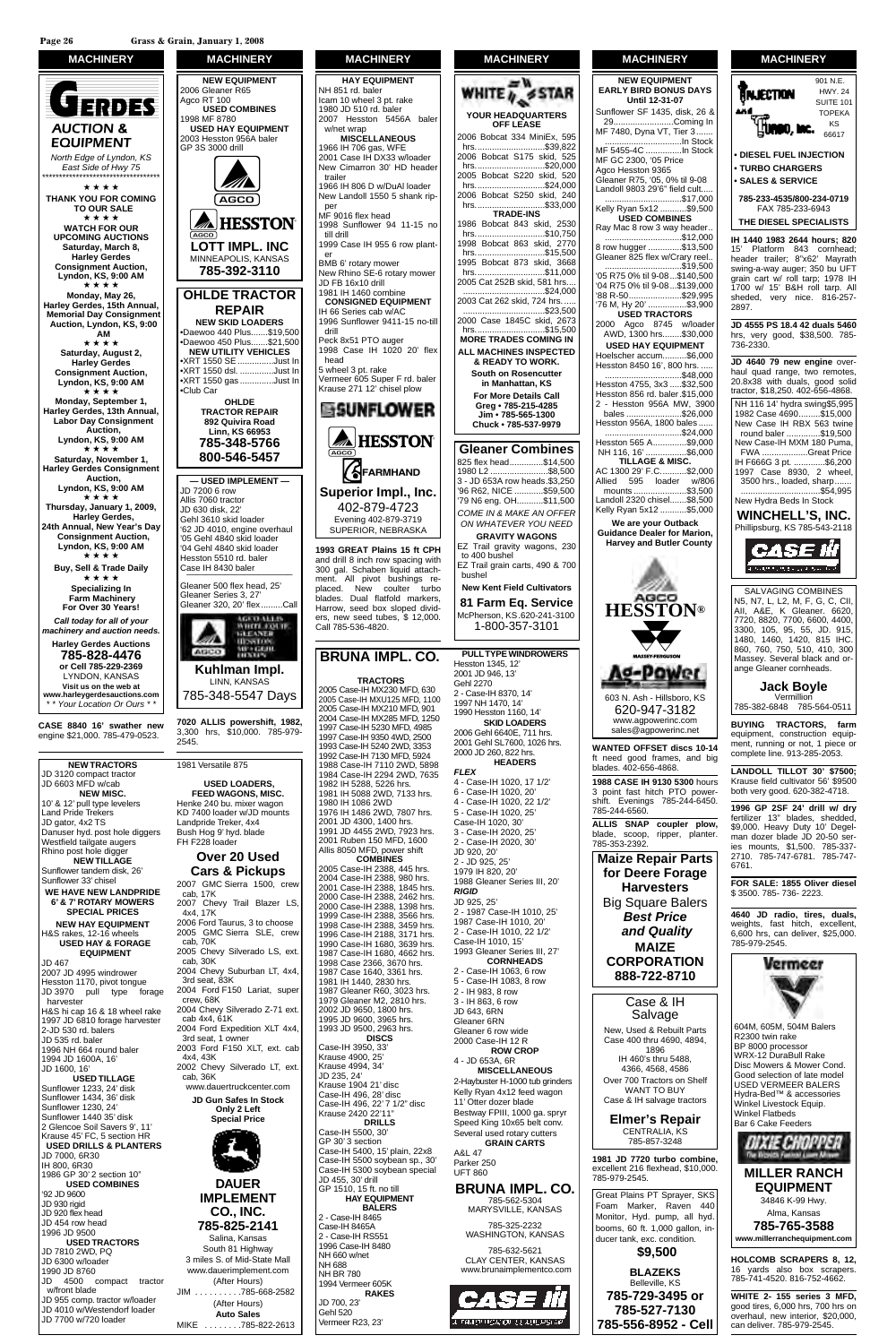## MACHINERY

# GERDES AUCTION & EQUIPMENT

*North Edge of Lynden, KS*
*East Side of Hwy 75*

★ ★ ★ ★

**THANK YOU FOR COMING TO OUR SALE**

★ ★ ★ ★

**WATCH FOR OUR UPCOMING AUCTIONS**

**Saturday, March 8, Harley Gerdes Consignment Auction, Lyndon, KS, 9:00 AM**

★ ★ ★ ★

**Monday, May 26, Harley Gerdes, 15th Annual, Memorial Day Consignment Auction, Lyndon, KS, 9:00 AM**

★ ★ ★ ★

**Saturday, August 2, Harley Gerdes Consignment Auction, Lyndon, KS, 9:00 AM**

★ ★ ★ ★

**Monday, September 1, Harley Gerdes, 13th Annual, Labor Day Consignment Auction, Lyndon, KS, 9:00 AM**

★ ★ ★ ★

**Saturday, November 1, Harley Gerdes Consignment Auction, Lyndon, KS, 9:00 AM**

★ ★ ★ ★

**Thursday, January 1, 2009, Harley Gerdes, 24th Annual, New Year's Day Consignment Auction, Lyndon, KS, 9:00 AM**

★ ★ ★ ★

**Buy, Sell & Trade Daily**

★ ★ ★ ★

**Specializing In Farm Machinery For Over 30 Years!**

*Call today for all of your machinery and auction needs.*

**Harley Gerdes Auctions**
**785-828-4476**
**or Cell 785-229-2369**
LYNDON, KANSAS
**Visit us on the web at www.harleygerdesauctions.com**
*\* \* Your Location Or Ours \* \**

**CASE 8840 16' swather** new engine $21,000. 785-479-0523.

**NEW TRACTORS**
JD 3120 compact tractor
JD 6603 MFD w/cab

**NEW MISC.**
10' & 12' pull type levelers
Land Pride Trekers
JD gator, 4x2 TS
Danuser hyd. post hole diggers
Westfield tailgate augers
Rhino post hole digger

**NEW TILLAGE**
Sunflower tandem disk, 26'
Sunflower 33' chisel

**WE HAVE NEW LANDPRIDE 6' & 7' ROTARY MOWERS SPECIAL PRICES**

**NEW HAY EQUIPMENT**
H&S rakes, 12-16 wheels

**USED HAY & FORAGE EQUIPMENT**
JD 467
2007 JD 4995 windrower
Hesston 1170, pivot tongue
JD 3970 pull type forage harvester
H&S hi cap 16 & 18 wheel rake
1997 JD 6810 forage harvester
2-JD 530 rd. balers
JD 535 rd. baler
1996 NH 664 round baler
1994 JD 1600A, 16'
JD 1600, 16'

**USED TILLAGE**
Sunflower 1233, 24' disk
Sunflower 1434, 36' disk
Sunflower 1230, 24'
Sunflower 1440 35' disk
2 Glencoe Soil Savers 9', 11'
Krause 45' FC, 5 section HR

**USED DRILLS & PLANTERS**
JD 7000, 6R30
IH 800, 6R30
1986 GP 30' 2 section 10"

**USED COMBINES**
'92 JD 9600
JD 930 rigid
JD 920 flex head
JD 454 row head
1996 JD 9500

**USED TRACTORS**
JD 7810 2WD, PQ
JD 6300 w/loader
1990 JD 8760
JD 4500 compact tractor w/front blade
JD 955 comp. tractor w/loader
JD 4010 w/Westendorf loader
JD 7700 w/720 loader

**NEW EQUIPMENT**
2006 Gleaner R65
Agco RT 100

**USED COMBINES**
1998 MF 8780

**USED HAY EQUIPMENT**
2003 Hesston 956A baler
GP 3S 3000 drill

AGCO — HESSTON

**LOTT IMPL. INC**
MINNEAPOLIS, KANSAS
**785-392-3110**

**OHLDE TRACTOR REPAIR**

**NEW SKID LOADERS**
•Daewoo 440 Plus.......$19,500
•Daewoo 450 Plus.......$21,500

**NEW UTILITY VEHICLES**
•XRT 1550 SE ..............Just In
•XRT 1550 dsl. ..............Just In
•XRT 1550 gas ..............Just In
•Club Car

**OHLDE TRACTOR REPAIR**
**892 Quivira Road**
**Linn, KS 66953**
**785-348-5766**
**800-546-5457**

**— USED IMPLEMENT —**
JD 7200 6 row
Allis 7060 tractor
JD 630 disk, 22'
Gehl 3610 skid loader
'62 JD 4010, engine overhaul
'05 Gehl 4840 skid loader
'04 Gehl 4840 skid loader
Hesston 5510 rd. baler
Case IH 8430 baler

Gleaner 500 flex head, 25'
Gleaner Series 3, 27'
Gleaner 320, 20' flex.........Call

AGCO ALLIS, WHITE EQUIP., GLEANER, HESSTON, MF • GEHL, DIXXON

**Kuhlman Impl.**
LINN, KANSAS
785-348-5547 Days

**7020 ALLIS powershift, 1982,** 3,300 hrs, $10,000. 785-979-2545.

1981 Versatile 875

**USED LOADERS, FEED WAGONS, MISC.**
Henke 240 bu. mixer wagon
KD 7400 loader w/JD mounts
Landpride Treker, 4x4
Bush Hog 9' hyd. blade
FH F228 loader

**Over 20 Used Cars & Pickups**
2007 GMC Sierra 1500, crew cab, 17K
2007 Chevy Trail Blazer LS, 4x4, 17K
2006 Ford Taurus, 3 to choose
2005 GMC Sierra SLE, crew cab, 70K
2005 Chevy Silverado LS, ext. cab, 30K
2004 Chevy Suburban LT, 4x4, 3rd seat, 83K
2004 Ford F150 Lariat, super crew, 68K
2004 Chevy Silverado Z-71 ext. cab 4x4, 61K
2004 Ford Expedition XLT 4x4, 3rd seat, 1 owner
2003 Ford F150 XLT, ext. cab 4x4, 43K
2002 Chevy Silverado LT, ext. cab, 36K
www.dauertruckcenter.com

**JD Gun Safes In Stock**
**Only 2 Left**
**Special Price**

**DAUER IMPLEMENT CO., INC.**
**785-825-2141**
Salina, Kansas
South 81 Highway
3 miles S. of Mid-State Mall
www.dauerimplement.com
(After Hours)
JIM . . . . . . . . . .785-668-2582
(After Hours)
**Auto Sales**
MIKE . . . . . . . .785-822-2613

**HAY EQUIPMENT**
NH 851 rd. baler
Icarn 10 wheel 3 pt. rake
1980 JD 510 rd. baler
2007 Hesston 5456A baler w/net wrap

**MISCELLANEOUS**
1966 IH 706 gas, WFE
2001 Case IH DX33 w/loader
New Cimarron 30' HD header trailer
1966 IH 806 D w/DuAl loader
New Landoll 1550 5 shank ripper
MF 9016 flex head
1998 Sunflower 94 11-15 no till drill
1999 Case IH 955 6 row planter
BMB 6' rotary mower
New Rhino SE-6 rotary mower
JD FB 16x10 drill
1981 IH 1460 combine

**CONSIGNED EQUIPMENT**
IH 66 Series cab w/AC
1996 Sunflower 9411-15 no-till drill
Peck 8x51 PTO auger
1998 Case IH 1020 20' flex head
5 wheel 3 pt. rake
Vermeer 605 Super F rd. baler
Krause 271 12' chisel plow

SUNFLOWER — HESSTON — FARMHAND

**Superior Impl., Inc.**
402-879-4723
Evening 402-879-3719
SUPERIOR, NEBRASKA

**1993 GREAT Plains 15 ft CPH** and drill 8 inch row spacing with 300 gal. Schaben liquid attachment. All pivot bushings replaced. New coulter turbo blades. Dual flatfold markers, Harrow, seed box sloped dividers, new seed tubes, $ 12,000. Call 785-536-4820.

**WHITE STAR**

**YOUR HEADQUARTERS OFF LEASE**
2006 Bobcat 334 MiniEx, 595 hrs.............................$39,822
2006 Bobcat S175 skid, 525 hrs.............................$20,000
2005 Bobcat S220 skid, 520 hrs.............................$24,000
2006 Bobcat S250 skid, 240 hrs.............................$33,000

**TRADE-INS**
1986 Bobcat 843 skid, 2530 hrs.............................$10,750
1998 Bobcat 863 skid, 2770 hrs.............................$15,500
1995 Bobcat 873 skid, 3668 hrs.............................$11,000
2005 Cat 252B skid, 581 hrs...................................$24,000
2003 Cat 262 skid, 724 hrs.......................................$23,500
2000 Case 1845C skid, 2673 hrs.............................$15,500

**MORE TRADES COMING IN**

**ALL MACHINES INSPECTED & READY TO WORK.**

**South on Rosencutter in Manhattan, KS**

**For More Details Call**
**Greg • 785-215-4285**
**Jim • 785-565-1300**
**Chuck • 785-537-9979**

**Gleaner Combines**
825 flex head.............$14,500
1980 L2 ........................$8,500
3 - JD 653A row heads.$3,250
'96 R62, NICE ............$59,500
'79 N6 eng. OH..........$11,500

*COME IN & MAKE AN OFFER ON WHATEVER YOU NEED*

**GRAVITY WAGONS**
EZ Trail gravity wagons, 230 to 400 bushel
EZ Trail grain carts, 490 & 700 bushel

**New Kent Field Cultivators**

**81 Farm Eq. Service**
McPherson, KS 620-241-3100
1-800-357-3101

**NEW EQUIPMENT EARLY BIRD BONUS DAYS Until 12-31-07**
Sunflower SF 1435, disk, 26 & 29.........................Coming In
MF 7480, Dyna VT, Tier 3..........................................In Stock
MF 5455-4C ..................In Stock
MF GC 2300, '05 Price
Agco Hesston 9365
Gleaner R75, '05, 0% til 9-08
Landoll 9803 29'6" field cult.............................................$17,000
Kelly Ryan 5x12 ............$9,500

**USED COMBINES**
Ray Mac 8 row 3 way header........................................$12,000
8 row hugger ...............$13,500
Gleaner 825 flex w/Crary reel..........................................$19,500
'05 R75 0% til 9-08...$140,500
'04 R75 0% til 9-08...$139,000
'88 R-50.......................$29,995
'76 M, Hy 20' ................$3,900

**USED TRACTORS**
2000 Agco 8745 w/loader AWD, 1300 hrs........$30,000

**USED HAY EQUIPMENT**
Hoelscher accum...........$6,000
Hesston 8450 16', 800 hrs. .....................................$48,000
Hesston 4755, 3x3 ......$32,500
Hesston 856 rd. baler.$15,000
2 - Hesston 956A MW, 3900 bales .......................$26,000
Hesston 956A, 1800 bales .....................................$24,000
Hesston 565 A...............$9,000
NH 116, 16' ...................$6,000

**TILLAGE & MISC.**
AC 1300 29' F.C............$2,000
Allied 595 loader w/806 mounts ........................$3,500
Landoll 2320 chisel.......$8,500
Kelly Ryan 5x12 ............$5,000

**We are your Outback Guidance Dealer for Marion, Harvey and Butler County**

AGCO HESSTON® — MASSEY-FERGUSON

**Ag-Power**
603 N. Ash - Hillsboro, KS
620-947-3182
www.agpowerinc.com
sales@agpowerinc.net

**WANTED OFFSET discs 10-14** ft need good frames, and big blades. 402-656-4868.

**1988 CASE IH 9130 5300** hours 3 point fast hitch PTO powershift. Evenings 785-244-6450. 785-244-6560.

**ALLIS SNAP coupler plow,** blade, scoop, ripper, planter. 785-353-2392.

**Maize Repair Parts for Deere Forage Harvesters**
Big Square Balers
*Best Price and Quality*
**MAIZE CORPORATION**
**888-722-8710**

**Case & IH Salvage**
New, Used & Rebuilt Parts
Case 400 thru 4690, 4894, 1896
IH 460's thru 5488, 4366, 4568, 4586
Over 700 Tractors on Shelf
WANT TO BUY
Case & IH salvage tractors

**Elmer's Repair**
CENTRALIA, KS
785-857-3248

**1981 JD 7720 turbo combine,** excellent 216 flexhead, $10,000. 785-979-2545.

Great Plains PT Sprayer, SKS Foam Marker, Raven 440 Monitor, Hyd. pump, all hyd. booms, 60 ft. 1,000 gallon, inducer tank, exc. condition.

**$9,500**

**BLAZEKS**
Belleville, KS
**785-729-3495 or 785-527-7130 785-556-8952 - Cell**

**INJECTION & TURBO, INC.**
901 N.E. HWY. 24 SUITE 101
TOPEKA KS 66617

• **DIESEL FUEL INJECTION**
• **TURBO CHARGERS**
• **SALES & SERVICE**

**785-233-4535/800-234-0719**
FAX 785-233-6943
**THE DIESEL SPECIALISTS**

**IH 1440 1983 2644 hours; 820** 15' Platform 843 cornhead; header trailer; 8"x62' Mayrath swing-a-way auger; 350 bu UFT grain cart w/ roll tarp; 1978 IH 1700 w/ 15' B&H roll tarp. All sheded, very nice. 816-257-2897.

**JD 4555 PS 18.4 42 duals 5460** hrs, very good, $38,500. 785-736-2330.

**JD 4640 79 new engine** overhaul quad range, two remotes, 20.8x38 with duals, good solid tractor, $18,250. 402-656-4868.

NH 116 14' hydra swing$5,995
1982 Case 4690.........$15,000
New Case IH RBX 563 twine round baler ..............$19,500
New Case-IH MXM 180 Puma, FWA ......................Great Price
IH F666G 3 pt. ..............$6,200
1997 Case 9390, 2 wheel, 3500 hrs., loaded, sharp..................................$54,995
New Hydra Beds In Stock

**WINCHELL'S, INC.**
Phillipsburg, KS 785-543-2118

CASE IH

SALVAGING COMBINES
N5, N7, L, L2, M, F, G, C, CII, AII, A&E, K Gleaner. 6620, 7720, 8820, 7700, 6600, 4400, 3300, 105, 95, 55, JD. 915, 1480, 1460, 1420, 815 IHC. 860, 760, 750, 510, 410, 300 Massey. Several black and orange Gleaner cornheads.

**Jack Boyle**
Vermillion
785-382-6848 785-564-0511

**BUYING TRACTORS, farm** equipment, construction equipment, running or not, 1 piece or complete line. 913-285-2053.

**LANDOLL TILLOT 30' $7500;** Krause field cultivator 56' $9500 both very good. 620-382-4718.

**1996 GP 2SF 24' drill w/ dry** fertilizer 13" blades, shedded, $9,000. Heavy Duty 10' Degelman dozer blade JD 20-50 series mounts, $1,500. 785-337-2710. 785-747-6781. 785-747-6761.

**FOR SALE: 1855 Oliver diesel** $ 3500. 785- 736- 2223.

**4640 JD radio, tires, duals,** weights, fast hitch, excellent, 6,600 hrs, can deliver, $25,000. 785-979-2545.

**Vermeer**

604M, 605M, 504M Balers
R2300 twin rake
BP 8000 processor
WRX-12 DuraBull Rake
Disc Mowers & Mower Cond.
Good selection of late model
USED VERMEER BALERS
Hydra-Bed™ & accessories
Winkel Livestock Equip.
Winkel Flatbeds
Bar 6 Cake Feeders

**DIXIE CHOPPER**

**MILLER RANCH EQUIPMENT**
34846 K-99 Hwy.
Alma, Kansas
**785-765-3588**
**www.millerranchequipment.com**

**HOLCOMB SCRAPERS 8, 12,** 16 yards also box scrapers. 785-741-4520. 816-752-4662.

**WHITE 2- 155 series 3 MFD,** good tires, 6,000 hrs, 700 hrs on overhaul, new interior, $20,000, can deliver. 785-979-2545.

# BRUNA IMPL. CO.

**TRACTORS**
2005 Case-IH MX230 MFD, 630
2005 Case-IH MXU125 MFD, 1100
2005 Case-IH MX210 MFD, 901
2004 Case-IH MX285 MFD, 1250
1997 Case-IH 5230 MFD, 4985
1997 Case-IH 9350 4WD, 2500
1993 Case-IH 5240 2WD, 3353
1992 Case-IH 7130 MFD, 5924
1988 Case-IH 7110 2WD, 5898
1984 Case-IH 2294 2WD, 7635
1982 IH 5288, 5226 hrs.
1981 IH 5088 2WD, 7133 hrs.
1980 IH 1086 2WD
1976 IH 1486 2WD, 7807 hrs.
2001 JD 4300, 1400 hrs.
1991 JD 4455 2WD, 7923 hrs.
2001 Ruben 150 MFD, 1600
Allis 8050 MFD, power shift

**COMBINES**
2005 Case-IH 2388, 445 hrs.
2004 Case-IH 2388, 980 hrs.
2001 Case-IH 2388, 1845 hrs.
2000 Case-IH 2388, 2462 hrs.
2000 Case-IH 2388, 1398 hrs.
1999 Case-IH 2388, 3566 hrs.
1998 Case-IH 2388, 3459 hrs.
1996 Case-IH 2188, 3171 hrs.
1990 Case-IH 1680, 3639 hrs.
1987 Case-IH 1680, 4662 hrs.
1998 Case 2366, 3670 hrs.
1987 Case 1640, 3361 hrs.
1981 IH 1440, 2830 hrs.
1987 Gleaner R60, 3023 hrs.
1979 Gleaner M2, 2810 hrs.
2002 JD 9650, 1800 hrs.
1995 JD 9600, 3965 hrs.
1993 JD 9500, 2963 hrs.

**DISCS**
Case-IH 3950, 33'
Krause 4900, 25'
Krause 4994, 34'
JD 235, 24'
Krause 1904 21' disc
Case-IH 496, 28' disc
Case-IH 496, 22' 7 1/2" disc
Krause 2420 22'11"

**DRILLS**
Case-IH 5500, 30'
GP 30' 3 section
Case-IH 5400, 15' plain, 22x8
Case-IH 5500 soybean sp., 30'
Case-IH 5300 soybean special
JD 455, 30' drill
GP 1510, 15 ft. no till

**HAY EQUIPMENT BALERS**
2 - Case-IH 8465
Case-IH 8465A
2 - Case-IH RS551
1996 Case-IH 8480
NH 660 w/net
NH 688
NH BR 780
1994 Vermeer 605K

**RAKES**
JD 700, 23'
Gehl 520
Vermeer R23, 23'

**PULL TYPE WINDROWERS**
Hesston 1345, 12'
2001 JD 946, 13'
Gehl 2270
2 - Case-IH 8370, 14'
1997 NH 1470, 14'
1990 Hesston 1160, 14'

**SKID LOADERS**
2006 Gehl 6640E, 711 hrs.
2001 Gehl SL7600, 1026 hrs.
2000 JD 260, 822 hrs.

**HEADERS**
*FLEX*
4 - Case-IH 1020, 17 1/2'
6 - Case-IH 1020, 20'
4 - Case-IH 1020, 22 1/2'
5 - Case-IH 1020, 25'
Case-IH 1020, 30'
3 - Case-IH 2020, 25'
2 - Case-IH 2020, 30'
JD 920, 20'
2 - JD 925, 25'
1979 IH 820, 20'
1988 Gleaner Series III, 20'

*RIGID*
JD 925, 25'
2 - 1987 Case-IH 1010, 25'
1987 Case-IH 1010, 20'
2 - Case-IH 1010, 22 1/2'
Case-IH 1010, 15'
1993 Gleaner Series III, 27'

**CORNHEADS**
2 - Case-IH 1063, 6 row
5 - Case-IH 1083, 8 row
2 - IH 983, 8 row
3 - IH 863, 6 row
JD 643, 6RN
Gleaner 6RN
Gleaner 6 row wide
2000 Case-IH 12 R

**ROW CROP**
4 - JD 653A, 6R

**MISCELLANEOUS**
2-Haybuster H-1000 tub grinders
Kelly Ryan 4x12 feed wagon
11' Otter dozer blade
Bestway FPIII, 1000 ga. spryr
Speed King 10x65 belt conv.
Several used rotary cutters

**GRAIN CARTS**
A&L 47
Parker 250
UFT 860

**BRUNA IMPL. CO.**
785-562-5304
MARYSVILLE, KANSAS

785-325-2232
WASHINGTON, KANSAS

785-632-5621
CLAY CENTER, KANSAS
www.brunaimplementco.com

CASE IH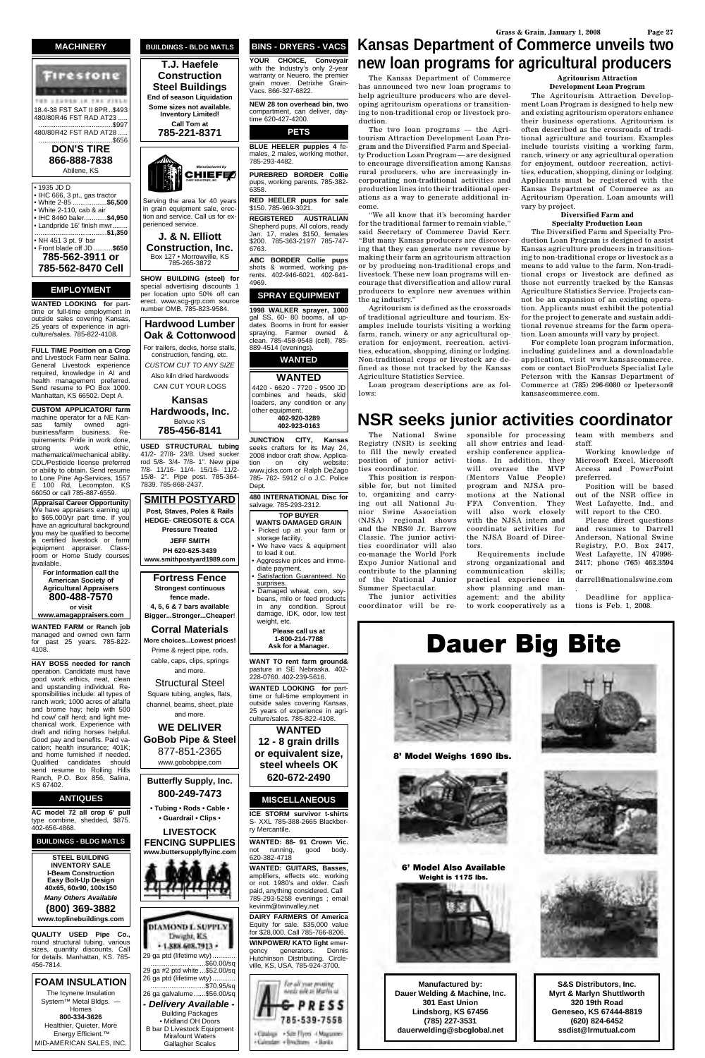## MACHINERY

**Firestone**
THE LEADER IN THE FIELD

18.4-38 FST SAT II 8PR ..$493
480/80R46 FST RAD AT23 ....$997
480/80R42 FST RAD AT28 .....$656

**DON'S TIRE**
**866-888-7838**
Abilene, KS

- 1935 JD D
- IHC 666, 3 pt., gas tractor
- White 2-85 ...................**$6,500**
- White 2-110, cab & air
- IHC 8460 baler............**$4,950**
- Landpride 16' finish mwr........ .......................................**$1,350**
- NH 451 3 pt. 9' bar
- Front blade off JD ..........**$650**

**785-562-3911 or 785-562-8470 Cell**

## EMPLOYMENT

**WANTED LOOKING for** part-time or full-time employment in outside sales covering Kansas, 25 years of experience in agriculture/sales. 785-822-4108.

**FULL TIME Position on a Crop** and Livestock Farm near Salina. General Livestock experience required, knowledge in AI and health management preferred. Send resume to PO Box 1009. Manhattan, KS 66502. Dept. A.

**CUSTOM APPLICATOR/ farm** machine operator for a NE Kansas family owned agri-business/farm business. Requirements: Pride in work done, strong work ethic, mathematical/mechanical ability. CDL/Pesticide license preferred or ability to obtain. Send resume to Lone Pine Ag-Services, 1557 E 100 Rd, Lecompton, KS 66050 or call 785-887-6559.

**Appraisal Career Opportunity**
We have appraisers earning up to $65,000/yr part time. If you have an agricultural background you may be qualified to become a certified livestock or farm equipment appraiser. Classroom or Home Study courses available.

**For information call the American Society of Agricultural Appraisers**
**800-488-7570**
**or visit**
**www.amagappraisers.com**

**WANTED FARM or Ranch job** managed and owned own farm for past 25 years. 785-822-4108.

**HAY BOSS needed for ranch** operation. Candidate must have good work ethics, neat, clean and upstanding individual. Responsibilities include: all types of ranch work; 1000 acres of alfalfa and brome hay; help with 500 hd cow/ calf herd; and light mechanical work. Experience with draft and riding horses helpful. Good pay and benefits. Paid vacation; health insurance; 401K; and home furnished if needed. Qualified candidates should send resume to Rolling Hills Ranch, P.O. Box 856, Salina, KS 67402.

## ANTIQUES

**AC model 72 all crop 6' pull** type combine, shedded, $875. 402-656-4868.

## BUILDINGS - BLDG MATLS

**STEEL BUILDING INVENTORY SALE**
**I-Beam Construction**
**Easy Bolt-Up Design**
**40x65, 60x90, 100x150**
*Many Others Available*
**(800) 369-3882**
**www.toplinebuildings.com**

**QUALITY USED Pipe Co.,** round structural tubing, various sizes, quantity discounts. Call for details. Manhattan, KS. 785-456-7814.

**FOAM INSULATION**
The Icynene Insulation System™ Metal Bldgs. — Homes
**800-334-3626**
Healthier, Quieter, More Energy Efficient.™
MID-AMERICAN SALES, INC.

## BUILDINGS - BLDG MATLS

**T.J. Haefele Construction Steel Buildings**
**End of season Liquidation**
**Some sizes not available. Inventory Limited!**
**Call Tom at**
**785-221-8371**

*Manufactured by* **CHIEF** CHIEF INDUSTRIES, INC.

Serving the area for 40 years in grain equipment sale, erection and service. Call us for experienced service.

**J. & N. Elliott Construction, Inc.**
Box 127 • Morrowville, KS
785-265-3872

**SHOW BUILDING (steel) for** special advertising discounts 1 per location upto 50% off can erect. www.scg-grp.com source number OMB. 785-823-9584.

**Hardwood Lumber Oak & Cottonwood**
For trailers, decks, horse stalls, construction, fencing, etc.
*CUSTOM CUT TO ANY SIZE*
Also kiln dried hardwoods
CAN CUT YOUR LOGS
**Kansas Hardwoods, Inc.**
Belvue KS
**785-456-8141**

**USED STRUCTURAL tubing** 41/2- 27/8- 23/8. Used sucker rod 5/8- 3/4- 7/8- 1". New pipe 7/8- 11/16- 11/4- 15/16- 11/2- 15/8- 2". Pipe post. 785-364-7839. 785-868-2437.

**SMITH POSTYARD**
**Post, Staves, Poles & Rails**
**HEDGE- CREOSOTE & CCA**
**Pressure Treated**
**JEFF SMITH**
**PH 620-625-3439**
**www.smithpostyard1989.com**

**Fortress Fence**
**Strongest continuous fence made.**
**4, 5, 6 & 7 bars available**
**Bigger...Stronger...Cheaper!**

**Corral Materials**
**More choices...Lowest prices!**
Prime & reject pipe, rods, cable, caps, clips, springs and more.

Structural Steel
Square tubing, angles, flats, channel, beams, sheet, plate and more.

**WE DELIVER**
**GoBob Pipe & Steel**
877-851-2365
www.gobobpipe.com

**Butterfly Supply, Inc.**
**800-249-7473**
**• Tubing • Rods • Cable •**
**• Guardrail • Clips •**
**LIVESTOCK FENCING SUPPLIES**
**www.buttersupplyflyinc.com**

**DIAMOND L SUPPLY**
Dwight, KS
• 1.888.608.7913 •

29 ga ptd (lifetime wty) ............ .............................$60.00/sq
29 ga #2 ptd white ...$52.00/sq
26 ga ptd (lifetime wty) ............ .............................$70.95/sq
26 ga galvalume ......$56.00/sq

***- Delivery Available -***
Building Packages
• Midland OH Doors
B bar D Livestock Equipment
Mirafount Waters
Gallagher Scales

## BINS - DRYERS - VACS

**YOUR CHOICE, Conveyair** with the Industry's only 2-year warranty or Neuero, the premier grain mover. Detrixhe Grain-Vacs. 866-327-6822.

**NEW 28 ton overhead bin, two** compartment, can deliver, daytime 620-427-4200.

## PETS

**BLUE HEELER puppies 4** females, 2 males, working mother, 785-293-4482.

**PUREBRED BORDER Collie** pups, working parents. 785-382-6358.

**RED HEELER pups for sale** $150. 785-969-3021.

**REGISTERED AUSTRALIAN** Shepherd pups. All colors, ready Jan. 17, males $150, females $200. 785-363-2197/ 785-747-6763.

**ABC BORDER Collie pups** shots & wormed, working parents. 402-946-6021. 402-641-4969.

## SPRAY EQUIPMENT

**1998 WALKER sprayer, 1000** gal SS, 60- 80 booms, all updates. Booms in front for easier spraying. Farmer owned & clean. 785-458-9548 (cell), 785-889-4514 (evenings).

## WANTED

**WANTED**
4420 - 6620 - 7720 - 9500 JD combines and heads, skid loaders, any condition or any other equipment.
**402-920-3289**
**402-923-0163**

**JUNCTION CITY, Kansas** seeks crafters for its May 24, 2008 indoor craft show. Application on city website: www.jcks.com or Ralph DeZago 785- 762- 5912 c/ o J.C. Police Dept.

**480 INTERNATIONAL Disc for** salvage. 785-293-2312.

**TOP BUYER**
**WANTS DAMAGED GRAIN**
- Picked up at your farm or storage facility.
- We have vacs & equipment to load it out.
- Aggressive prices and immediate payment.
- Satisfaction Guaranteed. No surprises.
- Damaged wheat, corn, soybeans, milo or feed products in any condition. Sprout damage, IDK, odor, low test weight, etc.

**Please call us at**
**1-800-214-7788**
**Ask for a Manager.**

**WANT TO rent farm ground&** pasture in SE Nebraska. 402-228-0760. 402-239-5616.

**WANTED LOOKING for** part-time or full-time employment in outside sales covering Kansas, 25 years of experience in agriculture/sales. 785-822-4108.

**WANTED**
**12 - 8 grain drills or equivalent size, steel wheels OK**
**620-672-2490**

## MISCELLANEOUS

**ICE STORM survivor t-shirts** S- XXL 785-388-2665 Blackberry Mercantile.

**WANTED: 88- 91 Crown Vic.** not running, good body. 620-382-4718

**WANTED: GUITARS, Basses,** amplifiers, effects etc. working or not. 1980's and older. Cash paid, anything considered. Call 785-293-5258 evenings ; email kevinm@twinvalley.net

**DAIRY FARMERS Of America** Equity for sale. $35,000 value for $28,000. Call 785-766-8206.

**WINPOWER/ KATO light** emergency generators. Dennis Hutchinson Distributing. Circleville, KS, USA. 785-924-3700.

*For all your printing needs talk to Marilyn at*
**AG PRESS**
**785-539-7558**
• Catalogs • Sale Flyers • Magazines
• Calendars • Brochures • Books

# Kansas Department of Commerce unveils two new loan programs for agricultural producers

The Kansas Department of Commerce has announced two new loan programs to help agriculture producers who are developing agritourism operations or transitioning to non-traditional crop or livestock production.

The two loan programs — the Agritourism Attraction Development Loan Program and the Diversified Farm and Specialty Production Loan Program — are designed to encourage diversification among Kansas rural producers, who are increasingly incorporating non-traditional activities and production lines into their traditional operations as a way to generate additional income.

"We all know that it's becoming harder for the traditional farmer to remain viable," said Secretary of Commerce David Kerr. "But many Kansas producers are discovering that they can generate new revenue by making their farm an agritourism attraction or by producing non-traditional crops and livestock. These new loan programs will encourage that diversification and allow rural producers to explore new avenues within the ag industry."

Agritourism is defined as the crossroads of traditional agriculture and tourism. Examples include tourists visiting a working farm, ranch, winery or any agricultural operation for enjoyment, recreation, activities, education, shopping, dining or lodging. Non-traditional crops or livestock are defined as those not tracked by the Kansas Agriculture Statistics Service.

Loan program descriptions are as follows:

**Agritourism Attraction Development Loan Program**

The Agritourism Attraction Development Loan Program is designed to help new and existing agritourism operators enhance their business operations. Agritourism is often described as the crossroads of traditional agriculture and tourism. Examples include tourists visiting a working farm, ranch, winery or any agricultural operation for enjoyment, outdoor recreation, activities, education, shopping, dining or lodging. Applicants must be registered with the Kansas Department of Commerce as an Agritourism Operation. Loan amounts will vary by project.

**Diversified Farm and Specialty Production Loan**

The Diversified Farm and Specialty Production Loan Program is designed to assist Kansas agriculture producers in transitioning to non-traditional crops or livestock as a means to add value to the farm. Non-traditional crops or livestock are defined as those not currently tracked by the Kansas Agriculture Statistics Service. Projects cannot be an expansion of an existing operation. Applicants must exhibit the potential for the project to generate and sustain additional revenue streams for the farm operation. Loan amounts will vary by project.

For complete loan program information, including guidelines and a downloadable application, visit www.kansascommerce.com or contact BioProducts Specialist Lyle Peterson with the Kansas Department of Commerce at (785) 296-6080 or lpeterson@kansascommerce.com.

# NSR seeks junior activities coordinator

The National Swine Registry (NSR) is seeking to fill the newly created position of junior activities coordinator.

This position is responsible for, but not limited to, organizing and carrying out all National Junior Swine Association (NJSA) regional shows and the NBS® Jr. Barrow Classic. The junior activities coordinator will also co-manage the World Pork Expo Junior National and contribute to the planning of the National Junior Summer Spectacular.

The junior activities coordinator will be responsible for processing all show entries and leadership conference applications. In addition, they will oversee the MVP (Mentors Value People) program and NJSA promotions at the National FFA Convention. They will also work closely with the NJSA intern and coordinate activities for the NJSA Board of Directors.

Requirements include strong organizational and communication skills; practical experience in show planning and management; and the ability to work cooperatively as a team with members and staff.

Working knowledge of Microsoft Excel, Microsoft Access and PowerPoint preferred.

Position will be based out of the NSR office in West Lafayette, Ind., and will report to the CEO.

Please direct questions and resumes to Darrell Anderson, National Swine Registry, P.O. Box 2417, West Lafayette, IN 47996-2417; phone (765) 463.3594 or darrell@nationalswine.com.

Deadline for applications is Feb. 1, 2008.

# Dauer Big Bite

**8' Model Weighs 1690 lbs.**

**6' Model Also Available**
**Weight is 1175 lbs.**

**Manufactured by:**
**Dauer Welding & Machine, Inc.**
**301 East Union**
**Lindsborg, KS 67456**
**(785) 227-3531**
**dauerwelding@sbcglobal.net**

**S&S Distributors, Inc.**
**Myrt & Marlyn Shuttlworth**
**320 19th Road**
**Geneseo, KS 67444-8819**
**(620) 824-6452**
**ssdist@lrmutual.com**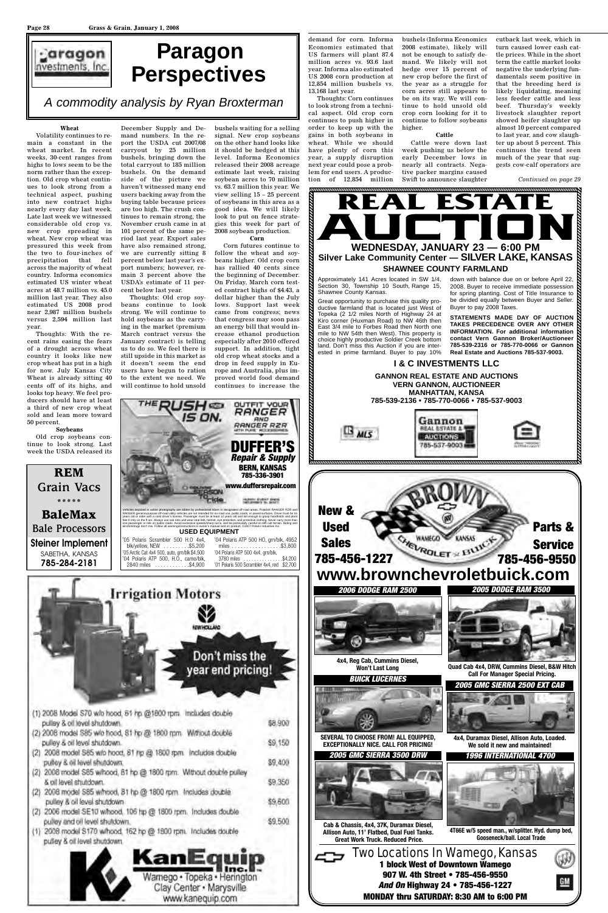# Paragon Perspectives

*A commodity analysis by Ryan Broxterman*

**Wheat**

Volatility continues to remain a constant in the wheat market. In recent weeks, 30-cent ranges from highs to lows seem to be the norm rather than the exception. Old crop wheat continues to look strong from a technical aspect, pushing into new contract highs nearly every day last week. Late last week we witnessed considerable old crop vs. new crop spreading in wheat. New crop wheat was pressured this week from the two to four-inches of precipitation that fell across the majority of wheat country. Informa economics estimated US winter wheat acres at 48.7 million vs. 45.0 million last year. They also estimated US 2008 prod near 2,987 million bushels versus 2,594 million last year.

Thoughts: With the recent rains easing the fears of a drought across wheat country it looks like new crop wheat has put in a high for now. July Kansas City Wheat is already sitting 40 cents off of its highs, and looks top heavy. We feel producers should have at least a third of new crop wheat sold and lean more toward 50 percent.

**Soybeans**

Old crop soybeans continue to look strong. Last week the USDA released its December Supply and Demand numbers. In the report the USDA cut 2007/08 carryout by 25 million bushels, bringing down the total carryout to 185 million bushels. On the demand side of the picture we haven't witnessed many end users backing away from the buying table because prices are too high. The crush continues to remain strong, the November crush came in at 101 percent of the same period last year. Export sales have also remained strong, we are currently sitting 8 percent below last year's export numbers; however, remain 3 percent above the USDA's estimate of 11 percent below last year.

Thoughts: Old crop soybeans continue to look strong. We will continue to hold soybeans as the carrying in the market (premium March contract versus the January contract) is telling us to do so. We feel there is still upside in this market as it doesn't seem the end users have begun to ration to the extent we need. We will continue to hold unsold bushels waiting for a selling signal. New crop soybeans on the other hand looks like it should be hedged at this level. Informa Economics released their 2008 acreage estimate last week, raising soybean acres to 70 million vs. 63.7 million this year. We view selling 15 – 25 percent of soybeans in this area as a good idea. We will likely look to put on fence strategies this week for part of 2008 soybean production.

**Corn**

Corn futures continue to follow the wheat and soybeans higher. Old crop corn has rallied 40 cents since the beginning of December. On Friday, March corn tested contract highs of $4.43, a dollar higher than the July lows. Support last week came from congress; news that congress may soon pass an energy bill that would increase ethanol production especially after 2010 offered support. In addition, tight old crop wheat stocks and a drop in feed supply in Europe and Australia, plus improved world food demand continues to increase the demand for corn. Informa Economics estimated that US farmers will plant 87.4 million acres vs. 93.6 last year. Informa also estimated US 2008 corn production at 12,854 million bushels vs. 13,168 last year.

Thoughts: Corn continues to look strong from a technical aspect. Old crop corn continues to push higher in order to keep up with the gains in both soybeans in wheat. While we should have plenty of corn this year, a supply disruption next year could pose a problem for end users. A production of 12,854 million bushels (Informa Economics 2008 estimate), likely will not be enough to satisfy demand. We likely will not hedge over 15 percent of new crop before the first of the year as a struggle for corn acres still appears to be on its way. We will continue to hold unsold old crop corn looking for it to continue to follow soybeans higher.

**Cattle**

Cattle were down last week pushing us below the early December lows in nearly all contracts. Negative packer margins caused Swift to announce slaughter cutback last week, which in turn caused lower cash cattle prices. While in the short term the cattle market looks negative the underlying fundamentals seem positive in that the breeding herd is likely liquidating, meaning less feeder cattle and less beef. Thursday's weekly livestock slaughter report showed heifer slaughter up almost 10 percent compared to last year, and cow slaughter up about 5 percent. This continues the trend seen much of the year that suggests cow-calf operators are

*Continued on page 29*

---

**REM**
Grain Vacs
\*\*\*\*\*
**BaleMax**
Bale Processors
**Steiner Implement**
SABETHA, KANSAS
**785-284-2181**

---

THE RUSH IS ON. OUTFIT YOUR RANGER AND RANGER RZR WITH PURE ACCESSORIES

**DUFFER'S Repair & Supply**
BERN, KANSAS
785-336-3901
www.duffersrepair.com

**USED EQUIPMENT**

'05 Polaris Scrambler 500 H.O 4x4, blk/yellow, NEW .......... $5,200
'05 Arctic Cat 4x4 500, auto, grn/blk $4,500
'04 Polaris ATP 500, H.O., camo/blk, 2840 miles .......... $4,900
'04 Polaris ATP 500 HO, grn/blk, 4952 miles .......... $3,800
'04 Polaris ATP 500 4x4, grn/blk, 3780 miles .......... $4,200
'01 Polaris 500 Scrambler 4x4, red . $2,700

---

# REAL ESTATE AUCTION

**WEDNESDAY, JANUARY 23 — 6:00 PM**
**Silver Lake Community Center — SILVER LAKE, KANSAS**
**SHAWNEE COUNTY FARMLAND**

Approximately 141 Acres located in SW 1/4, Section 30, Township 10 South, Range 15, Shawnee County Kansas.

Great opportunity to purchase this quality productive farmland that is located just West of Topeka (2 1/2 miles North of Highway 24 at Kiro corner (Huxman Road) to NW 46th then East 3/4 mile to Forbes Road then North one mile to NW 54th then West). This property is choice highly productive Soldier Creek bottom land. Don't miss this Auction if you are interested in prime farmland. Buyer to pay 10% down with balance due on or before April 22, 2008. Buyer to receive immediate possession for spring planting. Cost of Title Insurance to be divided equally between Buyer and Seller. Buyer to pay 2008 Taxes.

**STATEMENTS MADE DAY OF AUCTION TAKES PRECEDENCE OVER ANY OTHER INFORMATION. For additional information contact Vern Gannon Broker/Auctioneer 785-539-2316 or 785-770-0066 or Gannon Real Estate and Auctions 785-537-9003.**

**I & C INVESTMENTS LLC**

**GANNON REAL ESTATE AND AUCTIONS**
**VERN GANNON, AUCTIONEER**
**MANHATTAN, KANSA**
**785-539-2136 • 785-770-0066 • 785-537-9003**

---

**Irrigation Motors**

Don't miss the year end pricing!

| | |
|---|---|
| (1) 2008 Model S70 w/o hood, 61 hp @1800 rpm. Includes double pulley & oil level shutdown. | $8,900 |
| (2) 2008 model S85 w/o hood, 81 hp @ 1800 rpm. Without double pulley & oil level shutdown. | $9,150 |
| (2) 2008 model S85 w/o hood, 81 hp @ 1800 rpm. Includes double pulley & oil level shutdown. | $9,400 |
| (2) 2008 model S85 w/hood, 81 hp @ 1800 rpm. Without double pulley & oil level shutdown. | $9,350 |
| (2) 2008 model S85 w/hood, 81 hp @ 1800 rpm. Includes double pulley & oil level shutdown | $9,600 |
| (2) 2006 model SE10 w/hood, 106 hp @ 1800 rpm. Includes double pulley and oil level shutdown. | $9,500 |
| (1) 2008 Model S170 w/hood, 162 hp @ 1800 rpm. Includes double pulley & oil level shutdown | |

**KanEquip Inc.**
Wamego • Topeka • Herington
Clay Center • Marysville
www.kanequip.com

---

**BROWN CHEVROLET • BUICK** — WAMEGO KANSAS

**New & Used Sales 785-456-1227**
**Parts & Service 785-456-9550**
**www.brownchevroletbuick.com**

**2006 DODGE RAM 2500** — 4x4, Reg Cab, Cummins Diesel, Won't Last Long

**2005 DODGE RAM 3500** — Quad Cab 4x4, DRW, Cummins Diesel, B&W Hitch Call For Manager Special Pricing.

**BUICK LUCERNES** — SEVERAL TO CHOOSE FROM! ALL EQUIPPED, EXCEPTIONALLY NICE. CALL FOR PRICING!

**2005 GMC SIERRA 2500 EXT CAB** — 4x4, Duramax Diesel, Allison Auto, Loaded. We sold it new and maintained!

**2005 GMC SIERRA 3500 DRW** — Cab & Chassis, 4x4, 37K, Duramax Diesel, Allison Auto, 11' Flatbed, Dual Fuel Tanks. Great Work Truck. Reduced Price.

**1996 INTERNATIONAL 4700** — 4T66E w/5 speed man., w/splitter. Hyd. dump bed, Gooseneck/ball. Local Trade

Two Locations In Wamego, Kansas
**1 block West of Downtown Wamego**
**907 W. 4th Street • 785-456-9550**
***And On* Highway 24 • 785-456-1227**
**MONDAY thru SATURDAY: 8:30 AM to 6:00 PM**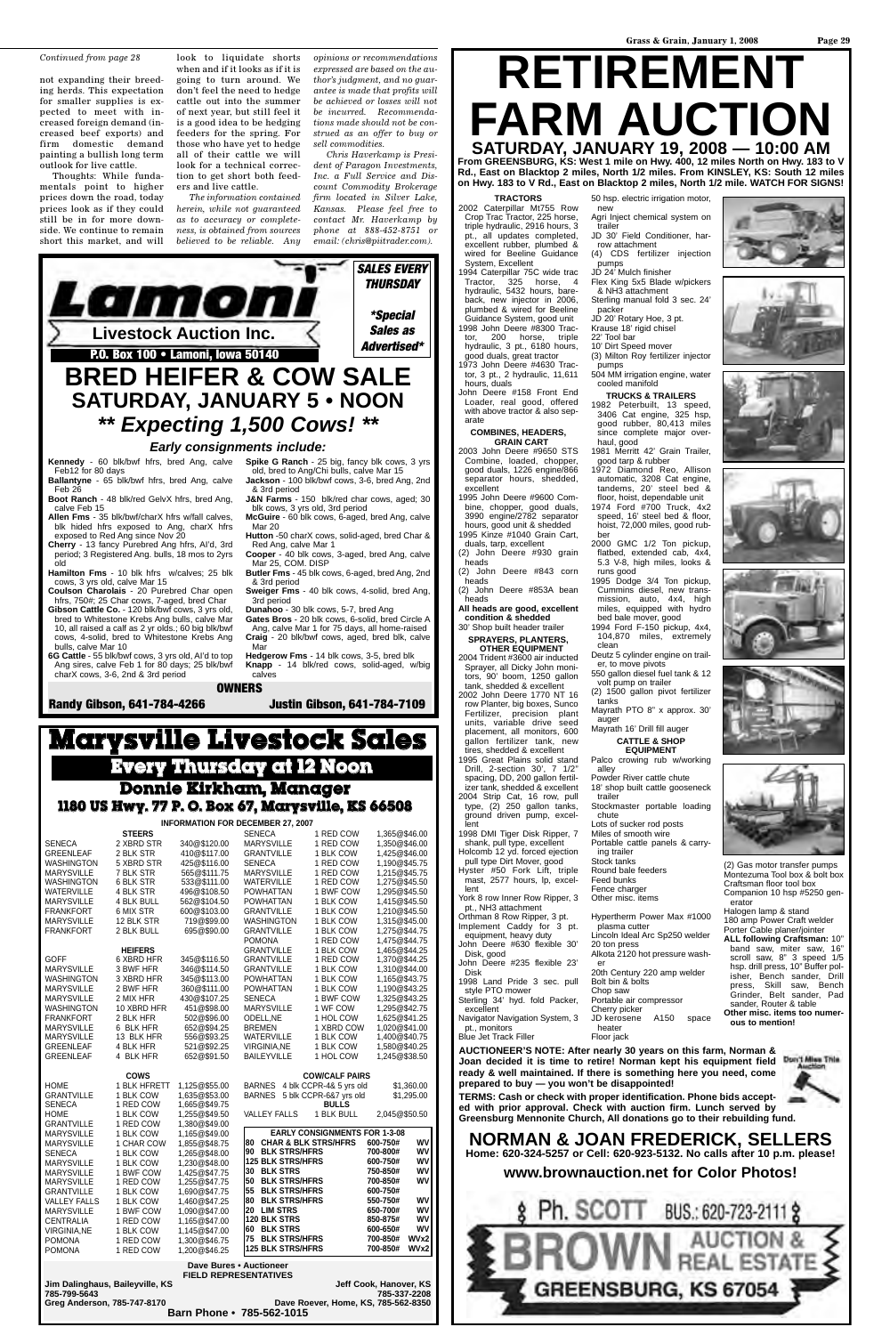*Continued from page 28*

not expanding their breeding herds. This expectation for smaller supplies is expected to meet with increased foreign demand (increased beef exports) and firm domestic demand painting a bullish long term outlook for live cattle.

Thoughts: While fundamentals point to higher prices down the road, today prices look as if they could still be in for more downside. We continue to remain short this market, and will look to liquidate shorts when and if it looks as if it is going to turn around. We don't feel the need to hedge cattle out into the summer of next year, but still feel it is a good idea to be hedging feeders for the spring. For those who have yet to hedge all of their cattle we will look for a technical correction to get short both feeders and live cattle.

*The information contained herein, while not guaranteed as to accuracy or completeness, is obtained from sources believed to be reliable. Any opinions or recommendations expressed are based on the author's judgment, and no guarantee is made that profits will be achieved or losses will not be incurred. Recommendations made should not be construed as an offer to buy or sell commodities.*

*Chris Haverkamp is President of Paragon Investments, Inc. a Full Service and Discount Commodity Brokerage firm located in Silver Lake, Kansas. Please feel free to contact Mr. Haverkamp by phone at 888-452-8751 or email: (chris@piitrader.com).*

# Lamoni Livestock Auction Inc.

P.O. Box 100 • Lamoni, Iowa 50140

**SALES EVERY THURSDAY**

***Special Sales as Advertised***

## BRED HEIFER & COW SALE
## SATURDAY, JANUARY 5 • NOON
## ** Expecting 1,500 Cows! **

### *Early consignments include:*

- **Kennedy** - 60 blk/bwf hfrs, bred Ang, calve Feb12 for 80 days
- **Ballantyne** - 65 blk/bwf hfrs, bred Ang, calve Feb 26
- **Boot Ranch** - 48 blk/red GelvX hfrs, bred Ang, calve Feb 15
- **Allen Fms** - 35 blk/bwf/charX hfrs w/fall calves, blk hided hfrs exposed to Ang, charX hfrs exposed to Red Ang since Nov 20
- **Cherry** - 13 fancy Purebred Ang hfrs, AI'd, 3rd period; 3 Registered Ang. bulls, 18 mos to 2yrs old
- **Hamilton Fms** - 10 blk hfrs w/calves; 25 blk cows, 3 yrs old, calve Mar 15
- **Coulson Charolais** - 20 Purebred Char open hfrs, 750#; 25 Char cows, 7-aged, bred Char
- **Gibson Cattle Co.** - 120 blk/bwf cows, 3 yrs old, bred to Whitestone Krebs Ang bulls, calve Mar 10, all raised a calf as 2 yr olds.; 60 big blk/bwf cows, 4-solid, bred to Whitestone Krebs Ang bulls, calve Mar 10
- **6G Cattle** - 55 blk/bwf cows, 3 yrs old, AI'd to top Ang sires, calve Feb 1 for 80 days; 25 blk/bwf charX cows, 3-6, 2nd & 3rd period
- **Spike G Ranch** - 25 big, fancy blk cows, 3 yrs old, bred to Ang/Chi bulls, calve Mar 15
- **Jackson** - 100 blk/bwf cows, 3-6, bred Ang, 2nd & 3rd period
- **J&N Farms** - 150 blk/red char cows, aged; 30 blk cows, 3 yrs old, 3rd period
- **McGuire** - 60 blk cows, 6-aged, bred Ang, calve Mar 20
- **Hutton** -50 charX cows, solid-aged, bred Char & Red Ang, calve Mar 1
- **Cooper** - 40 blk cows, 3-aged, bred Ang, calve Mar 25, COM. DISP
- **Butler Fms** - 45 blk cows, 6-aged, bred Ang, 2nd & 3rd period
- **Sweiger Fms** - 40 blk cows, 4-solid, bred Ang, 3rd period
- **Dunahoo** - 30 blk cows, 5-7, bred Ang
- **Gates Bros** - 20 blk cows, 6-solid, bred Circle A Ang, calve Mar 1 for 75 days, all home-raised
- **Craig** - 20 blk/bwf cows, aged, bred blk, calve Mar
- **Hedgerow Fms** - 14 blk cows, 3-5, bred blk
- **Knapp** - 14 blk/red cows, solid-aged, w/big calves

**OWNERS**

**Randy Gibson, 641-784-4266     Justin Gibson, 641-784-7109**

# Marysville Livestock Sales

## Every Thursday at 12 Noon

### Donnie Kirkham, Manager

**1180 US Hwy. 77 P. O. Box 67, Marysville, KS 66508**

**INFORMATION FOR DECEMBER 27, 2007**

| | STEERS | | | | |
|---|---|---|---|---|---|
| SENECA | 2 XBRD STR | 340@$120.00 | SENECA | 1 RED COW | 1,365@$46.00 |
| GREENLEAF | 2 BLK STR | 410@$117.00 | MARYSVILLE | 1 RED COW | 1,350@$46.00 |
| WASHINGTON | 5 XBRD STR | 425@$116.00 | GRANTVILLE | 1 BLK COW | 1,425@$46.00 |
| MARYSVILLE | 7 BLK STR | 565@$111.75 | SENECA | 1 RED COW | 1,190@$45.75 |
| WASHINGTON | 6 BLK STR | 533@$111.00 | MARYSVILLE | 1 RED COW | 1,215@$45.75 |
| WATERVILLE | 4 BLK STR | 496@$108.50 | WATERVILLE | 1 RED COW | 1,275@$45.50 |
| MARYSVILLE | 4 BLK BULL | 562@$104.50 | POWHATTAN | 1 BWF COW | 1,295@$45.50 |
| FRANKFORT | 6 MIX STR | 600@$103.00 | POWHATTAN | 1 BLK COW | 1,415@$45.50 |
| MARYSVILLE | 12 BLK STR | 719@$99.00 | GRANTVILLE | 1 BLK COW | 1,210@$45.50 |
| FRANKFORT | 2 BLK BULL | 695@$90.00 | WASHINGTON | 1 BLK COW | 1,315@$45.00 |
| | | | GRANTVILLE | 1 BLK COW | 1,275@$44.75 |
| | HEIFERS | | POMONA | 1 RED COW | 1,475@$44.75 |
| GOFF | 6 XBRD HFR | 345@$116.50 | GRANTVILLE | 1 BLK COW | 1,465@$44.25 |
| MARYSVILLE | 3 BWF HFR | 346@$114.50 | GRANTVILLE | 1 RED COW | 1,370@$44.25 |
| WASHINGTON | 3 XBRD HFR | 345@$113.00 | GRANTVILLE | 1 BLK COW | 1,310@$44.00 |
| MARYSVILLE | 2 BWF HFR | 360@$111.00 | POWHATTAN | 1 BLK COW | 1,165@$43.75 |
| MARYSVILLE | 2 MIX HFR | 430@$107.25 | POWHATTAN | 1 BLK COW | 1,190@$43.25 |
| WASHINGTON | 10 XBRD HFR | 451@$98.00 | SENECA | 1 BWF COW | 1,325@$43.25 |
| FRANKFORT | 2 BLK HFR | 502@$96.00 | MARYSVILLE | 1 WF COW | 1,295@$42.75 |
| MARYSVILLE | 6 BLK HFR | 652@$94.25 | ODELL,NE | 1 HOL COW | 1,625@$41.25 |
| MARYSVILLE | 13 BLK HFR | 556@$93.25 | BREMEN | 1 XBRD COW | 1,020@$41.00 |
| GREENLEAF | 4 BLK HFR | 521@$92.25 | WATERVILLE | 1 BLK COW | 1,400@$40.75 |
| GREENLEAF | 4 BLK HFR | 652@$91.50 | VIRGINIA,NE | 1 BLK COW | 1,580@$40.25 |
| | | | BAILEYVILLE | 1 HOL COW | 1,245@$38.50 |

| | COWS | |
|---|---|---|
| HOME | 1 BLK HFRETT | 1,125@$55.00 |
| GRANTVILLE | 1 BLK COW | 1,635@$53.00 |
| SENECA | 1 RED COW | 1,665@$49.75 |
| HOME | 1 BLK COW | 1,255@$49.50 |
| GRANTVILLE | 1 RED COW | 1,380@$49.00 |
| MARYSVILLE | 1 BLK COW | 1,165@$49.00 |
| MARYSVILLE | 1 CHAR COW | 1,855@$48.75 |
| SENECA | 1 BLK COW | 1,265@$48.00 |
| MARYSVILLE | 1 BLK COW | 1,230@$48.00 |
| MARYSVILLE | 1 BWF COW | 1,425@$47.75 |
| MARYSVILLE | 1 RED COW | 1,255@$47.75 |
| GRANTVILLE | 1 BLK COW | 1,690@$47.75 |
| VALLEY FALLS | 1 BLK COW | 1,460@$47.25 |
| MARYSVILLE | 1 BWF COW | 1,090@$47.00 |
| CENTRALIA | 1 RED COW | 1,165@$47.00 |
| VIRGINIA,NE | 1 BLK COW | 1,145@$47.00 |
| POMONA | 1 RED COW | 1,300@$46.75 |
| POMONA | 1 RED COW | 1,200@$46.25 |

**COW/CALF PAIRS**

| | | |
|---|---|---|
| BARNES | 4 blk CCPR-4& 5 yrs old | $1,360.00 |
| BARNES | 5 blk CCPR-6&7 yrs old | $1,295.00 |

**BULLS**

| | | |
|---|---|---|
| VALLEY FALLS | 1 BLK BULL | 2,045@$50.50 |

**EARLY CONSIGNMENTS FOR 1-3-08**

| | | | |
|---|---|---|---|
| 80 | CHAR & BLK STRS/HFRS | 600-750# | WV |
| 90 | BLK STRS/HFRS | 700-800# | WV |
| 125 | BLK STRS/HFRS | 600-750# | WV |
| 30 | BLK STRS | 750-850# | WV |
| 50 | BLK STRS/HFRS | 700-850# | WV |
| 55 | BLK STRS/HFRS | 600-750# | |
| 80 | BLK STRS/HFRS | 550-750# | WV |
| 20 | LIM STRS | 650-700# | WV |
| 120 | BLK STRS | 850-875# | WV |
| 60 | BLK STRS | 600-650# | WV |
| 75 | BLK STRS/HFRS | 700-850# | WVx2 |
| 125 | BLK STRS/HFRS | 700-850# | WVx2 |

**Dave Bures • Auctioneer**
**FIELD REPRESENTATIVES**

Jim Dalinghaus, Baileyville, KS 785-799-5643 — Jeff Cook, Hanover, KS 785-337-2208
Greg Anderson, 785-747-8170 — Dave Roever, Home, KS 785-562-8350

**Barn Phone • 785-562-1015**

# RETIREMENT FARM AUCTION

## SATURDAY, JANUARY 19, 2008 — 10:00 AM

**From GREENSBURG, KS: West 1 mile on Hwy. 400, 12 miles North on Hwy. 183 to V Rd., East on Blacktop 2 miles, North 1/2 mile. From KINSLEY, KS: South 12 miles on Hwy. 183 to V Rd., East on Blacktop 2 miles, North 1/2 mile. WATCH FOR SIGNS!**

**TRACTORS**

2002 Caterpillar Mt755 Row Crop Trac Tractor, 225 horse, triple hydraulic, 2916 hours, 3 pt., all updates completed, excellent rubber, plumbed & wired for Beeline Guidance System, Excellent
1994 Caterpillar 75C wide trac Tractor, 325 horse, 4 hydraulic, 5432 hours, bareback, new injector in 2006, plumbed & wired for Beeline Guidance System, good unit
1998 John Deere #8300 Tractor, 200 horse, triple hydraulic, 3 pt., 6180 hours, good duals, great tractor
1973 John Deere #4630 Tractor, 3 pt., 2 hydraulic, 11,611 hours, duals
John Deere #158 Front End Loader, real good, offered with above tractor & also separate

**COMBINES, HEADERS, GRAIN CART**

2003 John Deere #9650 STS Combine, loaded, chopper, good duals, 1226 engine/866 separator hours, shedded, excellent
1995 John Deere #9600 Combine, chopper, good duals, 3990 engine/2782 separator hours, good unit & shedded
1995 Kinze #1040 Grain Cart, duals, tarp, excellent
(2) John Deere #930 grain heads
(2) John Deere #843 corn heads
(2) John Deere #853A bean heads
**All heads are good, excellent condition & shedded**
30' Shop built header trailer

**SPRAYERS, PLANTERS, OTHER EQUIPMENT**

2004 Trident #3600 air inducted Sprayer, all Dicky John monitors, 90' boom, 1250 gallon tank, shedded & excellent
2002 John Deere 1770 NT 16 row Planter, big boxes, Sunco Fertilizer, precision plant units, variable drive seed placement, all monitors, 600 gallon fertilizer tank, new tires, shedded & excellent
1995 Great Plains solid stand Drill, 2-section 30', 7 1/2" spacing, DD, 200 gallon fertilizer tank, shedded & excellent
2004 Strip Cat, 16 row, pull type, (2) 250 gallon tanks, ground driven pump, excellent
1998 DMI Tiger Disk Ripper, 7 shank, pull type, excellent
Holcomb 12 yd. forced ejection pull type Dirt Mover, good
Hyster #50 Fork Lift, triple mast, 2577 hours, lp, excellent
York 8 row Inner Row Ripper, 3 pt., NH3 attachment
Orthman 8 Row Ripper, 3 pt.
Implement Caddy for 3 pt. equipment, heavy duty
John Deere #630 flexible 30' Disk, good
John Deere #235 flexible 23' Disk
1998 Land Pride 3 sec. pull style PTO mower
Sterling 34' hyd. fold Packer, excellent
Navigator Navigation System, 3 pt., monitors
Blue Jet Track Filler
50 hsp. electric irrigation motor, new
Agri Inject chemical system on trailer
JD 30' Field Conditioner, harrow attachment
(4) CDS fertilizer injection pumps
JD 24' Mulch finisher
Flex King 5x5 Blade w/pickers & NH3 attachment
Sterling manual fold 3 sec. 24' packer
JD 20' Rotary Hoe, 3 pt.
Krause 18' rigid chisel
22' Tool bar
10' Dirt Speed mover
(3) Milton Roy fertilizer injector pumps
504 MM irrigation engine, water cooled manifold

**TRUCKS & TRAILERS**

1982 Peterbuilt, 13 speed, 3406 Cat engine, 325 hsp, good rubber, 80,413 miles since complete major overhaul, good
1981 Merritt 42' Grain Trailer, good tarp & rubber
1972 Diamond Reo, Allison automatic, 3208 Cat engine, tandems, 20' steel bed & floor, hoist, dependable unit
1974 Ford #700 Truck, 4x2 speed, 16' steel bed & floor, hoist, 72,000 miles, good rubber
2000 GMC 1/2 Ton pickup, flatbed, extended cab, 4x4, 5.3 V-8, high miles, looks & runs good
1995 Dodge 3/4 Ton pickup, Cummins diesel, new transmission, auto, 4x4, high miles, equipped with hydro bed bale mover, good
1994 Ford F-150 pickup, 4x4, 104,870 miles, extremely clean
Deutz 5 cylinder engine on trailer, to move pivots
550 gallon diesel fuel tank & 12 volt pump on trailer
(2) 1500 gallon pivot fertilizer tanks
Mayrath PTO 8" x approx. 30' auger
Mayrath 16' Drill fill auger

**CATTLE & SHOP EQUIPMENT**

Palco crowing rub w/working alley
Powder River cattle chute
18' shop built cattle gooseneck trailer
Stockmaster portable loading chute
Lots of sucker rod posts
Miles of smooth wire
Portable cattle panels & carrying trailer
Stock tanks
Round bale feeders
Feed bunks
Fence charger
Other misc. items

Hypertherm Power Max #1000 plasma cutter
Lincoln Ideal Arc Sp250 welder
20 ton press
Alkota 2120 hot pressure washer
20th Century 220 amp welder
Bolt bin & bolts
Chop saw
Portable air compressor
Cherry picker
JD kerosene A150 space heater
Floor jack

(2) Gas motor transfer pumps
Montezuma Tool box & bolt box
Craftsman floor tool box
Companion 10 hsp #5250 generator
Halogen lamp & stand
180 amp Power Craft welder
Porter Cable planer/jointer
**ALL following Craftsman:** 10" band saw, miter saw, 16" scroll saw, 8" 3 speed 1/5 hsp. drill press, 10" Buffer polisher, Bench sander, Drill press, Skill saw, Bench Grinder, Belt sander, Pad sander, Router & table
**Other misc. items too numerous to mention!**

**AUCTIONEER'S NOTE: After nearly 30 years on this farm, Norman & Joan decided it is time to retire! Norman kept his equipment field ready & well maintained. If there is something here you need, come prepared to buy — you won't be disappointed!**

Don't Miss This Auction

**TERMS: Cash or check with proper identification. Phone bids accepted with prior approval. Check with auction firm. Lunch served by Greensburg Mennonite Church, All donations go to their rebuilding fund.**

## NORMAN & JOAN FREDERICK, SELLERS

**Home: 620-324-5257 or Cell: 620-923-5132. No calls after 10 p.m. please!**

## www.brownauction.net for Color Photos!

Ph. SCOTT BUS.: 620-723-2111

BROWN AUCTION & REAL ESTATE

GREENSBURG, KS 67054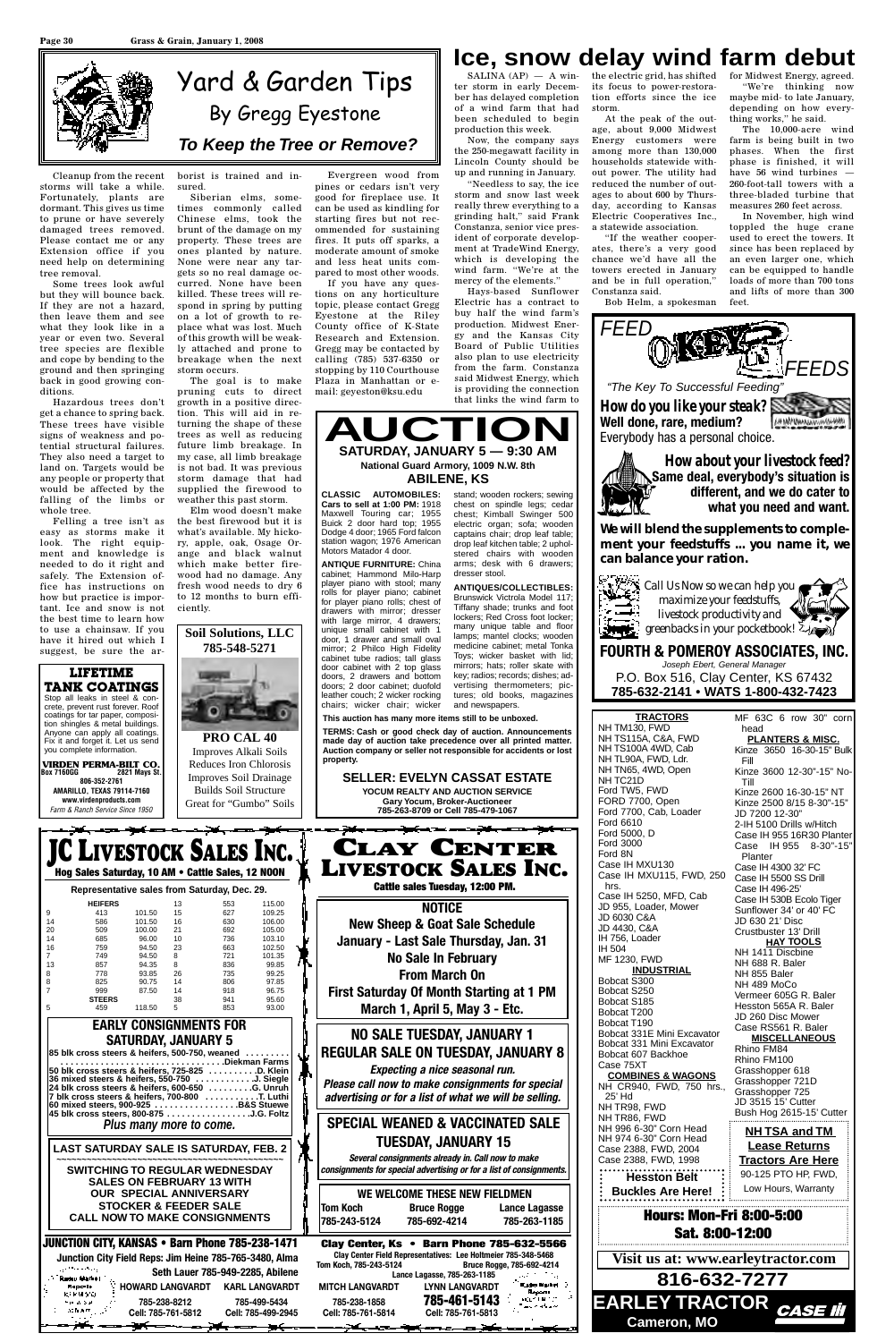# Yard & Garden Tips

## By Gregg Eyestone

### *To Keep the Tree or Remove?*

Cleanup from the recent storms will take a while. Fortunately, plants are dormant. This gives us time to prune or have severely damaged trees removed. Please contact me or any Extension office if you need help on determining tree removal.

Some trees look awful but they will bounce back. If they are not a hazard, then leave them and see what they look like in a year or even two. Several tree species are flexible and cope by bending to the ground and then springing back in good growing conditions.

Hazardous trees don't get a chance to spring back. These trees have visible signs of weakness and potential structural failures. They also need a target to land on. Targets would be any people or property that would be affected by the falling of the limbs or whole tree.

Felling a tree isn't as easy as storms make it look. The right equipment and knowledge is needed to do it right and safely. The Extension office has instructions on how but practice is important. Ice and snow is not the best time to learn how to use a chainsaw. If you have it hired out which I suggest, be sure the arborist is trained and insured.

Siberian elms, sometimes commonly called Chinese elms, took the brunt of the damage on my property. These trees are ones planted by nature. None were near any targets so no real damage occurred. None have been killed. These trees will respond in spring by putting on a lot of growth to replace what was lost. Much of this growth will be weakly attached and prone to breakage when the next storm occurs.

The goal is to make pruning cuts to direct growth in a positive direction. This will aid in returning the shape of these trees as well as reducing future limb breakage. In my case, all limb breakage is not bad. It was previous storm damage that had supplied the firewood to weather this past storm.

Elm wood doesn't make the best firewood but it is what's available. My hickory, apple, oak, Osage Orange and black walnut which make better firewood had no damage. Any fresh wood needs to dry 6 to 12 months to burn efficiently.

Evergreen wood from pines or cedars isn't very good for fireplace use. It can be used as kindling for starting fires but not recommended for sustaining fires. It puts off sparks, a moderate amount of smoke and less heat units compared to most other woods.

If you have any questions on any horticulture topic, please contact Gregg Eyestone at the Riley County office of K-State Research and Extension. Gregg may be contacted by calling (785) 537-6350 or stopping by 110 Courthouse Plaza in Manhattan or e-mail: geyeston@ksu.edu

# Ice, snow delay wind farm debut

SALINA (AP) — A winter storm in early December has delayed completion of a wind farm that had been scheduled to begin production this week.

Now, the company says the 250-megawatt facility in Lincoln County should be up and running in January.

"Needless to say, the ice storm and snow last week really threw everything to a grinding halt," said Frank Constanza, senior vice president of corporate development at TradeWind Energy, which is developing the wind farm. "We're at the mercy of the elements."

Hays-based Sunflower Electric has a contract to buy half the wind farm's production. Midwest Energy and the Kansas City Board of Public Utilities also plan to use electricity from the farm. Constanza said Midwest Energy, which is providing the connection that links the wind farm to the electric grid, has shifted its focus to power-restoration efforts since the ice storm.

At the peak of the outage, about 9,000 Midwest Energy customers were among more than 130,000 households statewide without power. The utility had reduced the number of outages to about 600 by Thursday, according to Kansas Electric Cooperatives Inc., a statewide association.

"If the weather cooperates, there's a very good chance we'd have all the towers erected in January and be in full operation," Constanza said.

Bob Helm, a spokesman for Midwest Energy, agreed.

"We're thinking now maybe mid- to late January, depending on how everything works," he said.

The 10,000-acre wind farm is being built in two phases. When the first phase is finished, it will have 56 wind turbines — 260-foot-tall towers with a three-bladed turbine that measures 260 feet across.

In November, high wind toppled the huge crane used to erect the towers. It since has been replaced by an even larger one, which can be equipped to handle loads of more than 700 tons and lifts of more than 300 feet.

---

**FEED OKEY FEEDS**

*"The Key To Successful Feeding"*

**How do you like your steak? Well done, rare, medium?** Everybody has a personal choice.

**How about your livestock feed? Same deal, everybody's situation is different, and we do cater to what you need and want.**

**We will blend the supplements to complement your feedstuffs ... you name it, we can balance your ration.**

*Call Us Now so we can help you maximize your feedstuffs, livestock productivity and greenbacks in your pocketbook!*

**FOURTH & POMEROY ASSOCIATES, INC.**
*Joseph Ebert, General Manager*
P.O. Box 516, Clay Center, KS 67432
**785-632-2141 • WATS 1-800-432-7423**

---

# AUCTION

**SATURDAY, JANUARY 5 — 9:30 AM**
**National Guard Armory, 1009 N.W. 8th**
**ABILENE, KS**

**CLASSIC AUTOMOBILES: Cars to sell at 1:00 PM:** 1918 Maxwell Touring car; 1955 Buick 2 door hard top; 1955 Dodge 4 door; 1965 Ford falcon station wagon; 1976 American Motors Matador 4 door.

**ANTIQUE FURNITURE:** China cabinet; Hammond Milo-Harp player piano with stool; many rolls for player piano; cabinet for player piano rolls; chest of drawers with mirror; dresser with large mirror, 4 drawers; unique small cabinet with 1 door, 1 drawer and small oval mirror; 2 Philco High Fidelity cabinet tube radios; tall glass door cabinet with 2 top glass doors, 2 drawers and bottom doors; 2 door cabinet; divided leather couch; 2 wicker rocking chairs; wicker chair; wicker stand; wooden rockers; sewing chest on spindle legs; cedar chest; Kimball Swinger 500 electric organ; sofa; wooden captains chair; drop leaf table; drop leaf kitchen table; 2 upholstered chairs with wooden arms; desk with 6 drawers; dresser stool.

**ANTIQUES/COLLECTIBLES:** Brunswick Victrola Model 117; Tiffany shade; trunks and foot lockers; Red Cross foot locker; many unique table and floor lamps; mantel clocks; wooden medicine cabinet; metal Tonka Toys; wicker basket with lid; mirrors; hats; roller skate with key; radios; records; dishes; advertising thermometers; pictures; old books, magazines and newspapers.

**This auction has many more items still to be unboxed.**

**TERMS: Cash or good check day of auction. Announcements made day of auction take precedence over all printed matter. Auction company or seller not responsible for accidents or lost property.**

**SELLER: EVELYN CASSAT ESTATE**
**YOCUM REALTY AND AUCTION SERVICE**
**Gary Yocum, Broker-Auctioneer**
**785-263-8709 or Cell 785-479-1067**

---

**LIFETIME TANK COATINGS**
Stop all leaks in steel & concrete, prevent rust forever. Roof coatings for tar paper, composition shingles & metal buildings. Anyone can apply all coatings. Fix it and forget it. Let us send you complete information.

**VIRDEN PERMA-BILT CO.**
**Box 7160GG 2821 Mays St.**
**806-352-2761**
**AMARILLO, TEXAS 79114-7160**
**www.virdenproducts.com**
*Farm & Ranch Service Since 1950*

---

**Soil Solutions, LLC**
**785-548-5271**

**PRO CAL 40**
Improves Alkali Soils
Reduces Iron Chlorosis
Improves Soil Drainage
Builds Soil Structure
Great for "Gumbo" Soils

---

# JC LIVESTOCK SALES INC.

**Hog Sales Saturday, 10 AM • Cattle Sales, 12 NOON**

**Representative sales from Saturday, Dec. 29.**

| HEIFERS | | | | | |
|---|---|---|---|---|---|
| 9 | 413 | 101.50 | 13 | 553 | 115.00 |
| 14 | 586 | 101.50 | 15 | 627 | 109.25 |
| 20 | 509 | 100.00 | 16 | 630 | 106.00 |
| 14 | 685 | 96.00 | 21 | 692 | 105.00 |
| 16 | 759 | 94.50 | 10 | 736 | 103.10 |
| 7 | 749 | 94.50 | 23 | 663 | 102.50 |
| 13 | 857 | 94.35 | 8 | 721 | 101.35 |
| 8 | 778 | 93.85 | 8 | 836 | 99.85 |
| 8 | 825 | 90.75 | 26 | 735 | 99.25 |
| 7 | 999 | 87.50 | 14 | 806 | 97.85 |
| STEERS | | | 14 | 918 | 96.75 |
| 5 | 459 | 118.50 | 38 | 941 | 95.60 |
| | | | 5 | 853 | 93.00 |

**EARLY CONSIGNMENTS FOR SATURDAY, JANUARY 5**

- 85 blk cross steers & heifers, 500-750, weaned ............ Diekman Farms
- 50 blk cross steers & heifers, 725-825 ............ D. Klein
- 36 mixed steers & heifers, 550-750 ............ J. Siegle
- 24 blk cross steers & heifers, 600-650 ............ G. Unruh
- 7 blk cross steers & heifers, 700-800 ............ T. Luthi
- 60 mixed steers, 900-925 ............ B&S Stuewe
- 45 blk cross steers, 800-875 ............ J.G. Foltz

*Plus many more to come.*

**LAST SATURDAY SALE IS SATURDAY, FEB. 2**

**SWITCHING TO REGULAR WEDNESDAY SALES ON FEBRUARY 13 WITH OUR SPECIAL ANNIVERSARY STOCKER & FEEDER SALE CALL NOW TO MAKE CONSIGNMENTS**

**JUNCTION CITY, KANSAS • Barn Phone 785-238-1471**
**Junction City Field Reps: Jim Heine 785-765-3480, Alma**
**Seth Lauer 785-949-2285, Abilene**

| HOWARD LANGVARDT | KARL LANGVARDT |
|---|---|
| 785-238-8212 | 785-499-5434 |
| Cell: 785-761-5812 | Cell: 785-499-2945 |

---

# CLAY CENTER LIVESTOCK SALES INC.

**Cattle sales Tuesday, 12:00 PM.**

**NOTICE**
**New Sheep & Goat Sale Schedule**
**January - Last Sale Thursday, Jan. 31**
**No Sale In February**
**From March On**
**First Saturday Of Month Starting at 1 PM**
**March 1, April 5, May 3 - Etc.**

**NO SALE TUESDAY, JANUARY 1**
**REGULAR SALE ON TUESDAY, JANUARY 8**
***Expecting a nice seasonal run.***
***Please call now to make consignments for special advertising or for a list of what we will be selling.***

**SPECIAL WEANED & VACCINATED SALE TUESDAY, JANUARY 15**
***Several consignments already in. Call now to make consignments for special advertising or for a list of consignments.***

**WE WELCOME THESE NEW FIELDMEN**

| Tom Koch | Bruce Rogge | Lance Lagasse |
|---|---|---|
| 785-243-5124 | 785-692-4214 | 785-263-1185 |

**Clay Center, Ks • Barn Phone 785-632-5566**
**Clay Center Field Representatives: Lee Holtmeier 785-348-5468**
**Tom Koch, 785-243-5124 Bruce Rogge, 785-692-4214**
**Lance Lagasse, 785-263-1185**

| MITCH LANGVARDT | LYNN LANGVARDT |
|---|---|
| 785-238-1858 | 785-461-5143 |
| Cell: 785-761-5814 | Cell: 785-761-5813 |

---

**TRACTORS**
NH TM130, FWD
NH TS115A, C&A, FWD
NH TS100A 4WD, Cab
NH TL90A, FWD, Ldr.
NH TN65, 4WD, Open
NH TC21D
Ford TW5, FWD
FORD 7700, Open
Ford 7700, Cab, Loader
Ford 6610
Ford 5000, D
Ford 3000
Ford 8N
Case IH MXU130
Case IH MXU115, FWD, 250 hrs.
Case IH 5250, MFD, Cab
JD 955, Loader, Mower
JD 6030 C&A
JD 4430, C&A
IH 756, Loader
IH 504
MF 1230, FWD

**INDUSTRIAL**
Bobcat S300
Bobcat S250
Bobcat S185
Bobcat T200
Bobcat T190
Bobcat 331E Mini Excavator
Bobcat 331 Mini Excavator
Bobcat 607 Backhoe
Case 75XT

**COMBINES & WAGONS**
NH CR940, FWD, 750 hrs., 25' Hd
NH TR98, FWD
NH TR86, FWD
NH 996 6-30" Corn Head
NH 974 6-30" Corn Head
Case 2388, FWD, 2004
Case 2388, FWD, 1998

**Hesston Belt Buckles Are Here!**

MF 63C 6 row 30" corn head

**PLANTERS & MISC.**
Kinze 3650 16-30-15" Bulk Fill
Kinze 3600 12-30"-15" No-Till
Kinze 2600 16-30-15" NT
Kinze 2500 8/15 8-30"-15"
JD 7200 12-30"
2-IH 5100 Drills w/Hitch
Case IH 955 16R30 Planter
Case IH 955 8-30"-15" Planter
Case IH 4300 32' FC
Case IH 5500 SS Drill
Case IH 496-25'
Case IH 530B Ecolo Tiger
Sunflower 34' or 40' FC
JD 630 21' Disc
Crustbuster 13' Drill

**HAY TOOLS**
NH 1411 Discbine
NH 688 R. Baler
NH 855 Baler
NH 489 MoCo
Vermeer 605G R. Baler
Hesston 565A R. Baler
JD 260 Disc Mower
Case RS561 R. Baler

**MISCELLANEOUS**
Rhino FM84
Rhino FM100
Grasshopper 618
Grasshopper 721D
Grasshopper 725
JD 3515 15' Cutter
Bush Hog 2615-15' Cutter

**NH TSA and TM Lease Returns Tractors Are Here**
90-125 PTO HP, FWD, Low Hours, Warranty

**Hours: Mon-Fri 8:00-5:00 Sat. 8:00-12:00**

**Visit us at: www.earleytractor.com**

**816-632-7277**

**EARLEY TRACTOR**
**Cameron, MO**
**CASE IH**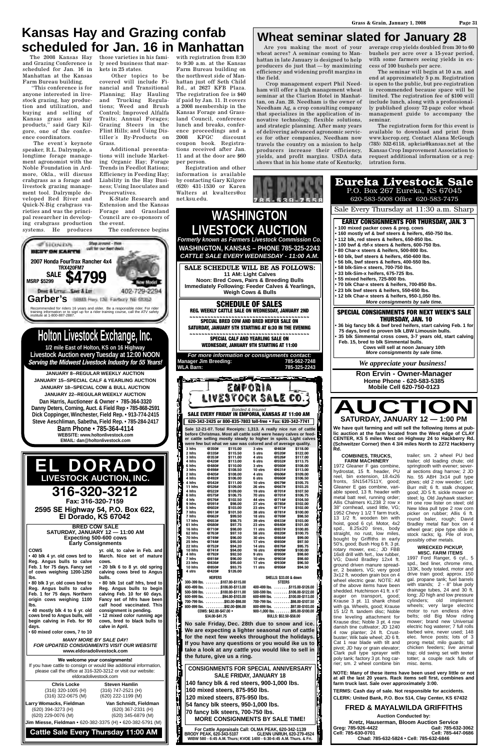# Kansas Hay and Grazing confab scheduled for Jan. 16 in Manhattan

The 2008 Kansas Hay and Grazing Conference is scheduled for Jan. 16 in Manhattan at the Kansas Farm Bureau building.

"This conference is for anyone interested in livestock grazing, hay production and utilization, and buying and selling of Kansas grass and hay products," said Gary Kilgore, one of the conference coordinators.

The event´s keynote speaker, R.L. Dalrymple, a longtime forage management agronomist with the Noble Foundation in Ardmore, Okla., will discuss crabgrass as a forage and livestock grazing management tool. Dalrymple developed Red River and Quick-N-Big crabgrass varieties and was the principal researcher in developing crabgrass production systems. He produces those varieties in his family seed business that markets in 25 states.

Other topics to be covered will include Financial and Transitional Planning; Hay Hauling and Trucking Regulations; Weed and Brush Control; Improved Alfalfa Traits; Annual Forages; Grazing Steers in the Flint Hills; and Using Distiller´s By-Products on Grass.

Additional presentations will include Marketing Organic Hay; Forage Trends in Feedlot Rations; Efficiency in Feeding Hay; Liability in the Hay Business; Using Inoculates and Preservatives.

K-State Research and Extension and the Kansas Forage and Grassland Council are co-sponsors of the event.

The conference begins with registration from 8:30 to 9:30 a.m. at the Kansas Farm Bureau building on the northwest side of Manhattan just off Seth Child Rd., at 2627 KFB Plaza. The registration fee is $40 if paid by Jan. 11. It covers a 2008 membership in the Kansas Forage and Grassland Council, conference lunch and breaks, conference proceedings and a 2008 KFGC discount coupon book. Registrations received after Jan. 11 and at the door are $60 per person.

Registration and other information is available by contacting Gary Kilgore (620) 431-1530 or Karen Walters at kwalters@oznet.ksu.edu.

# Wheat seminar slated for January 28

Are you making the most of your wheat acres? A seminar coming to Manhattan in late January is designed to help producers do just that — by maximizing efficiency and widening profit margins in the field.

Crop management expert Phil Needham will offer a high management wheat seminar at the Clarion Hotel in Manhattan, on Jan. 28. Needham is the owner of Needham Ag, a crop consulting company that specializes in the application of innovative technology, flexible solutions, and strategic planning. After many years of delivering advanced agronomic services for other companies, Needham now travels the country on a mission to help producers increase their efficiency, yields, and profit margins. USDA data shows that in his home state of Kentucky, average crop yields doubled from 30 to 60 bushels per acre over a 15-year period, with some farmers seeing yields in excess of 100 bushels per acre.

The seminar will begin at 10 a.m. and end at approximately 5 p.m. Registration is open to the public, but pre-registration is recommended because space will be limited. The registration fee of $100 will include lunch, along with a professionally published glossy 72-page color wheat management guide to accompany the seminar.

The registration form for this event is available to download and print from www.kscrop.org. Contact Alana McGough (785) 532-6118, apkcia@kansas.net at the Kansas Crop Improvement Association to request additional information or a registration form.

---

HONDA — BEST ON EARTH — Shop around - then call for our best deals

**2007 Honda FourTrax Rancher 4x4 TRX420FM7**

MSRP $5299 — **SALE $4799** — New Model

Drive A Little... Save A Lot — 402-729-2294

**Garber's** 58885 Hwy. 136 Fairbury NE 68352

Recommended for riders 16 years and older. Be a responsible rider. For rider training information or to sign up for a rider training course, call the ATV safety institute at 1-800-887-2887.

---

# Holton Livestock Exchange, Inc.

**1/2 mile East of Holton, KS on 16 Highway**

**Livestock Auction every Tuesday at 12:00 NOON**

***Serving the Midwest Livestock Industry for 55 Years!***

**JANUARY 8--REGULAR WEEKLY AUCTION**
**JANUARY 15--SPECIAL CALF & YEARLING AUCTION**
**JANUARY 18--SPECIAL COW & BULL AUCTION**
**JANUARY 22--REGULAR WEEKLY AUCTION**

**Dan Harris, Auctioneer & Owner • 785-364-3320**
**Danny Deters, Corning, Auct. & Field Rep • 785-868-2591**
**Dick Coppinger, Winchester, Field Rep. • 913-774-2415**
**Steve Aeschliman, Sabetha, Field Rep. • 785-284-2417**

**Barn Phone • 785-364-4114**

WEBSITE: www.holtonlivestock.com
EMAIL: dan@holtonlivestock.com

---

# EL DORADO LIVESTOCK AUCTION, INC.

## 316-320-3212

**Fax: 316-320-7159**

**2595 SE Highway 54, P.O. Box 622, El Dorado, KS 67042**

**BRED COW SALE**
**SATURDAY, JANUARY 12 — 11:00 AM**
**Expecting 500-600 cows**
**Early Consignments**

**COWS**

- 40 blk 4 yr. old cows bred to Reg. Angus bulls to calve Feb. 1 for 75 days. Fancy set of cows weighing 1200-1250 lbs.
- 80 blk 3 yr. old cows bred to Reg. Angus bulls to calve Feb. 1 for 75 days. Northern origin cows weighing 1100 lbs.
- 40 mostly blk 4 to 6 yr. old cows bred to Angus bulls, will begin calving in Feb. for 90 days.
- 60 mixed color cows, 7 to 10 yr. old, to calve in Feb. and March. Nice set of mature cows.
- 20 blk 6 to 8 yr. old spring calving cows bred to Angus bulls.
- 80 blk 1st calf hfrs, bred to Reg. Angus bulls to begin calving Feb. 10 for 60 days. Fancy set of hfrs have been calf hood vaccinated. This consignment is pending.
- 12 mixed color running age cows, bred to black bulls to calve in April.

***MANY MORE BY SALE DAY!***
***FOR UPDATED CONSIGNMENTS VISIT OUR WEBSITE***
**www.eldoradolivestock.com**

**We welcome your consignments!**

If you have cattle to consign or would like additional information, please call the office at 316-320-3212 or visit our website: eldoradolivestock.com

| **Chris Locke** | **Steven Hamlin** |
|---|---|
| (316) 320-1005 (H) | (316) 747-2521 (H) |
| (316) 322-0675 (M) | (620) 222-1199 (M) |
| **Larry Womacks, Fieldman** | **Van Schmidt, Fieldman** |
| (620) 394-3273 (H) | (620) 367-2331 (H) |
| (620) 229-0076 (M) | (620) 345-6879 (M) |

**Jim Miesse, Fieldman** • 620-382-3375 (H) • 620-382-5791 (M)

**Cattle Sale Every Thursday 11:00 AM**

---

AG PRESS 785-539-7558

---

# WASHINGTON LIVESTOCK AUCTION

***Formerly known as Farmers Livestock Commission Co.***

**WASHINGTON, KANSAS – PHONE 785-325-2243**

***CATTLE SALE EVERY WEDNESDAY - 11:00 A.M.***

**SALE SCHEDULE WILL BE AS FOLLOWS:**
**11 AM: Light Calves**
**Noon: Bred Cows, Pairs & Breeding Bulls**
**Immediately Following: Feeder Calves & Yearlings, Weigh Cows & Bulls**

**SCHEDULE OF SALES**
**REG. WEEKLY CATTLE SALE ON WEDNESDAY, JANUARY 2ND**
**SPECIAL BRED COW AND BRED HEIFER SALE ON SATURDAY, JANUARY 5TH STARTING AT 6:30 IN THE EVENING**
**SPECIAL CALF AND YEARLING SALE ON WEDNESDAY, JANUARY 9TH STARTING AT 11:00**

***For more information or consignments contact:***

| | |
|---|---|
| **Manager Jim Breeding:** | **785-562-7248** |
| **WLA Barn:** | **785-325-2243** |

---

# EMPORIA LIVESTOCK SALE CO.

*Bonded & Insured*

**SALE EVERY FRIDAY IN EMPORIA, KANSAS AT 11:00 AM**

**620-342-2425 or 800-835-7803 toll-free • Fax: 620-342-7741**

**Sale 12-21-07. Total Receipts: 1,313. A really nice run of cattle before Christmas. Most all cattle sold were heavy calves or feeder cattle selling mostly steady to higher in spots. Light calves were few but what we saw was colored and of average quality.**

| | | | | | |
|---|---|---|---|---|---|
| 3 hfrs | @350# | $115.00 | 3 strs | @463# | $118.00 |
| 2 hfrs | @335# | $115.50 | 5 strs | @520# | $122.00 |
| 3 hfrs | @353# | $111.00 | 4 strs | @526# | $117.00 |
| 4 hfrs | @420# | $113.00 | 6 strs | @552# | $113.75 |
| 6 hfrs | @480# | $110.00 | 3 strs | @560# | $108.00 |
| 3 hfrs | @498# | $108.50 | 10 strs | @631# | $113.00 |
| 2 hfrs | @405# | $108.00 | 4 strs | @606# | $109.00 |
| 4 hfrs | @492# | $106.00 | 6 strs | @660# | $106.50 |
| 4 hfrs | @542# | $111.00 | 10 strs | @679# | $105.75 |
| 11 hfrs | @526# | $109.00 | 26 strs | @667# | $103.25 |
| 4 hfrs | @522# | $109.00 | 19 strs | @701# | $107.50 |
| 6 hfrs | @575# | $106.75 | 70 strs | @701# | $106.75 |
| 4 hfs | @576# | $102.50 | 44 strs | @714# | $104.50 |
| 9 hfrs | @591# | $98.00 | 27 strs | @785# | $102.00 |
| 5 hfrs | @602# | $103.00 | 23 strs | @771# | $102.00 |
| 7 hfrs | @613# | $101.50 | 38 strs | @781# | $100.00 |
| 7 hfrs | @662# | $99.50 | 18 strs | @769# | $98.50 |
| 17 hfrs | @653# | $98.75 | 39 strs | @833# | $103.00 |
| 61 hfrs | @680# | $97.75 | 23 strs | @848# | $101.00 |
| 16 hfrs | @710# | $98.00 | 11 strs | @857# | $100.85 |
| 62 hfrs | @763# | $97.10 | 58 strs | @820# | $100.75 |
| 70 hfrs | @749# | $96.00 | 30 strs | @864# | $99.00 |
| 25 hfrs | @744# | $95.50 | 17 strs | @850# | $97.50 |
| 22 hfrs | @752# | $94.20 | 14 strs | @876# | $95.75 |
| 10 hfrs | @741# | $94.00 | 16 strs | @909# | $100.00 |
| 4 hfrs | @792# | $92.50 | 9 strs | @950# | $98.60 |
| 7 hfrs | @818# | $96.00 | 10 strs | @903# | $98.60 |
| 23 hfrs | @836# | $95.60 | 17 strs | @930# | $96.50 |
| 10 hfrs | @850# | $93.75 | 11 strs | @956# | $94.50 |
| 4 strs | @420# | $126.00 | | | |

| HEIFERS | STEERS |
|---|---|
| 300-399 lbs. ........$107.00-$115.00 | |
| 400-499 lbs. ........$106.00-$113.00 | 400-499 lbs. ........$115.00-$126.00 |
| 500-599 lbs. ........$100.00-$111.00 | 500-599 lbs. ........$106.00-$122.00 |
| 600-699 lbs. ..........$94.00-$103.00 | 600-699 lbs. ........$100.00-$113.00 |
| 700-799 lbs. ..........$93.00-$98.00 | 700-799 lbs. ..........$98.00-$107.50 |
| 800-899 lbs. ..........$92.00-$96.00 | 800-899 lbs. ..........$97.00-$103.00 |
| COWS: $42.00-$47.00 • $34.00-$41.75 | 900-1,000 lbs. ........$95.00-$100.00 |
| | SHELLS: $33.00 & down |
| | BULLS: $52.50-$58.00 |

**No sale Friday, Dec. 28th due to snow and ice. We are expecting a lighter seasonal run of cattle for the next few weeks throughout the holidays. If you have any questions or you would like us to take a look at any cattle you would like to sell in the future, give us a ring.**

**CONSIGNMENTS FOR SPECIAL ANNIVERSARY SALE FRIDAY, JANUARY 18**

**140 fancy blk & red steers, 900-1,000 lbs.**
**160 mixed steers, 850-950 lbs.**
**120 mixed steers, 875-950 lbs.**
**54 fancy blk steers, 950-1,000 lbs.**
**70 fancy blk steers, 700-750 lbs.**
**MORE CONSIGNMENTS BY SALE TIME!**

**For Cattle Appraisals Call: OLMA PEAK, 620-342-1139**
**BRODY PEAK, 620-343-5107 GLENN UNRUH, 620-279-4524**
**WIBW 580 - 6:45 A.M. Thurs; KVOE 1400 - 6:30-6:45 A.M. Thurs. & Fri.**

---

# Eureka Livestock Sale

**P.O. Box 267 Eureka, KS 67045**
**620-583-5008 Office 620-583-7475**

**Sale Every Thursday at 11:30 a.m. Sharp**

**EARLY CONSIGNMENTS FOR THURSDAY, JAN. 3**

- 100 mixed packer cows & preg. cows
- 160 mostly wf & bwf steers & heifers, 450-750 lbs.
- 112 blk, red steers & heifers, 650-850 lbs.
- 100 bwf & rbf-x steers & heifers, 600-750 lbs.
- 80 Char-x steers & heifers, 500-800 lbs.
- 60 blk, bwf steers & heifers, 450-600 lbs.
- 56 blk, bwf steers & heifers, 400-550 lbs.
- 58 blk-Sim-x steers, 700-750 lbs.
- 33 blk-Sim-x heifers, 675-725 lbs.
- 55 mixed heifers, 725-800 lbs.
- 70 blk Char-x steers & heifers, 700-850 lbs.
- 23 blk bwf steers & heifers, 550-650 lbs.
- 12 blk Char-x steers & heifers, 950-1,050 lbs.

***More consignments by sale time.***

**SPECIAL CONSIGNMENTS FOR NEXT WEEK'S SALE THURSDAY, JAN. 10**

- 36 big fancy blk & bwf bred heifers, start calving Feb. 1 for 75 days, bred to proven blk LBW Limousin bulls.
- 35 blk Simmental cross cows, 3-7 years old, start calving Feb. 15, bred to blk Simmental bulls.

**Cows will sell at noon January 10th**
***More consignments by sale time.***

***We appreciate your business!***

**Ron Ervin - Owner-Manager**
**Home Phone - 620-583-5385**
**Mobile Cell 620-750-0123**

---

# AUCTION

## SATURDAY, JANUARY 12 — 1:00 PM

**We have quit farming and will sell the following items at public auction at the farm located from the West edge of CLAY CENTER, KS 5 miles West on Highway 24 to Hackberry Rd. (Schweitzer Corner) then 4 3/4 miles North to 2272 Hackberry Rd.**

**COMBINES, TRUCKS, FARM MACHINERY**

1972 Gleaner F gas combine, hydrostat, 15 ft. header, PU reel, bin extension, 18.4x26 fronts, SN1547511Y, good; Gleaner E gas combine, variable speed, 13 ft. header with metal batt reel, running order; Allis Chalmers KL238 2 row x 38" cornhead, used little, VG; 1952 Chevy 1 1/2 T farm truck, 13 1/2 ft. wooden bin with hoist, good 6 cyl. Motor, 4x2 spd., 8.25x20 tires, body straight, no rust, low miles, bought by Griffiths in early 50's, good; Bush Hog 6 ft. 3 pt. rotary mower, exc.; JD FBB 16x8 drill with fert., low rubber, VG; David Bradley 12x4 ft. ground driven manure spreader, 2 beaters, VG; very good 3x12 ft. wooden grain box on 4 wheel electric gear. NOTE: All of the above items have been shedded. Hutchinson 41 ft. x 6" auger on transport, good; Krause 3 pt. 11 shank chisel with ga. Wheels, good; Krause 15 1/2 ft. tandem disc; Noble tine leveling attachment for Krause disc; Noble 3 pt. 4 row danish tine cultivator; JD 1240 4 row planter; 24 ft. Crustbuster; Wik bale wheel; JD 6 ft. Cat 1 rear blade with tilt and pivot; JD hay or grain elevator; Clark pull type sprayer with poly tank; factory 3 pt. hog carrier; sm. 2 wheel combine bin trailer; sm. 2 wheel PU bed trailer; old loading chute; old springtooth with evener; several sections drag harrow; 2 JD No. 55 ABH 3x14 pull type plows; old 2 row weeder; Letz Burr mill; 6 ft. stalk chopper, good; JD 5 ft. sickle mower on steel; lg. Old Jayhawk stacker; IH one row lister on steel; old New Idea pull type 2 row corn picker on rubber; Allis 6 ft. round baler, rough; David Bradley metal flair box on 4 wheel gear; pipe type slide in stock racks; lg. Pile of iron, possibly other metals.

**WRECKED PICKUP, MISC. FARM ITEMS**

1997 Ford Ranger, 6 cyl., 5 spd., bed liner, chrome rims, 133K, body totaled, motor and drive train good; approx. 150 gal. propane tank; fuel barrels with stands; 2 - 8" blue poly drainage tubes, 24 and 30 ft. long; JD high and low pressure cylinders; old implement wheels; very large electric motor to run endless drive belts; old Big Mow riding mower; brand new Universal electric hog waterer; 7 full rolls barbed wire, never used; 148 elec. fence posts; lots of 3 prong metal; milo guards; tall chicken feeders; live animal trap; old swing set with teeter totter; a couple rack fulls of misc. items.

**NOTE: Many of these items have been used very little or not at all the last 20 years. Rack items sell first, combines and farm truck last. Sale over approximately 3:00.**

**TERMS: Cash day of sale. Not responsible for accidents.**

**CLERK: United Bank, P.O. Box 514, Clay Center, KS 67432**

## FRED & MAYALWILDA GRIFFITHS

**Auction Conducted by:**
**Kretz, Hauserman, Bloom Auction Service**

| | |
|---|---|
| **Greg: 785-926-4422** | **Gail: 785-632-3062** |
| **Cell: 785-630-0701** | **Cell: 785-447-0686** |

**Chad: 785-632-5824 • Cell: 785-632-6846**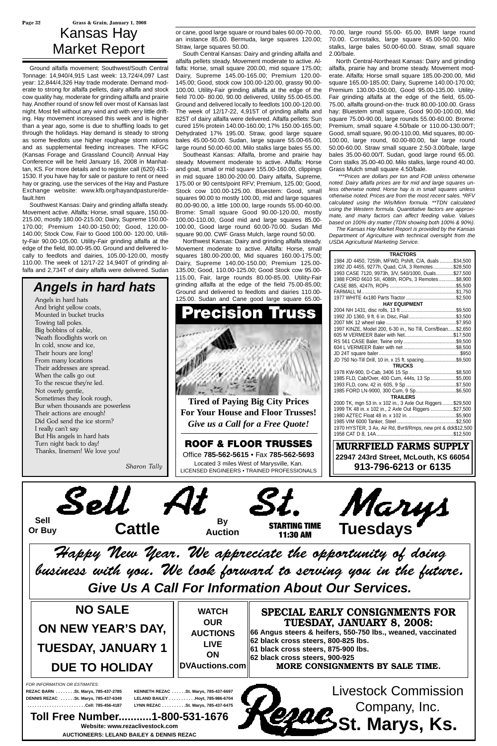# Kansas Hay Market Report

Ground alfalfa movement: Southwest/South Central Tonnage: 14,940/4,915 Last week: 13,724/4,097 Last year: 12,844/4,326 Hay trade moderate. Demand moderate to strong for alfalfa pellets, dairy alfalfa and stock cow quality hay, moderate for grinding alfalfa and prairie hay. Another round of snow fell over most of Kansas last night. Most fell without any wind and with very little drifting. Hay movement increased this week and is higher than a year ago, some is due to shuffling loads to get through the holidays. Hay demand is steady to strong as some feedlots use higher roughage storm rations and as supplemental feeding increases. The KFGC (Kansas Forage and Grassland Council) Annual Hay Conference will be held January 16, 2008 in Manhattan, KS. For more details and to register call (620) 431-1530. If you have hay for sale or pasture to rent or need hay or grazing, use the services of the Hay and Pasture Exchange website: www.kfb.org/hayandpasture/default.htm

Southwest Kansas: Dairy and grinding alfalfa steady. Movement active. Alfalfa: Horse, small square, 150.00-215.00, mostly 180.00-215.00; Dairy, Supreme 150.00-170.00; Premium 140.00-150.00; Good, 120.00-140.00; Stock Cow, Fair to Good 100.00- 120.00, Utility-Fair 90.00-105.00. Utility-Fair grinding alfalfa at the edge of the field, 80.00-95.00. Ground and delivered locally to feedlots and dairies, 105.00-120.00, mostly 110.00. The week of 12/17-22 14,940T of grinding alfalfa and 2,734T of dairy alfalfa were delivered. Sudan or cane, good large square or round bales 60.00-70.00, an instance 85.00. Bermuda, large squares 120.00; Straw, large squares 50.00.

South Central Kansas: Dairy and grinding alfalfa and alfalfa pellets steady. Movement moderate to active. Alfalfa: Horse, small square 200.00, mid square 175.00; Dairy, Supreme 145.00-165.00; Premium 120.00-145.00; Good, stock cow 100.00-120.00, grassy 90.00-100.00. Utility-Fair grinding alfalfa at the edge of the field 70.00- 80.00, 90.00 delivered, Utility 55.00-65.00. Ground and delivered locally to feedlots 100.00-120.00. The week of 12/17-22, 4,915T of grinding alfalfa and 825T of dairy alfalfa were delivered. Alfalfa pellets: Sun cured 15% protein 140.00-160.00; 17% 150.00-165.00; Dehydrated 17% 195.00. Straw, good large square bales 45.00-50.00. Sudan, large square 55.00-65.00, large round 50.00-60.00. Milo stalks large bales 55.00.

Southeast Kansas: Alfalfa, brome and prairie hay steady. Movement moderate to active. Alfalfa: Horse and goat, small or mid square 155.00-160.00, clippings in mid square 180.00-200.00. Dairy alfalfa, Supreme, 175.00 or 90 cents/point RFV; Premium, 125.00; Good, Stock cow 100.00-125.00. Bluestem: Good, small squares 90.00 to mostly 100.00, mid and large squares 80.00-90.00, a little 100.00, large rounds 55.00-60.00. Brome: Small square Good 90.00-120.00, mostly 100.00-110.00, Good mid and large squares 85.00-100.00, Good large round 60.00-70.00. Sudan Mid square 90.00. CWF Grass Mulch, large round 50.00.

Northwest Kansas: Dairy and grinding alfalfa steady. Movement moderate to active. Alfalfa: Horse, small squares 180.00-200.00, Mid squares 160.00-175.00; Dairy, Supreme 140.00-150.00; Premium 125.00-135.00; Good, 110.00-125.00; Good Stock cow 95.00-115.00, Fair, large rounds 80.00-85.00. Utility-Fair grinding alfalfa at the edge of the field 75.00-85.00; Ground and delivered to feedlots and dairies 110.00-125.00. Sudan and Cane good large square 65.00-70.00, large round 55.00- 65.00, BMR large round 70.00. Cornstalks, large square 45.00-50.00. Milo stalks, large bales 50.00-60.00. Straw, small square 2.00/bale.

North Central-Northeast Kansas: Dairy and grinding alfalfa, prairie hay and brome steady. Movement moderate. Alfalfa: Horse small square 185.00-200.00, Mid square 165.00-185.00; Dairy, Supreme 140.00-170.00; Premium 130.00-150.00, Good 95.00-135.00. Utility-Fair grinding alfalfa at the edge of the field, 65.00-75.00, alfalfa ground-on-the- truck 80.00-100.00. Grass hay: Bluestem small square, Good 90.00-100.00, Mid square 75.00-90.00, large rounds 55.00-60.00. Brome: Premium, small square 4.50/bale or 110.00-130.00/T; Good, small square, 90.00-110.00, Mid squares, 80.00-100.00, large round, 60.00-80.00, fair large round 50.00-60.00. Straw small square 2.50-3.00/bale, large bales 35.00-60.00/T. Sudan, good large round 65.00. Corn stalks 35.00-40.00. Milo stalks, large round 40.00. Grass Mulch small square 4.50/bale.

*\*\*\*Prices are dollars per ton and FOB unless otherwise noted. Dairy alfalfa prices are for mid and large squares unless otherwise noted. Horse hay is in small squares unless otherwise noted. Prices are from the most recent sales. \*RFV calculated using the Wis/Minn formula. \*\*TDN calculated using the Western formula. Quantitative factors are approximate, and many factors can affect feeding value. Values based on 100% dry matter (TDN showing both 100% & 90%).*

*The Kansas Hay Market Report is provided by the Kansas Department of Agriculture with technical oversight from the USDA Agricultural Marketing Service.*

## Angels in hard hats

Angels in hard hats
And bright yellow coats,
Mounted in bucket trucks
Towing tall poles.
Big bobbins of cable,
'Neath floodlights work on
In cold, snow and ice,
Their hours are long!
From many locations
Their addresses are spread.
When the calls go out
To the rescue they're led.
Not overly gentle,
Sometimes they look rough,
Bur when thousands are powerless
Their actions are enough!
Did God send the ice storm?
I really can't say
But His angels in hard hats
Turn night back to day!
Thanks, linemen! We love you!

*Sharon Tally*

## Precision Truss

**Tired of Paying Big City Prices For Your House and Floor Trusses!**
***Give us a Call for a Free Quote!***

**ROOF & FLOOR TRUSSES**
Office **785-562-5615** • Fax **785-562-5693**
Located 3 miles West of Marysville, Kan.
LICENSED ENGINEERS • TRAINED PROFESSIONALS

| | |
|---|---|
| **TRACTORS** | |
| 1984 JD 4450, 7259h, MFWD, Pshift, C/A, duals | $34,500 |
| 1992 JD 4455, 9277h, Quad, C/A, 3 Remotes | $28,500 |
| 1993 CASE 7120, 9973h, 3/V, 540/1000, Duals | $27,500 |
| 1988 FORD 6610 SII, 4086h, ROPs, 3 Remotes | $8,900 |
| CASE 885, 4247h, ROPs | $5,500 |
| FARMALL M | $1,750 |
| 1977 WHITE 4x180 Parts Tractor | $2,500 |
| **HAY EQUIPMENT** | |
| 2004 NH 1431, disc rolls, 13 ft | $9,500 |
| 1992 JD 1360, 9 ft. 6 in. Disc, Flail | $3,500 |
| 2007 MK 12 wheel rake | $7,950 |
| 1997 KINZE, Model 200, 6-30 in., No Till, Corn/Bean | $2,650 |
| 605 M VERMEER Baler with Net | $17,500 |
| RS 561 CASE Baler, Twine only | $9,500 |
| 604 L VERMEER Baler with net | $8,500 |
| JD 24T square baler | $950 |
| JD 750 No-Till Drill, 10 in. x 15 ft. spacing | $9,500 |
| **TRUCKS** | |
| 1978 KW-900, D-Cab, 3406 15 Sp | $8,500 |
| 1985 FLD, Cab/Over, 400 Cum, 444s, 13 Sp | $5,000 |
| 1993 FLD, conv, 42 in. 60S, 9 Sp | $7,500 |
| 1985 FORD LN-9000, 300 Cum, 9 Sp | $6,500 |
| **TRAILERS** | |
| 2000 TK, mgn 53 in. x 102 in., 3 Axle Out Riggers | $29,500 |
| 1999 TK 48 in. x 102 in., 2 Axle Out Riggers | $27,500 |
| 1980 AZTEC Float 48 in. x 102 in. | $5,900 |
| 1985 VIM 6000 Tanker, Steel | $2,500 |
| 1970 HYSTER, 3 Ax, Air Rd, Bvrtl/Rmps, new pnt & dck | $12,500 |
| 1958 CAT D 8, 14A | $12,500 |

**MURRFIELD FARMS SUPPLY**
**22947 243rd Street, McLouth, KS 66054**
**913-796-6213 or 6135**

# Sell At St. Marys

**Sell Or Buy** **Cattle** **By Auction** **STARTING TIME 11:30 AM** **Tuesdays**

*Happy New Year. We appreciate the opportunity of doing business with you. We look forward to serving you in the future.*

***Give Us A Call For Information About Our Services.***

**NO SALE ON NEW YEAR'S DAY, TUESDAY, JANUARY 1 DUE TO HOLIDAY**

**WATCH OUR AUCTIONS LIVE ON DVAuctions.com**

**SPECIAL EARLY CONSIGNMENTS FOR TUESDAY, JANUARY 8, 2008:**
**66 Angus steers & heifers, 550-750 lbs., weaned, vaccinated**
**62 black cross steers, 800-825 lbs.**
**61 black cross steers, 875-900 lbs.**
**62 black cross steers, 900-925**
**MORE CONSIGNMENTS BY SALE TIME.**

*FOR INFORMATION OR ESTIMATES:*

REZAC BARN ........St. Marys, 785-437-2785
DENNIS REZAC .......St. Marys, 785-437-6349
........................Cell: 785-456-4187
KENNETH REZAC ......St. Marys, 785-437-6697
LELAND BAILEY ...........Hoyt, 785-986-6704
LYNN REZAC ..........St. Marys, 785-437-6475

**Toll Free Number...........1-800-531-1676**
**Website: www.rezaclivestock.com**
**AUCTIONEERS: LELAND BAILEY & DENNIS REZAC**

Rezac Livestock Commission Company, Inc. **St. Marys, Ks.**